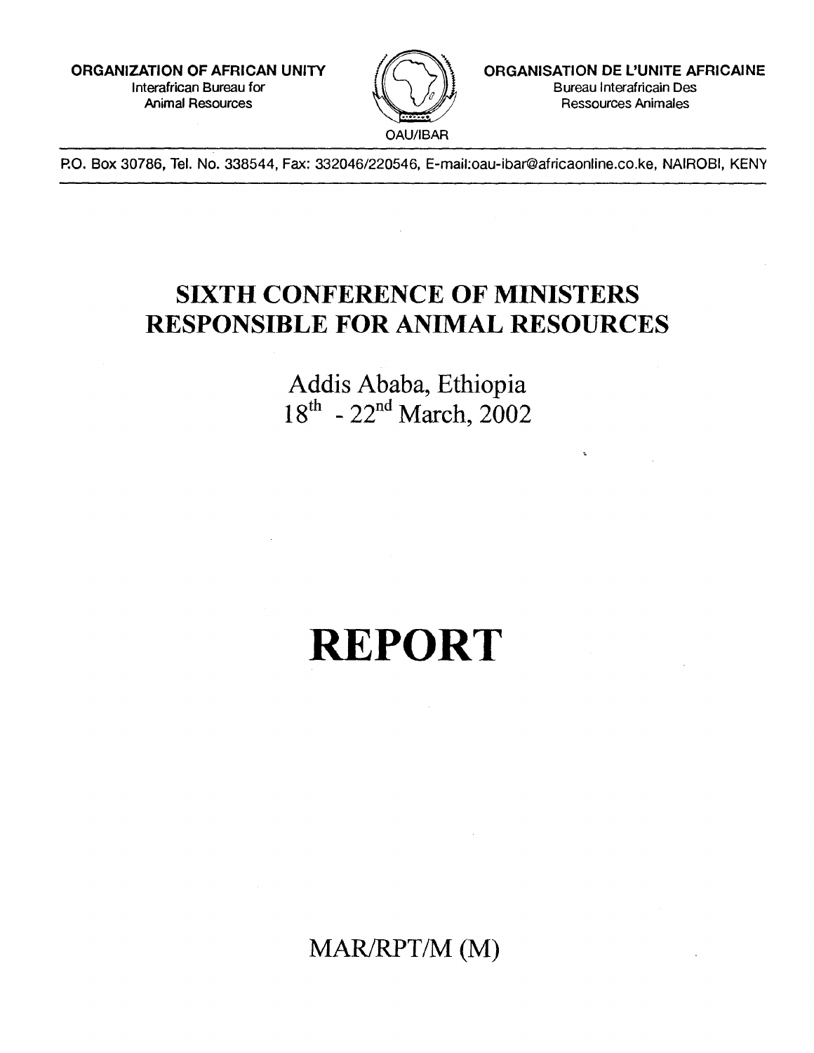**ORGANIZATION OF AFRICAN UNITY**
Interafrican Bureau for
Animal Resources

OAU/IBAR

**ORGANISATION DE L'UNITE AFRICAINE**
Bureau Interafricain Des
Ressources Animales

P.O. Box 30786, Tel. No. 338544, Fax: 332046/220546, E-mail:oau-ibar@africaonline.co.ke, NAIROBI, KENY

# SIXTH CONFERENCE OF MINISTERS RESPONSIBLE FOR ANIMAL RESOURCES

Addis Ababa, Ethiopia
18th - 22nd March, 2002

# REPORT

MAR/RPT/M (M)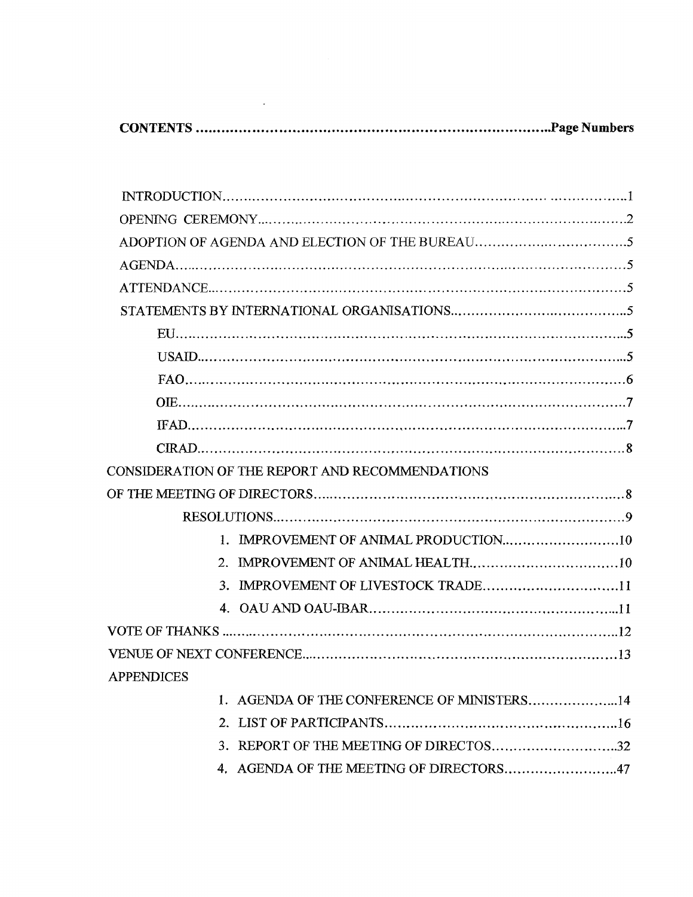**CONTENTS ........................................................................................Page Numbers**

INTRODUCTION........................................................................................1

OPENING CEREMONY.................................................................................2

ADOPTION OF AGENDA AND ELECTION OF THE BUREAU......................................5

AGENDA.....................................................................................................5

ATTENDANCE...............................................................................................5

STATEMENTS BY INTERNATIONAL ORGANISATIONS..........................................5

- EU.......................................................................................................5
- USAID...................................................................................................5
- FAO......................................................................................................6
- OIE.......................................................................................................7
- IFAD.....................................................................................................7
- CIRAD...................................................................................................8

CONSIDERATION OF THE REPORT AND RECOMMENDATIONS OF THE MEETING OF DIRECTORS.......................................................................8

- RESOLUTIONS.......................................................................................9
  1. IMPROVEMENT OF ANIMAL PRODUCTION...........................10
  2. IMPROVEMENT OF ANIMAL HEALTH...................................10
  3. IMPROVEMENT OF LIVESTOCK TRADE.................................11
  4. OAU AND OAU-IBAR.........................................................11

VOTE OF THANKS ........................................................................................12

VENUE OF NEXT CONFERENCE......................................................................13

APPENDICES

1. AGENDA OF THE CONFERENCE OF MINISTERS.........................14
2. LIST OF PARTICIPANTS...........................................................16
3. REPORT OF THE MEETING OF DIRECTOS.................................32
4. AGENDA OF THE MEETING OF DIRECTORS..............................47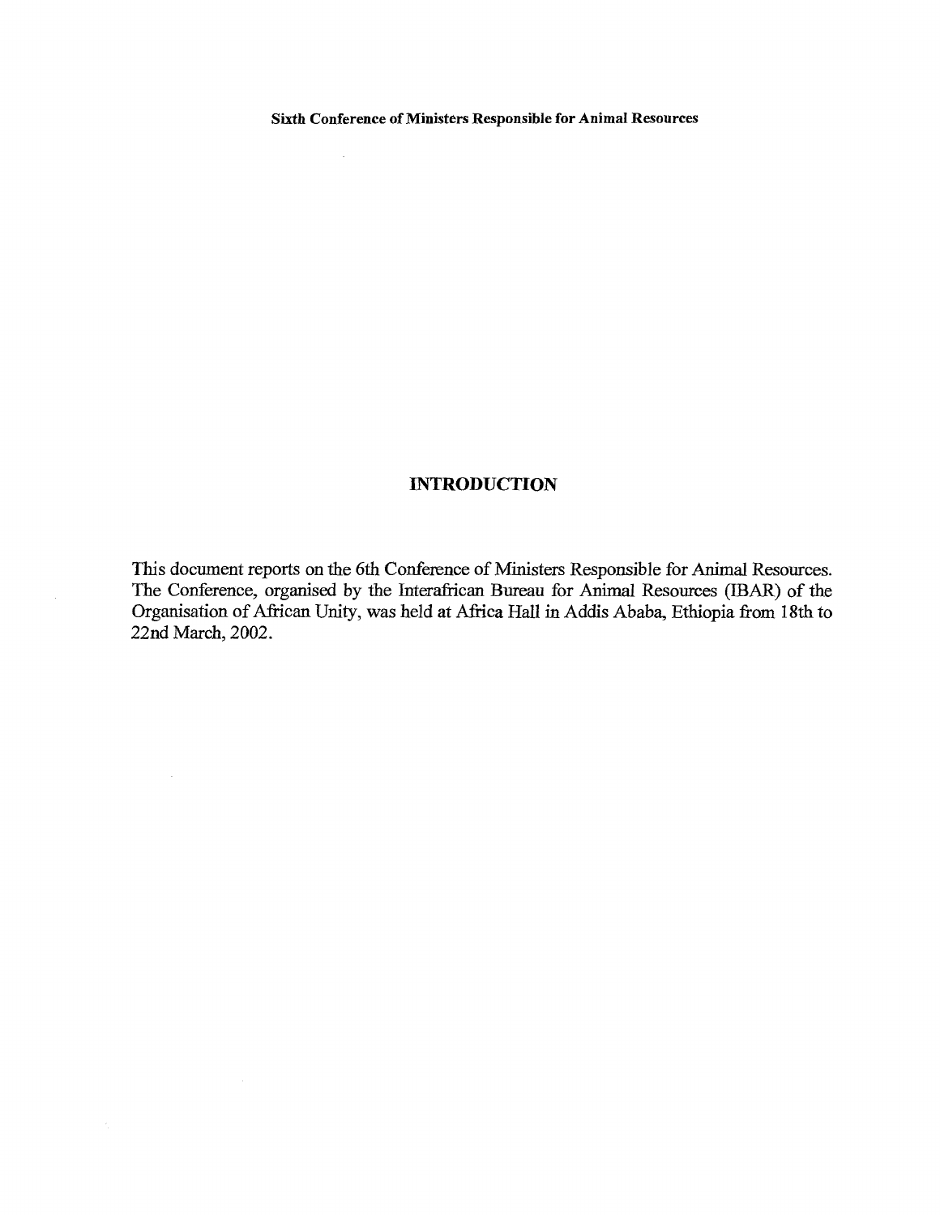## INTRODUCTION

This document reports on the 6th Conference of Ministers Responsible for Animal Resources. The Conference, organised by the Interafrican Bureau for Animal Resources (IBAR) of the Organisation of African Unity, was held at Africa Hall in Addis Ababa, Ethiopia from 18th to 22nd March, 2002.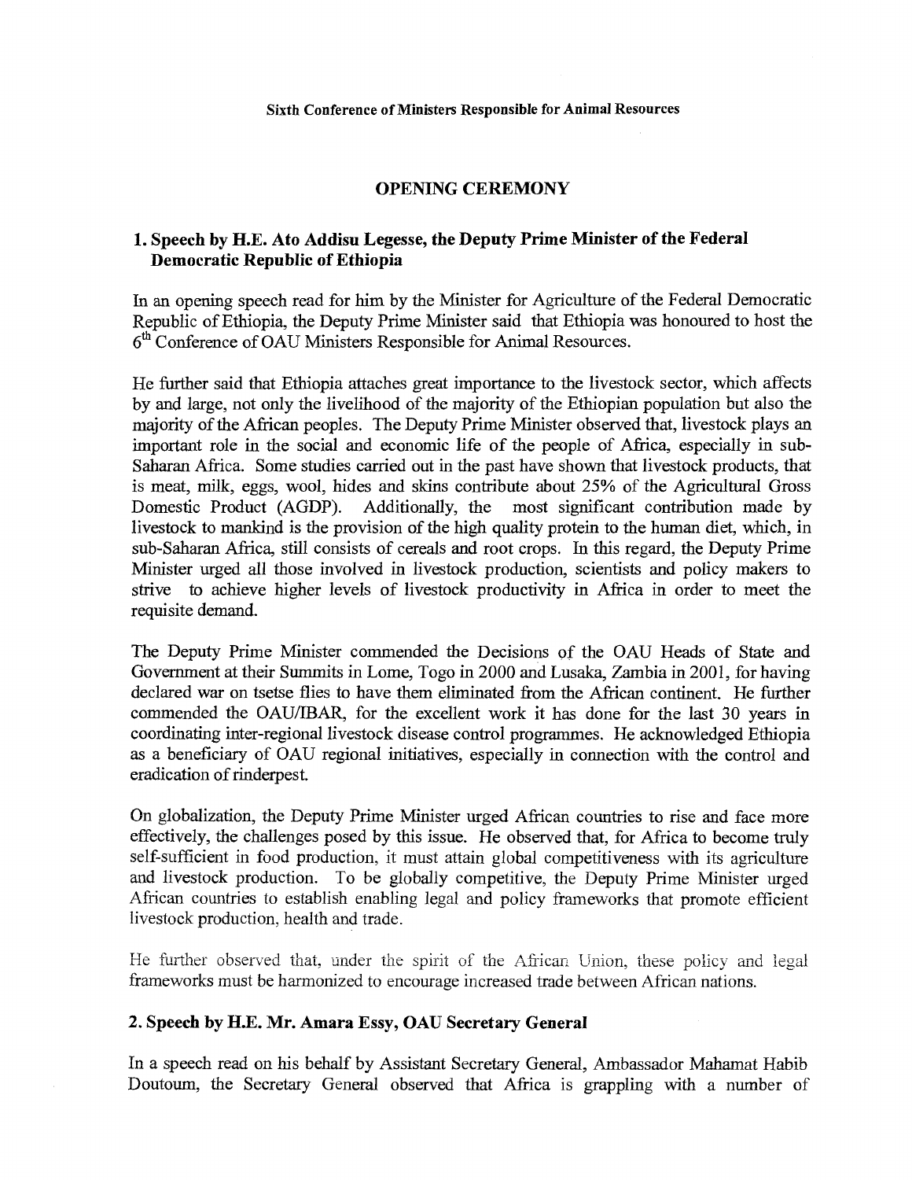**Sixth Conference of Ministers Responsible for Animal Resources**

## OPENING CEREMONY

### 1. Speech by H.E. Ato Addisu Legesse, the Deputy Prime Minister of the Federal Democratic Republic of Ethiopia

In an opening speech read for him by the Minister for Agriculture of the Federal Democratic Republic of Ethiopia, the Deputy Prime Minister said that Ethiopia was honoured to host the 6th Conference of OAU Ministers Responsible for Animal Resources.

He further said that Ethiopia attaches great importance to the livestock sector, which affects by and large, not only the livelihood of the majority of the Ethiopian population but also the majority of the African peoples. The Deputy Prime Minister observed that, livestock plays an important role in the social and economic life of the people of Africa, especially in sub-Saharan Africa. Some studies carried out in the past have shown that livestock products, that is meat, milk, eggs, wool, hides and skins contribute about 25% of the Agricultural Gross Domestic Product (AGDP). Additionally, the most significant contribution made by livestock to mankind is the provision of the high quality protein to the human diet, which, in sub-Saharan Africa, still consists of cereals and root crops. In this regard, the Deputy Prime Minister urged all those involved in livestock production, scientists and policy makers to strive to achieve higher levels of livestock productivity in Africa in order to meet the requisite demand.

The Deputy Prime Minister commended the Decisions of the OAU Heads of State and Government at their Summits in Lome, Togo in 2000 and Lusaka, Zambia in 2001, for having declared war on tsetse flies to have them eliminated from the African continent. He further commended the OAU/IBAR, for the excellent work it has done for the last 30 years in coordinating inter-regional livestock disease control programmes. He acknowledged Ethiopia as a beneficiary of OAU regional initiatives, especially in connection with the control and eradication of rinderpest.

On globalization, the Deputy Prime Minister urged African countries to rise and face more effectively, the challenges posed by this issue. He observed that, for Africa to become truly self-sufficient in food production, it must attain global competitiveness with its agriculture and livestock production. To be globally competitive, the Deputy Prime Minister urged African countries to establish enabling legal and policy frameworks that promote efficient livestock production, health and trade.

He further observed that, under the spirit of the African Union, these policy and legal frameworks must be harmonized to encourage increased trade between African nations.

### 2. Speech by H.E. Mr. Amara Essy, OAU Secretary General

In a speech read on his behalf by Assistant Secretary General, Ambassador Mahamat Habib Doutoum, the Secretary General observed that Africa is grappling with a number of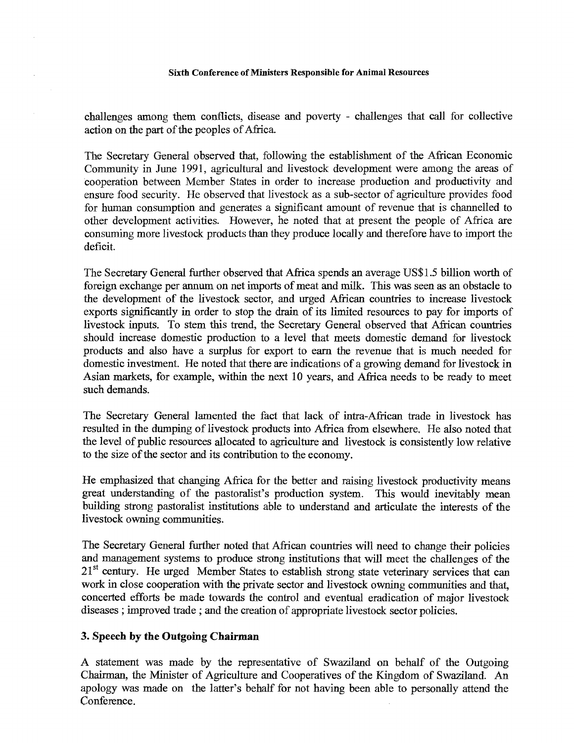challenges among them conflicts, disease and poverty - challenges that call for collective action on the part of the peoples of Africa.

The Secretary General observed that, following the establishment of the African Economic Community in June 1991, agricultural and livestock development were among the areas of cooperation between Member States in order to increase production and productivity and ensure food security. He observed that livestock as a sub-sector of agriculture provides food for human consumption and generates a significant amount of revenue that is channelled to other development activities. However, he noted that at present the people of Africa are consuming more livestock products than they produce locally and therefore have to import the deficit.

The Secretary General further observed that Africa spends an average US$1.5 billion worth of foreign exchange per annum on net imports of meat and milk. This was seen as an obstacle to the development of the livestock sector, and urged African countries to increase livestock exports significantly in order to stop the drain of its limited resources to pay for imports of livestock inputs. To stem this trend, the Secretary General observed that African countries should increase domestic production to a level that meets domestic demand for livestock products and also have a surplus for export to earn the revenue that is much needed for domestic investment. He noted that there are indications of a growing demand for livestock in Asian markets, for example, within the next 10 years, and Africa needs to be ready to meet such demands.

The Secretary General lamented the fact that lack of intra-African trade in livestock has resulted in the dumping of livestock products into Africa from elsewhere. He also noted that the level of public resources allocated to agriculture and livestock is consistently low relative to the size of the sector and its contribution to the economy.

He emphasized that changing Africa for the better and raising livestock productivity means great understanding of the pastoralist's production system. This would inevitably mean building strong pastoralist institutions able to understand and articulate the interests of the livestock owning communities.

The Secretary General further noted that African countries will need to change their policies and management systems to produce strong institutions that will meet the challenges of the 21st century. He urged Member States to establish strong state veterinary services that can work in close cooperation with the private sector and livestock owning communities and that, concerted efforts be made towards the control and eventual eradication of major livestock diseases ; improved trade ; and the creation of appropriate livestock sector policies.

### 3. Speech by the Outgoing Chairman

A statement was made by the representative of Swaziland on behalf of the Outgoing Chairman, the Minister of Agriculture and Cooperatives of the Kingdom of Swaziland. An apology was made on the latter's behalf for not having been able to personally attend the Conference.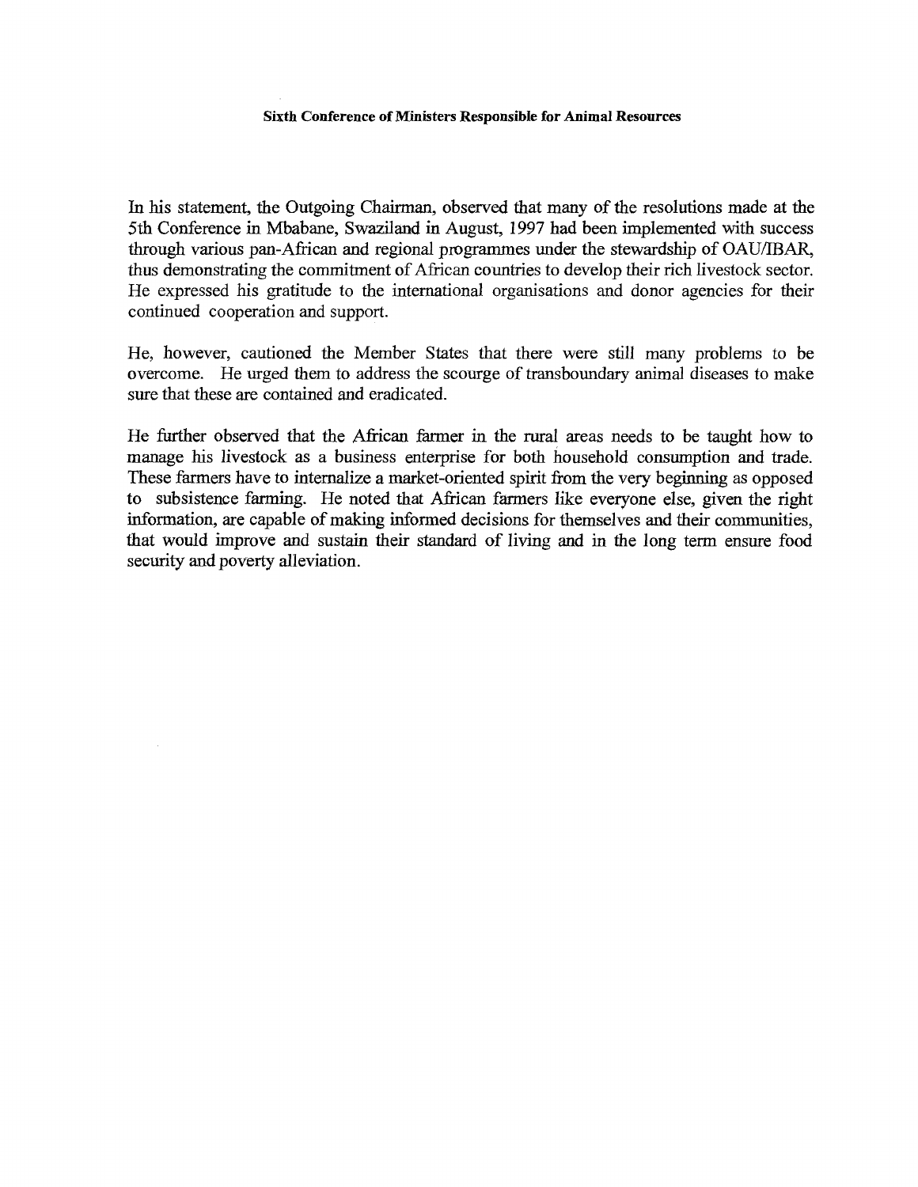In his statement, the Outgoing Chairman, observed that many of the resolutions made at the 5th Conference in Mbabane, Swaziland in August, 1997 had been implemented with success through various pan-African and regional programmes under the stewardship of OAU/IBAR, thus demonstrating the commitment of African countries to develop their rich livestock sector. He expressed his gratitude to the international organisations and donor agencies for their continued cooperation and support.

He, however, cautioned the Member States that there were still many problems to be overcome. He urged them to address the scourge of transboundary animal diseases to make sure that these are contained and eradicated.

He further observed that the African farmer in the rural areas needs to be taught how to manage his livestock as a business enterprise for both household consumption and trade. These farmers have to internalize a market-oriented spirit from the very beginning as opposed to subsistence farming. He noted that African farmers like everyone else, given the right information, are capable of making informed decisions for themselves and their communities, that would improve and sustain their standard of living and in the long term ensure food security and poverty alleviation.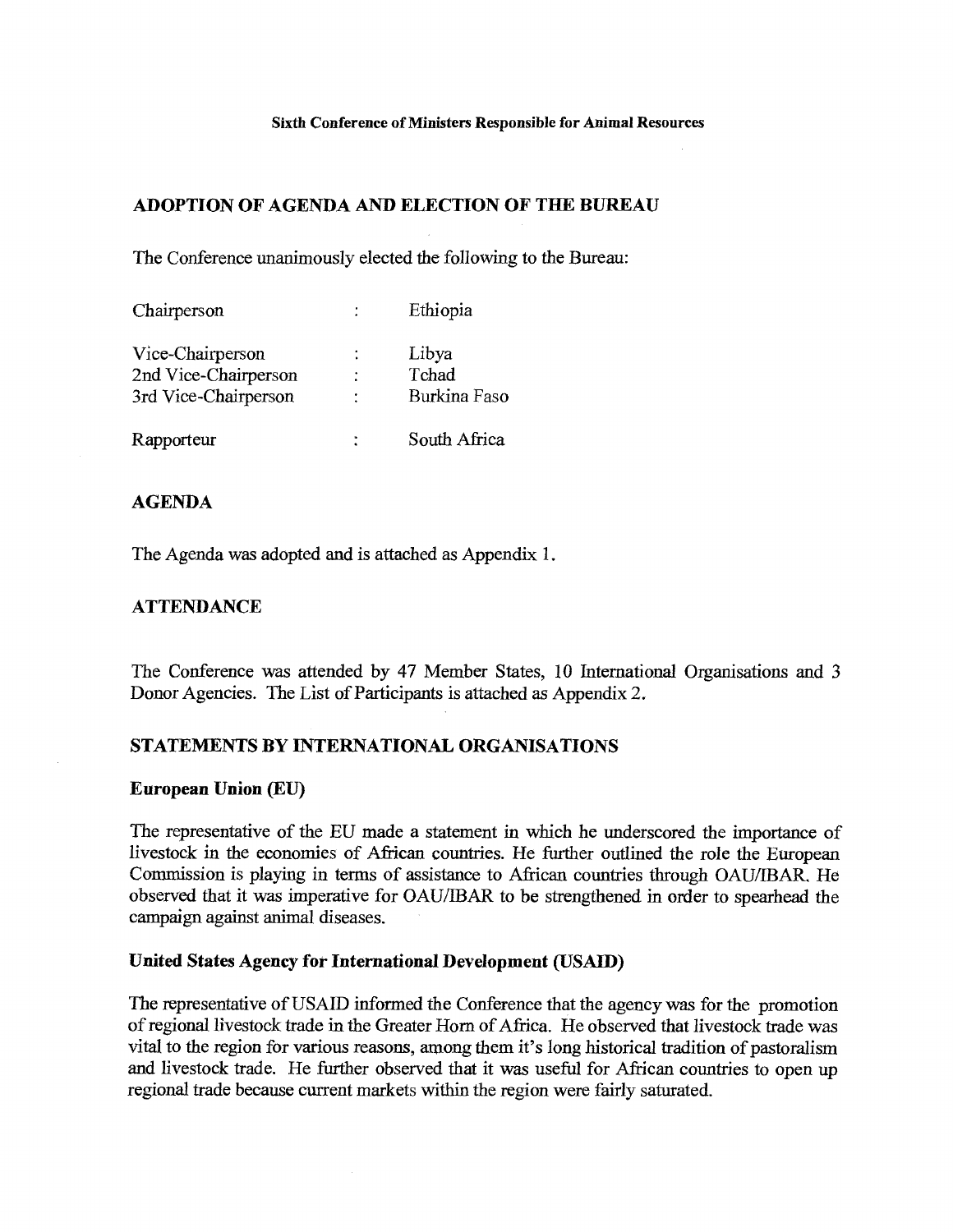**Sixth Conference of Ministers Responsible for Animal Resources**

## ADOPTION OF AGENDA AND ELECTION OF THE BUREAU

The Conference unanimously elected the following to the Bureau:

| | | |
|---|---|---|
| Chairperson | : | Ethiopia |
| Vice-Chairperson | : | Libya |
| 2nd Vice-Chairperson | : | Tchad |
| 3rd Vice-Chairperson | : | Burkina Faso |
| Rapporteur | : | South Africa |

## AGENDA

The Agenda was adopted and is attached as Appendix 1.

## ATTENDANCE

The Conference was attended by 47 Member States, 10 International Organisations and 3 Donor Agencies. The List of Participants is attached as Appendix 2.

## STATEMENTS BY INTERNATIONAL ORGANISATIONS

### European Union (EU)

The representative of the EU made a statement in which he underscored the importance of livestock in the economies of African countries. He further outlined the role the European Commission is playing in terms of assistance to African countries through OAU/IBAR. He observed that it was imperative for OAU/IBAR to be strengthened in order to spearhead the campaign against animal diseases.

### United States Agency for International Development (USAID)

The representative of USAID informed the Conference that the agency was for the promotion of regional livestock trade in the Greater Horn of Africa. He observed that livestock trade was vital to the region for various reasons, among them it's long historical tradition of pastoralism and livestock trade. He further observed that it was useful for African countries to open up regional trade because current markets within the region were fairly saturated.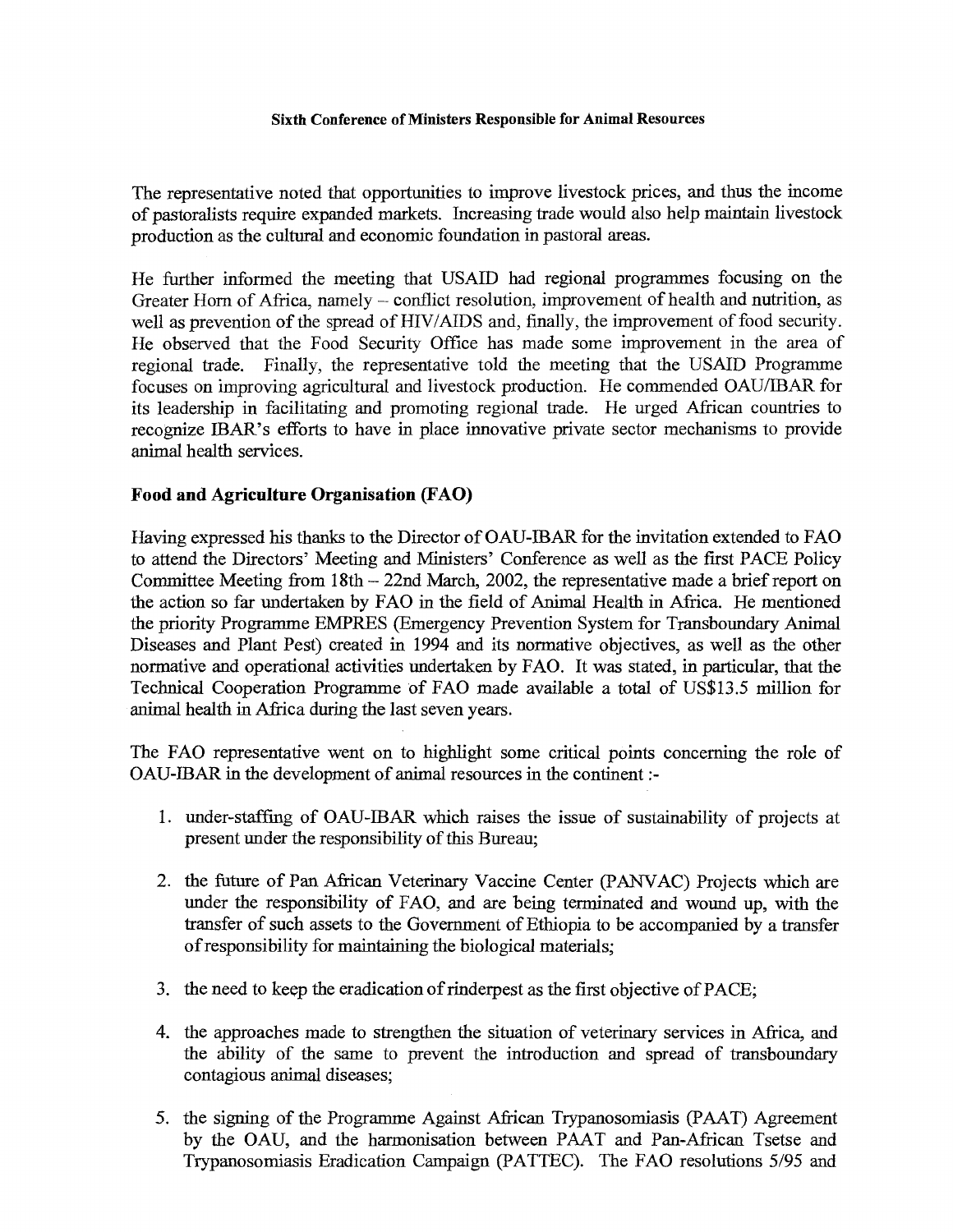The representative noted that opportunities to improve livestock prices, and thus the income of pastoralists require expanded markets. Increasing trade would also help maintain livestock production as the cultural and economic foundation in pastoral areas.

He further informed the meeting that USAID had regional programmes focusing on the Greater Horn of Africa, namely – conflict resolution, improvement of health and nutrition, as well as prevention of the spread of HIV/AIDS and, finally, the improvement of food security. He observed that the Food Security Office has made some improvement in the area of regional trade. Finally, the representative told the meeting that the USAID Programme focuses on improving agricultural and livestock production. He commended OAU/IBAR for its leadership in facilitating and promoting regional trade. He urged African countries to recognize IBAR's efforts to have in place innovative private sector mechanisms to provide animal health services.

## Food and Agriculture Organisation (FAO)

Having expressed his thanks to the Director of OAU-IBAR for the invitation extended to FAO to attend the Directors' Meeting and Ministers' Conference as well as the first PACE Policy Committee Meeting from 18th – 22nd March, 2002, the representative made a brief report on the action so far undertaken by FAO in the field of Animal Health in Africa. He mentioned the priority Programme EMPRES (Emergency Prevention System for Transboundary Animal Diseases and Plant Pest) created in 1994 and its normative objectives, as well as the other normative and operational activities undertaken by FAO. It was stated, in particular, that the Technical Cooperation Programme of FAO made available a total of US$13.5 million for animal health in Africa during the last seven years.

The FAO representative went on to highlight some critical points concerning the role of OAU-IBAR in the development of animal resources in the continent :-

1. under-staffing of OAU-IBAR which raises the issue of sustainability of projects at present under the responsibility of this Bureau;
2. the future of Pan African Veterinary Vaccine Center (PANVAC) Projects which are under the responsibility of FAO, and are being terminated and wound up, with the transfer of such assets to the Government of Ethiopia to be accompanied by a transfer of responsibility for maintaining the biological materials;
3. the need to keep the eradication of rinderpest as the first objective of PACE;
4. the approaches made to strengthen the situation of veterinary services in Africa, and the ability of the same to prevent the introduction and spread of transboundary contagious animal diseases;
5. the signing of the Programme Against African Trypanosomiasis (PAAT) Agreement by the OAU, and the harmonisation between PAAT and Pan-African Tsetse and Trypanosomiasis Eradication Campaign (PATTEC). The FAO resolutions 5/95 and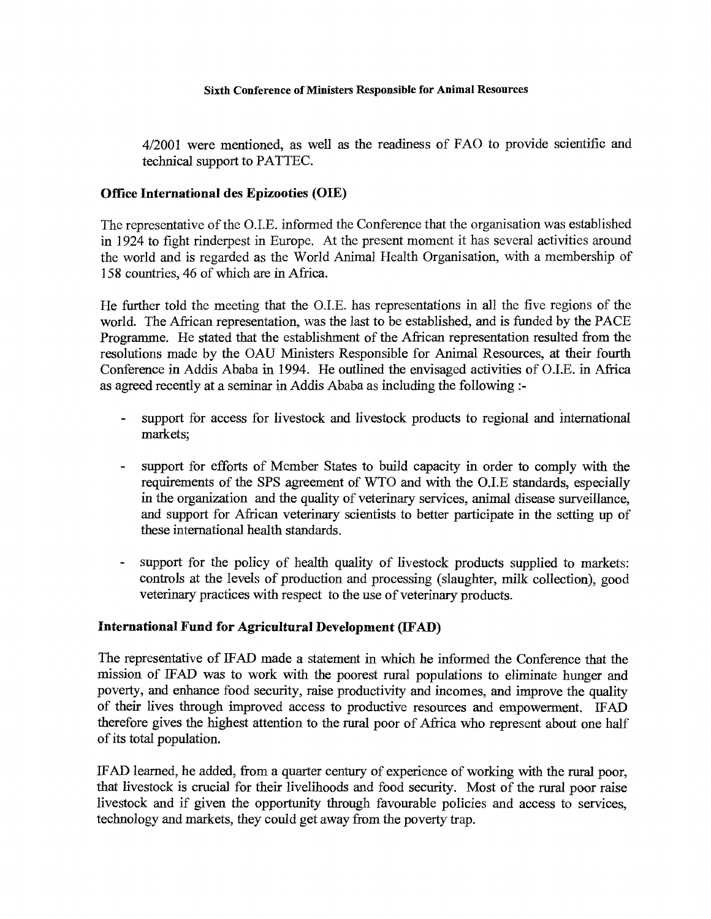4/2001 were mentioned, as well as the readiness of FAO to provide scientific and technical support to PATTEC.

### Office International des Epizooties (OIE)

The representative of the O.I.E. informed the Conference that the organisation was established in 1924 to fight rinderpest in Europe. At the present moment it has several activities around the world and is regarded as the World Animal Health Organisation, with a membership of 158 countries, 46 of which are in Africa.

He further told the meeting that the O.I.E. has representations in all the five regions of the world. The African representation, was the last to be established, and is funded by the PACE Programme. He stated that the establishment of the African representation resulted from the resolutions made by the OAU Ministers Responsible for Animal Resources, at their fourth Conference in Addis Ababa in 1994. He outlined the envisaged activities of O.I.E. in Africa as agreed recently at a seminar in Addis Ababa as including the following :-

- support for access for livestock and livestock products to regional and international markets;
- support for efforts of Member States to build capacity in order to comply with the requirements of the SPS agreement of WTO and with the O.I.E standards, especially in the organization and the quality of veterinary services, animal disease surveillance, and support for African veterinary scientists to better participate in the setting up of these international health standards.
- support for the policy of health quality of livestock products supplied to markets: controls at the levels of production and processing (slaughter, milk collection), good veterinary practices with respect to the use of veterinary products.

### International Fund for Agricultural Development (IFAD)

The representative of IFAD made a statement in which he informed the Conference that the mission of IFAD was to work with the poorest rural populations to eliminate hunger and poverty, and enhance food security, raise productivity and incomes, and improve the quality of their lives through improved access to productive resources and empowerment. IFAD therefore gives the highest attention to the rural poor of Africa who represent about one half of its total population.

IFAD learned, he added, from a quarter century of experience of working with the rural poor, that livestock is crucial for their livelihoods and food security. Most of the rural poor raise livestock and if given the opportunity through favourable policies and access to services, technology and markets, they could get away from the poverty trap.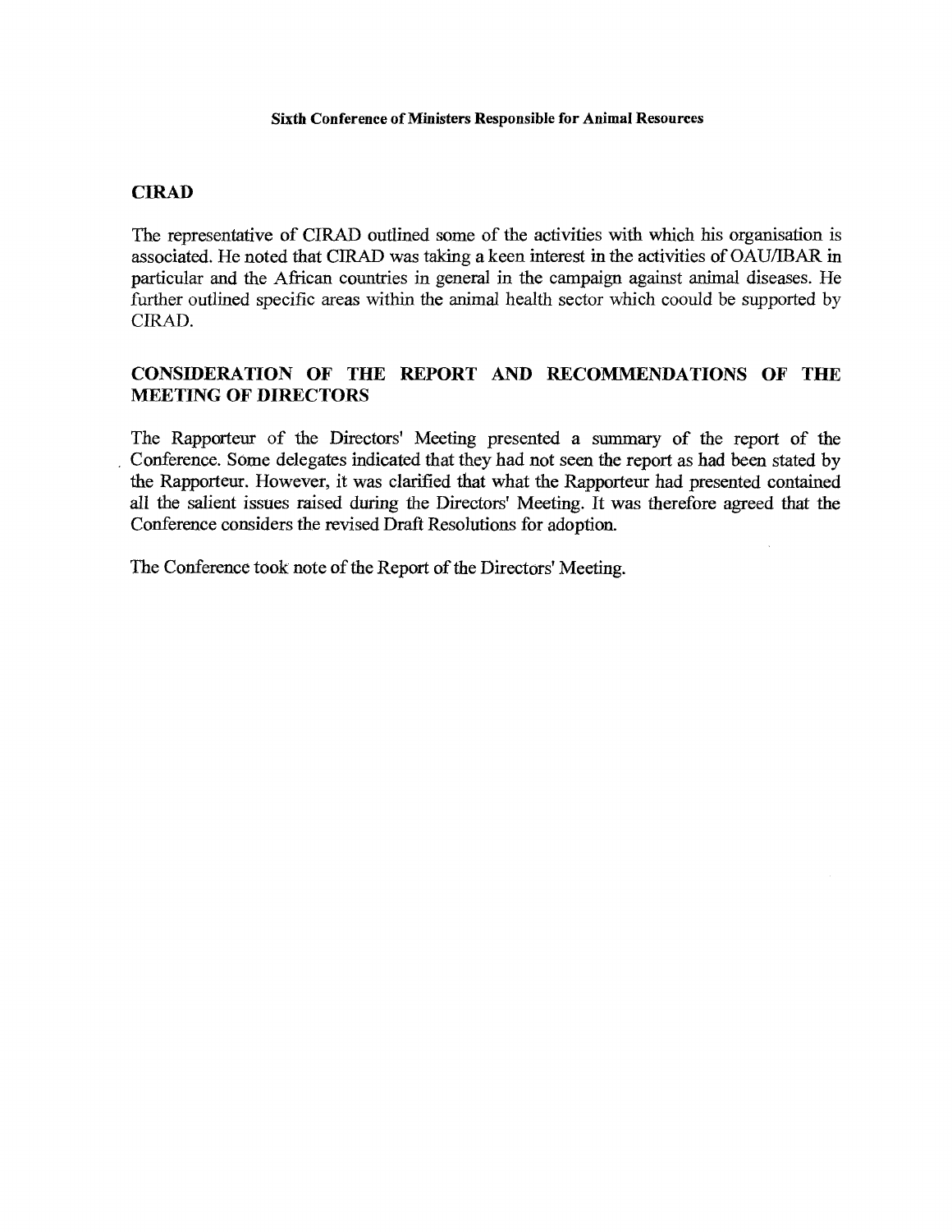## CIRAD

The representative of CIRAD outlined some of the activities with which his organisation is associated. He noted that CIRAD was taking a keen interest in the activities of OAU/IBAR in particular and the African countries in general in the campaign against animal diseases. He further outlined specific areas within the animal health sector which coould be supported by CIRAD.

## CONSIDERATION OF THE REPORT AND RECOMMENDATIONS OF THE MEETING OF DIRECTORS

The Rapporteur of the Directors' Meeting presented a summary of the report of the Conference. Some delegates indicated that they had not seen the report as had been stated by the Rapporteur. However, it was clarified that what the Rapporteur had presented contained all the salient issues raised during the Directors' Meeting. It was therefore agreed that the Conference considers the revised Draft Resolutions for adoption.

The Conference took note of the Report of the Directors' Meeting.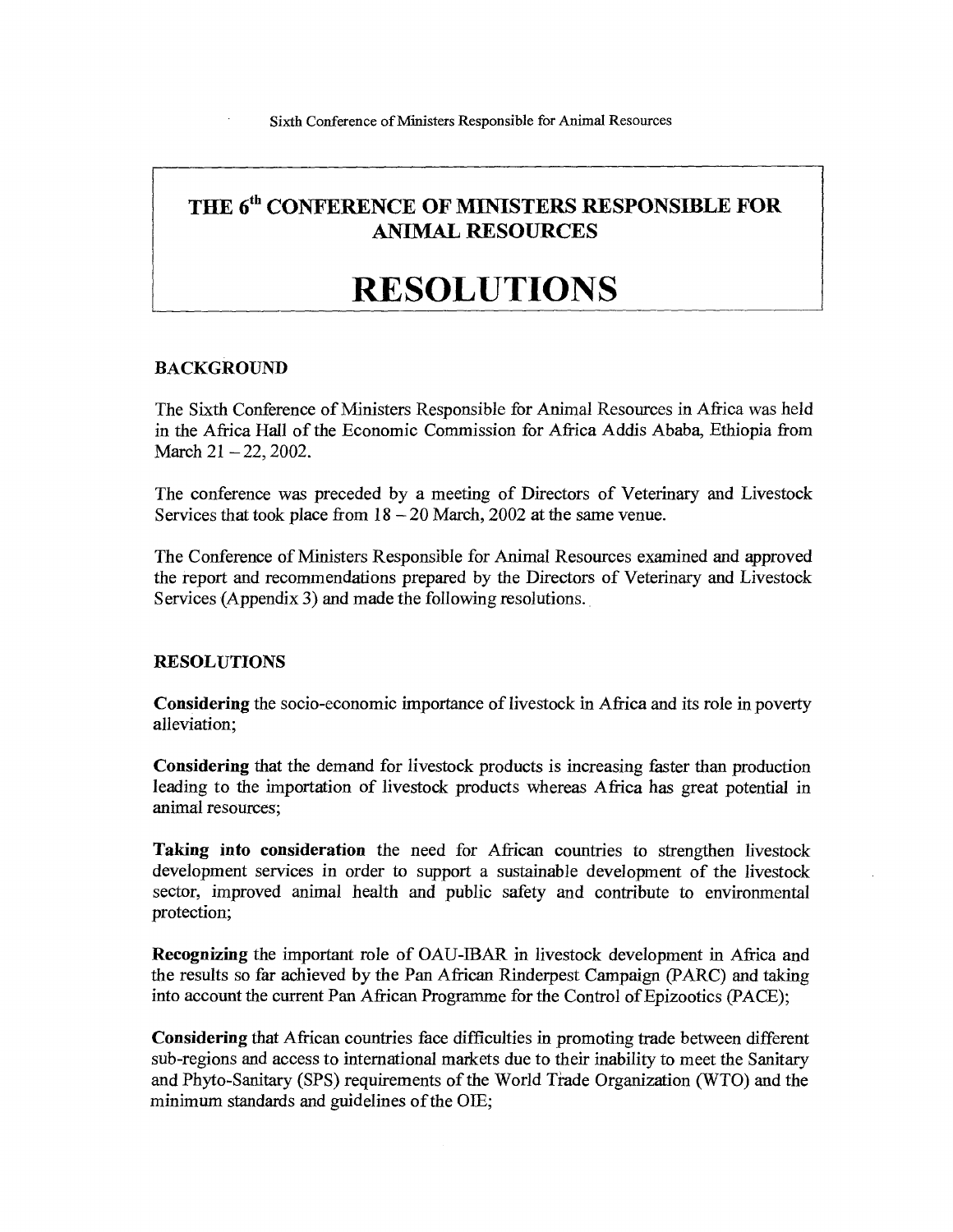# THE 6th CONFERENCE OF MINISTERS RESPONSIBLE FOR ANIMAL RESOURCES

# RESOLUTIONS

## BACKGROUND

The Sixth Conference of Ministers Responsible for Animal Resources in Africa was held in the Africa Hall of the Economic Commission for Africa Addis Ababa, Ethiopia from March 21 – 22, 2002.

The conference was preceded by a meeting of Directors of Veterinary and Livestock Services that took place from 18 – 20 March, 2002 at the same venue.

The Conference of Ministers Responsible for Animal Resources examined and approved the report and recommendations prepared by the Directors of Veterinary and Livestock Services (Appendix 3) and made the following resolutions.

## RESOLUTIONS

**Considering** the socio-economic importance of livestock in Africa and its role in poverty alleviation;

**Considering** that the demand for livestock products is increasing faster than production leading to the importation of livestock products whereas Africa has great potential in animal resources;

**Taking into consideration** the need for African countries to strengthen livestock development services in order to support a sustainable development of the livestock sector, improved animal health and public safety and contribute to environmental protection;

**Recognizing** the important role of OAU-IBAR in livestock development in Africa and the results so far achieved by the Pan African Rinderpest Campaign (PARC) and taking into account the current Pan African Programme for the Control of Epizootics (PACE);

**Considering** that African countries face difficulties in promoting trade between different sub-regions and access to international markets due to their inability to meet the Sanitary and Phyto-Sanitary (SPS) requirements of the World Trade Organization (WTO) and the minimum standards and guidelines of the OIE;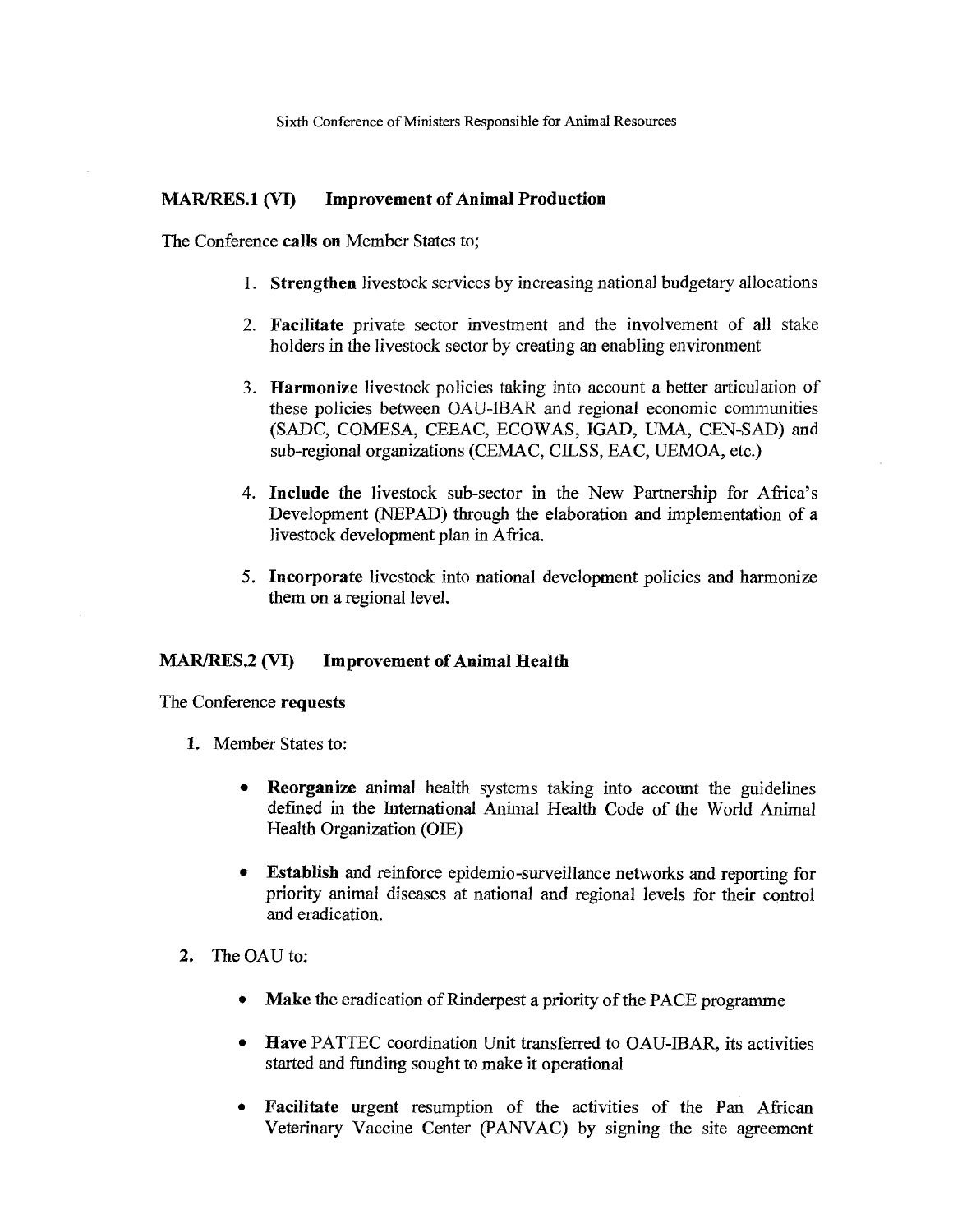### MAR/RES.1 (VI) Improvement of Animal Production

The Conference **calls on** Member States to;

1. **Strengthen** livestock services by increasing national budgetary allocations

2. **Facilitate** private sector investment and the involvement of all stake holders in the livestock sector by creating an enabling environment

3. **Harmonize** livestock policies taking into account a better articulation of these policies between OAU-IBAR and regional economic communities (SADC, COMESA, CEEAC, ECOWAS, IGAD, UMA, CEN-SAD) and sub-regional organizations (CEMAC, CILSS, EAC, UEMOA, etc.)

4. **Include** the livestock sub-sector in the New Partnership for Africa's Development (NEPAD) through the elaboration and implementation of a livestock development plan in Africa.

5. **Incorporate** livestock into national development policies and harmonize them on a regional level.

### MAR/RES.2 (VI) Improvement of Animal Health

The Conference **requests**

1. Member States to:

   - **Reorganize** animal health systems taking into account the guidelines defined in the International Animal Health Code of the World Animal Health Organization (OIE)

   - **Establish** and reinforce epidemio-surveillance networks and reporting for priority animal diseases at national and regional levels for their control and eradication.

2. The OAU to:

   - **Make** the eradication of Rinderpest a priority of the PACE programme

   - **Have** PATTEC coordination Unit transferred to OAU-IBAR, its activities started and funding sought to make it operational

   - **Facilitate** urgent resumption of the activities of the Pan African Veterinary Vaccine Center (PANVAC) by signing the site agreement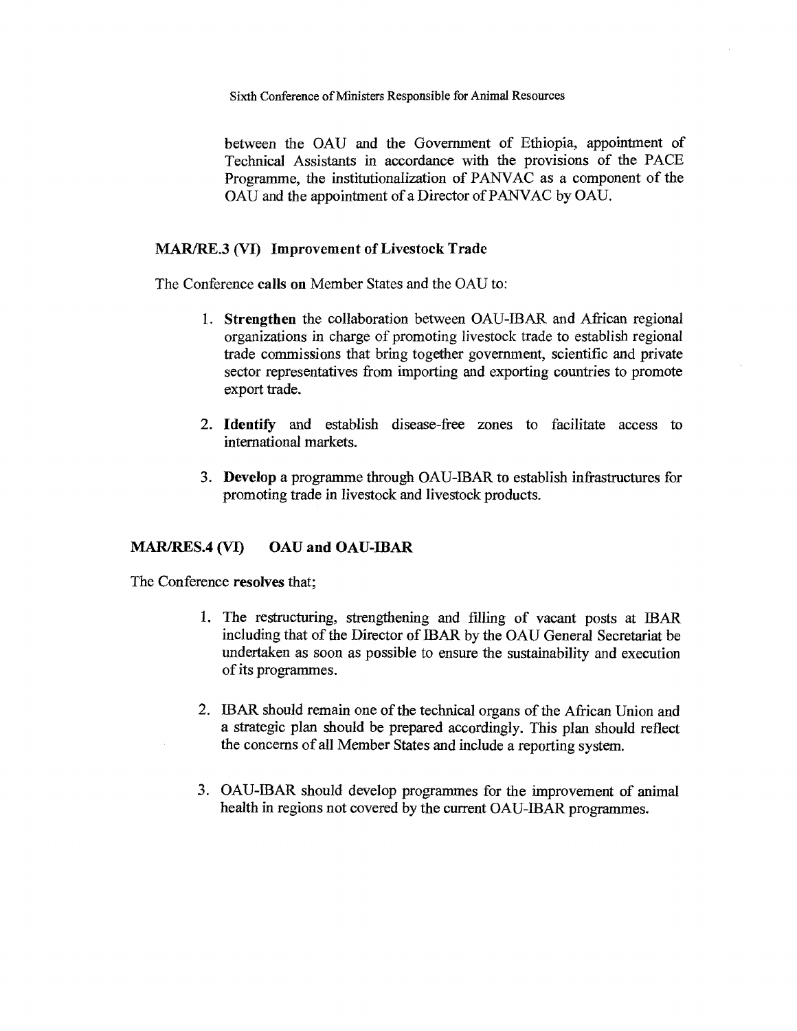between the OAU and the Government of Ethiopia, appointment of Technical Assistants in accordance with the provisions of the PACE Programme, the institutionalization of PANVAC as a component of the OAU and the appointment of a Director of PANVAC by OAU.

### MAR/RE.3 (VI) Improvement of Livestock Trade

The Conference **calls on** Member States and the OAU to:

1. **Strengthen** the collaboration between OAU-IBAR and African regional organizations in charge of promoting livestock trade to establish regional trade commissions that bring together government, scientific and private sector representatives from importing and exporting countries to promote export trade.

2. **Identify** and establish disease-free zones to facilitate access to international markets.

3. **Develop** a programme through OAU-IBAR to establish infrastructures for promoting trade in livestock and livestock products.

### MAR/RES.4 (VI) OAU and OAU-IBAR

The Conference **resolves** that;

1. The restructuring, strengthening and filling of vacant posts at IBAR including that of the Director of IBAR by the OAU General Secretariat be undertaken as soon as possible to ensure the sustainability and execution of its programmes.

2. IBAR should remain one of the technical organs of the African Union and a strategic plan should be prepared accordingly. This plan should reflect the concerns of all Member States and include a reporting system.

3. OAU-IBAR should develop programmes for the improvement of animal health in regions not covered by the current OAU-IBAR programmes.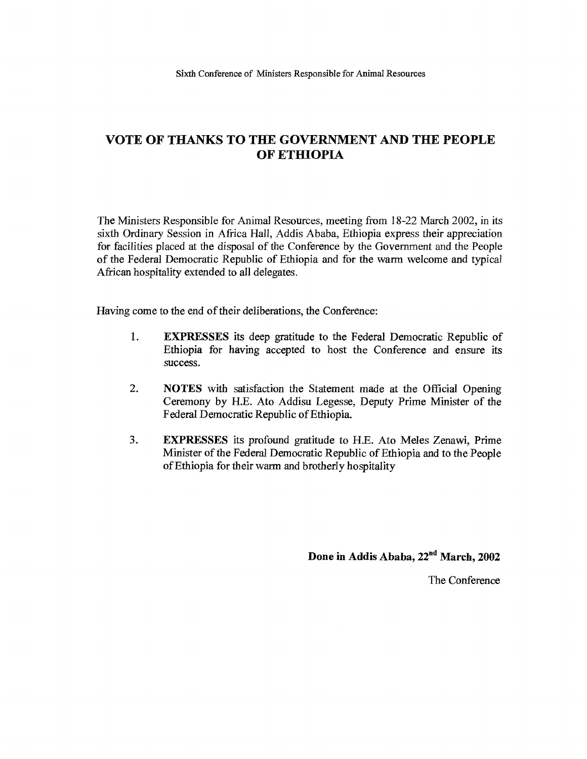# VOTE OF THANKS TO THE GOVERNMENT AND THE PEOPLE OF ETHIOPIA

The Ministers Responsible for Animal Resources, meeting from 18-22 March 2002, in its sixth Ordinary Session in Africa Hall, Addis Ababa, Ethiopia express their appreciation for facilities placed at the disposal of the Conference by the Government and the People of the Federal Democratic Republic of Ethiopia and for the warm welcome and typical African hospitality extended to all delegates.

Having come to the end of their deliberations, the Conference:

1. **EXPRESSES** its deep gratitude to the Federal Democratic Republic of Ethiopia for having accepted to host the Conference and ensure its success.

2. **NOTES** with satisfaction the Statement made at the Official Opening Ceremony by H.E. Ato Addisu Legesse, Deputy Prime Minister of the Federal Democratic Republic of Ethiopia.

3. **EXPRESSES** its profound gratitude to H.E. Ato Meles Zenawi, Prime Minister of the Federal Democratic Republic of Ethiopia and to the People of Ethiopia for their warm and brotherly hospitality

**Done in Addis Ababa, 22nd March, 2002**

The Conference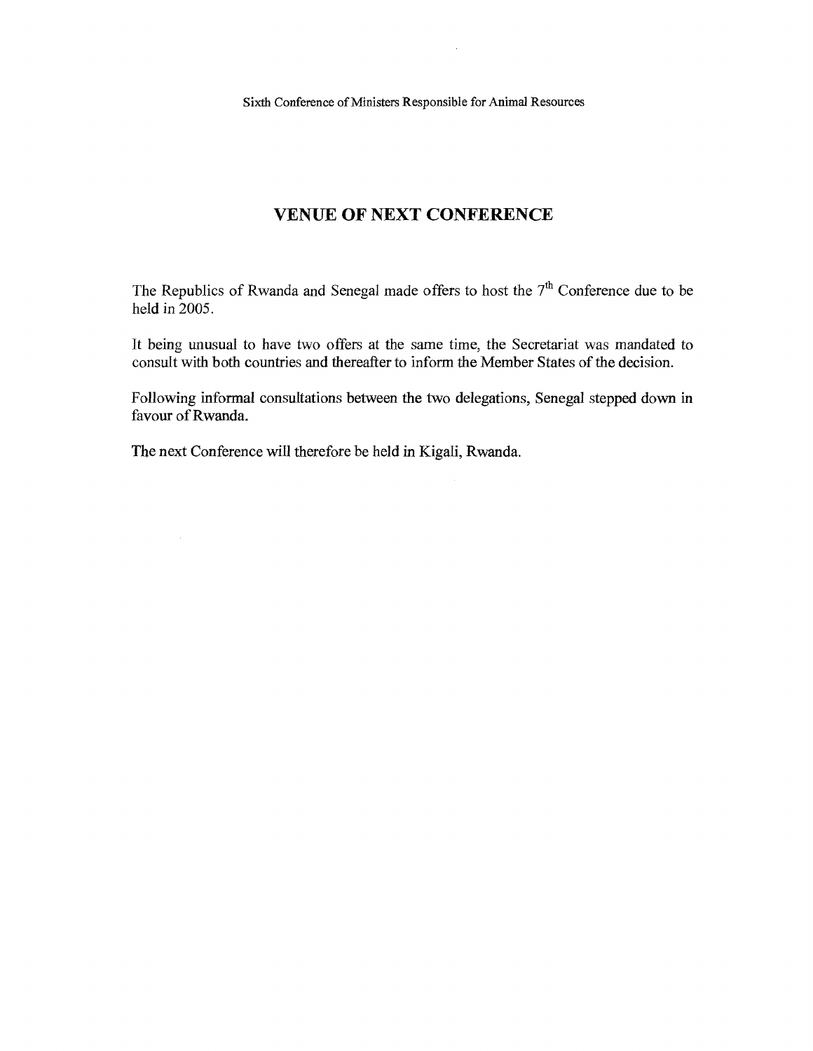## VENUE OF NEXT CONFERENCE

The Republics of Rwanda and Senegal made offers to host the 7[th] Conference due to be held in 2005.

It being unusual to have two offers at the same time, the Secretariat was mandated to consult with both countries and thereafter to inform the Member States of the decision.

Following informal consultations between the two delegations, Senegal stepped down in favour of Rwanda.

The next Conference will therefore be held in Kigali, Rwanda.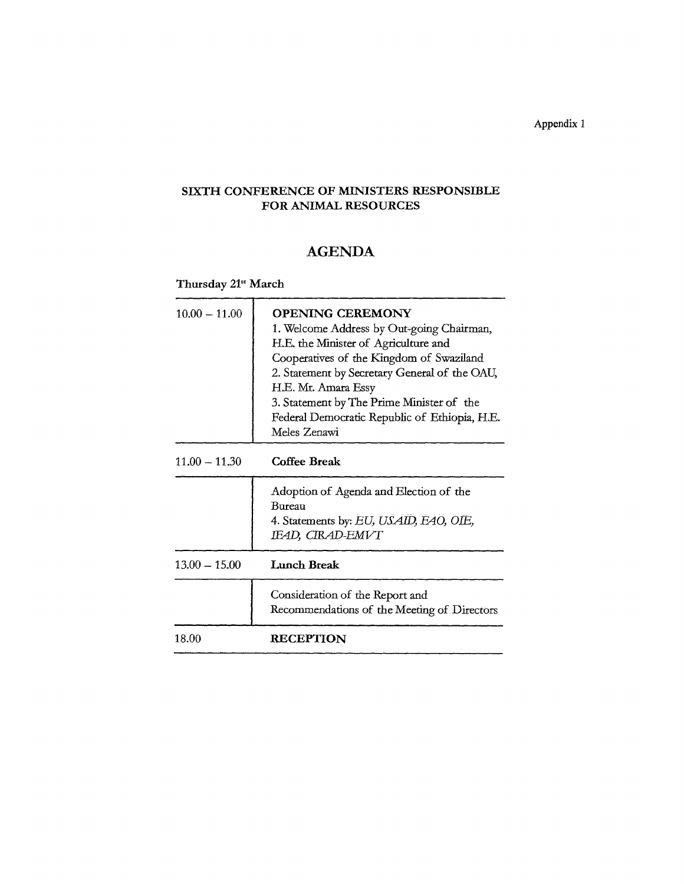Appendix 1

## SIXTH CONFERENCE OF MINISTERS RESPONSIBLE FOR ANIMAL RESOURCES

# AGENDA

**Thursday 21st March**

| | |
|---|---|
| 10.00 – 11.00 | **OPENING CEREMONY**<br>1. Welcome Address by Out-going Chairman, H.E. the Minister of Agriculture and Cooperatives of the Kingdom of Swaziland<br>2. Statement by Secretary General of the OAU, H.E. Mr. Amara Essy<br>3. Statement by The Prime Minister of the Federal Democratic Republic of Ethiopia, H.E. Meles Zenawi |
| 11.00 – 11.30 | **Coffee Break** |
| | Adoption of Agenda and Election of the Bureau<br>4. Statements by: *EU, USAID, FAO, OIE, IFAD, CIRAD-EMVT* |
| 13.00 – 15.00 | **Lunch Break** |
| | Consideration of the Report and Recommendations of the Meeting of Directors |
| 18.00 | **RECEPTION** |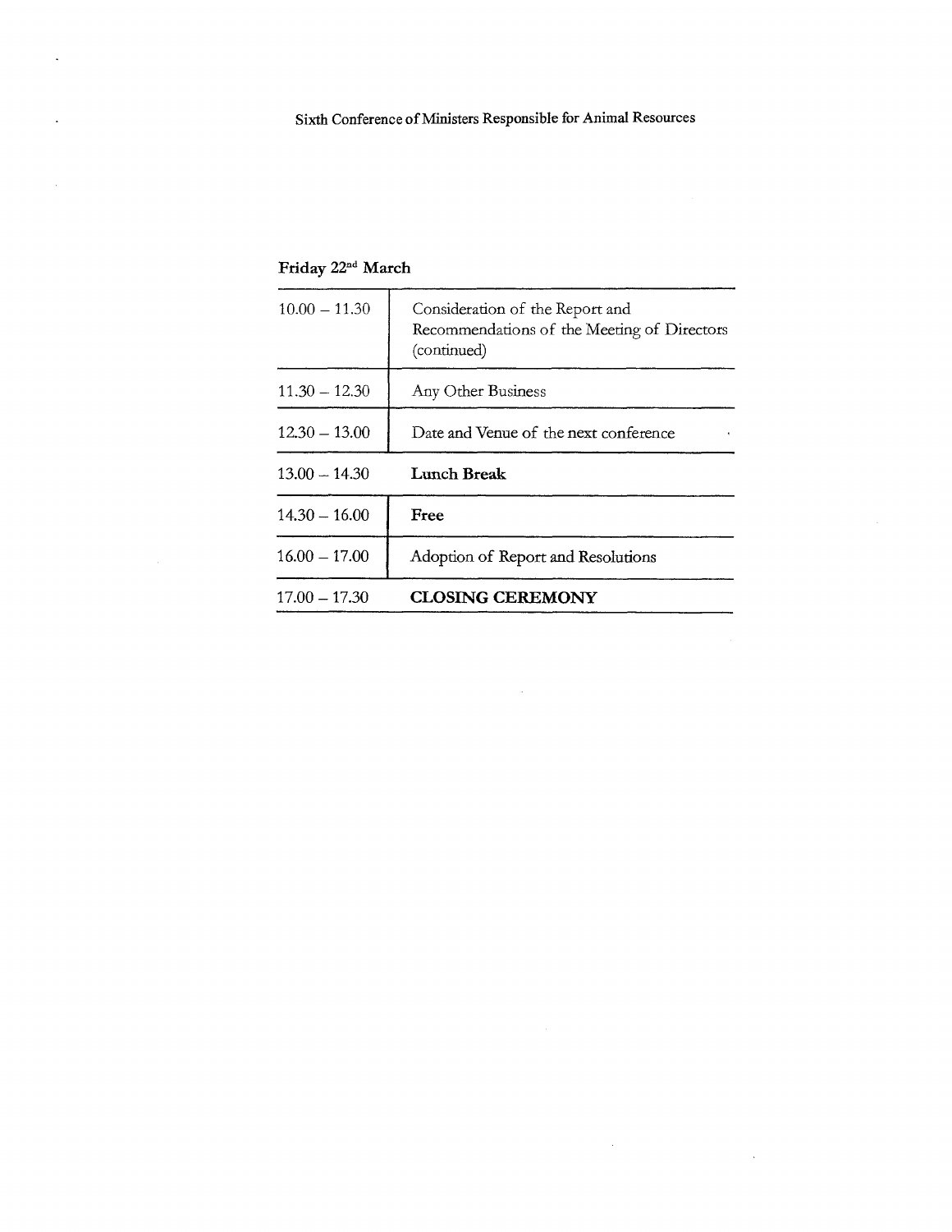Sixth Conference of Ministers Responsible for Animal Resources

**Friday 22nd March**

| | |
|---|---|
| 10.00 – 11.30 | Consideration of the Report and Recommendations of the Meeting of Directors (continued) |
| 11.30 – 12.30 | Any Other Business |
| 12.30 – 13.00 | Date and Venue of the next conference |
| 13.00 – 14.30 | **Lunch Break** |
| 14.30 – 16.00 | **Free** |
| 16.00 – 17.00 | Adoption of Report and Resolutions |
| 17.00 – 17.30 | **CLOSING CEREMONY** |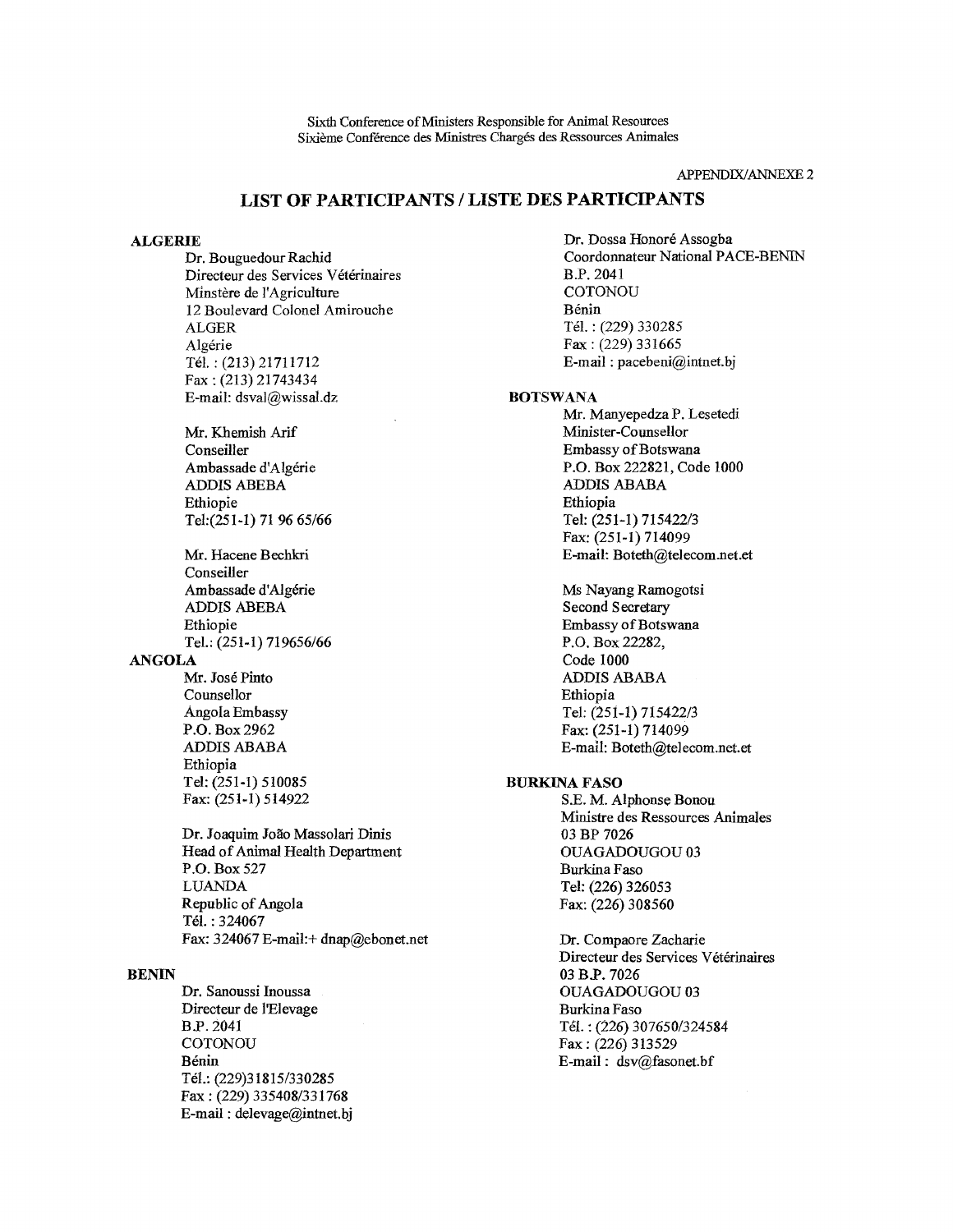Sixth Conference of Ministers Responsible for Animal Resources
Sixième Conférence des Ministres Chargés des Ressources Animales

APPENDIX/ANNEXE 2

## LIST OF PARTICIPANTS / LISTE DES PARTICIPANTS

**ALGERIE**

Dr. Bouguedour Rachid
Directeur des Services Vétérinaires
Minstère de l'Agriculture
12 Boulevard Colonel Amirouche
ALGER
Algérie
Tél. : (213) 21711712
Fax : (213) 21743434
E-mail: dsval@wissal.dz

Mr. Khemish Arif
Conseiller
Ambassade d'Algérie
ADDIS ABEBA
Ethiopie
Tel:(251-1) 71 96 65/66

Mr. Hacene Bechkri
Conseiller
Ambassade d'Algérie
ADDIS ABEBA
Ethiopie
Tel.: (251-1) 719656/66

**ANGOLA**

Mr. José Pinto
Counsellor
Angola Embassy
P.O. Box 2962
ADDIS ABABA
Ethiopia
Tel: (251-1) 510085
Fax: (251-1) 514922

Dr. Joaquim João Massolari Dinis
Head of Animal Health Department
P.O. Box 527
LUANDA
Republic of Angola
Tél. : 324067
Fax: 324067 E-mail:+ dnap@ebonet.net

**BENIN**

Dr. Sanoussi Inoussa
Directeur de l'Elevage
B.P. 2041
COTONOU
Bénin
Tél.: (229)31815/330285
Fax : (229) 335408/331768
E-mail : delevage@intnet.bj

Dr. Dossa Honoré Assogba
Coordonnateur National PACE-BENIN
B.P. 2041
COTONOU
Bénin
Tél. : (229) 330285
Fax : (229) 331665
E-mail : pacebeni@intnet.bj

**BOTSWANA**

Mr. Manyepedza P. Lesetedi
Minister-Counsellor
Embassy of Botswana
P.O. Box 222821, Code 1000
ADDIS ABABA
Ethiopia
Tel: (251-1) 715422/3
Fax: (251-1) 714099
E-mail: Boteth@telecom.net.et

Ms Nayang Ramogotsi
Second Secretary
Embassy of Botswana
P.O. Box 22282,
Code 1000
ADDIS ABABA
Ethiopia
Tel: (251-1) 715422/3
Fax: (251-1) 714099
E-mail: Boteth@telecom.net.et

**BURKINA FASO**

S.E. M. Alphonse Bonou
Ministre des Ressources Animales
03 BP 7026
OUAGADOUGOU 03
Burkina Faso
Tel: (226) 326053
Fax: (226) 308560

Dr. Compaore Zacharie
Directeur des Services Vétérinaires
03 B.P. 7026
OUAGADOUGOU 03
Burkina Faso
Tél. : (226) 307650/324584
Fax : (226) 313529
E-mail : dsv@fasonet.bf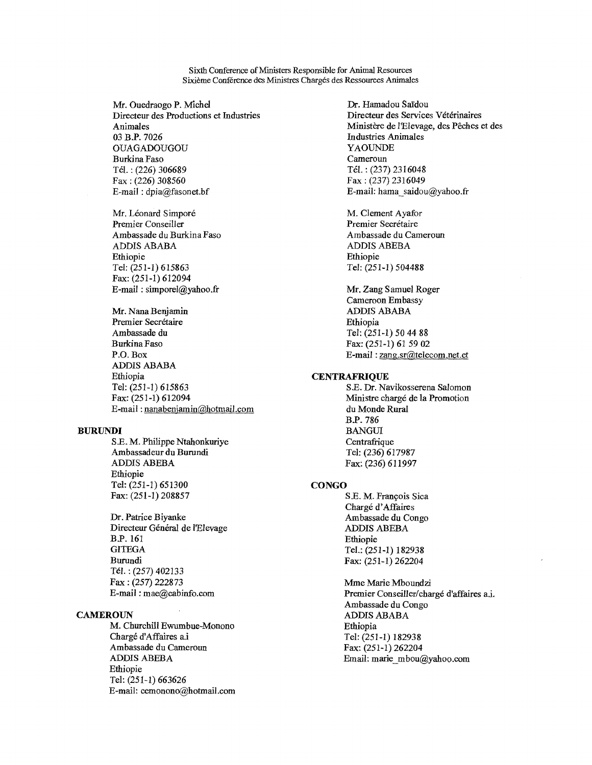Mr. Ouedraogo P. Michel
Directeur des Productions et Industries Animales
03 B.P. 7026
OUAGADOUGOU
Burkina Faso
Tél. : (226) 306689
Fax : (226) 308560
E-mail : dpia@fasonet.bf

Mr. Léonard Simporé
Premier Conseiller
Ambassade du Burkina Faso
ADDIS ABABA
Ethiopie
Tel: (251-1) 615863
Fax: (251-1) 612094
E-mail : simporel@yahoo.fr

Mr. Nana Benjamin
Premier Secrétaire
Ambassade du
Burkina Faso
P.O. Box
ADDIS ABABA
Ethiopia
Tel: (251-1) 615863
Fax: (251-1) 612094
E-mail : nanabenjamin@hotmail.com

**BURUNDI**

S.E. M. Philippe Ntahonkuriye
Ambassadeur du Burundi
ADDIS ABEBA
Ethiopie
Tel: (251-1) 651300
Fax: (251-1) 208857

Dr. Patrice Biyanke
Directeur Général de l'Elevage
B.P. 161
GITEGA
Burundi
Tél. : (257) 402133
Fax : (257) 222873
E-mail : mae@cabinfo.com

**CAMEROUN**

M. Churchill Ewumbue-Monono
Chargé d'Affaires a.i
Ambassade du Cameroun
ADDIS ABEBA
Ethiopie
Tel: (251-1) 663626
E-mail: cemonono@hotmail.com

Dr. Hamadou Saïdou
Directeur des Services Vétérinaires
Ministère de l'Elevage, des Pêches et des Industries Animales
YAOUNDE
Cameroun
Tél. : (237) 2316048
Fax : (237) 2316049
E-mail: hama_saidou@yahoo.fr

M. Clement Ayafor
Premier Secrétaire
Ambassade du Cameroun
ADDIS ABEBA
Ethiopie
Tel: (251-1) 504488

Mr. Zang Samuel Roger
Cameroon Embassy
ADDIS ABABA
Ethiopia
Tel: (251-1) 50 44 88
Fax: (251-1) 61 59 02
E-mail : zang.sr@telecom.net.et

**CENTRAFRIQUE**

S.E. Dr. Navikosserena Salomon
Ministre chargé de la Promotion du Monde Rural
B.P. 786
BANGUI
Centrafrique
Tel: (236) 617987
Fax: (236) 611997

**CONGO**

S.E. M. François Sica
Chargé d'Affaires
Ambassade du Congo
ADDIS ABEBA
Ethiopie
Tel.: (251-1) 182938
Fax: (251-1) 262204

Mme Marie Mboundzi
Premier Conseiller/chargé d'affaires a.i.
Ambassade du Congo
ADDIS ABABA
Ethiopia
Tel: (251-1) 182938
Fax: (251-1) 262204
Email: marie_mbou@yahoo.com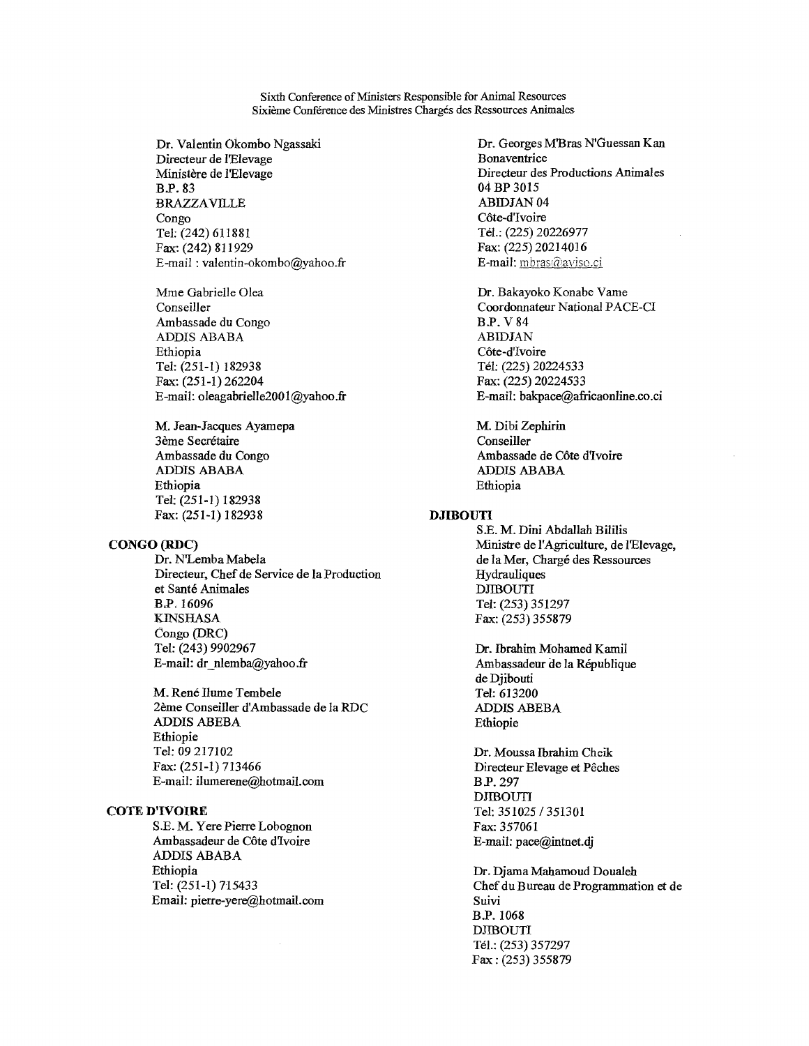Dr. Valentin Okombo Ngassaki
Directeur de l'Elevage
Ministère de l'Elevage
B.P. 83
BRAZZAVILLE
Congo
Tel: (242) 611881
Fax: (242) 811929
E-mail : valentin-okombo@yahoo.fr

Mme Gabrielle Olea
Conseiller
Ambassade du Congo
ADDIS ABABA
Ethiopia
Tel: (251-1) 182938
Fax: (251-1) 262204
E-mail: oleagabrielle2001@yahoo.fr

M. Jean-Jacques Ayamepa
3ème Secrétaire
Ambassade du Congo
ADDIS ABABA
Ethiopia
Tel: (251-1) 182938
Fax: (251-1) 182938

**CONGO (RDC)**

Dr. N'Lemba Mabela
Directeur, Chef de Service de la Production et Santé Animales
B.P. 16096
KINSHASA
Congo (DRC)
Tel: (243) 9902967
E-mail: dr_nlemba@yahoo.fr

M. René Ilume Tembele
2ème Conseiller d'Ambassade de la RDC
ADDIS ABEBA
Ethiopie
Tel: 09 217102
Fax: (251-1) 713466
E-mail: ilumerene@hotmail.com

**COTE D'IVOIRE**

S.E. M. Yere Pierre Lobognon
Ambassadeur de Côte d'Ivoire
ADDIS ABABA
Ethiopia
Tel: (251-1) 715433
Email: pierre-yere@hotmail.com

Dr. Georges M'Bras N'Guessan Kan Bonaventrice
Directeur des Productions Animales
04 BP 3015
ABIDJAN 04
Côte-d'Ivoire
Tél.: (225) 20226977
Fax: (225) 20214016
E-mail: mbras@aviso.ci

Dr. Bakayoko Konabe Vame
Coordonnateur National PACE-CI
B.P. V 84
ABIDJAN
Côte-d'Ivoire
Tél: (225) 20224533
Fax: (225) 20224533
E-mail: bakpace@africaonline.co.ci

M. Dibi Zephirin
Conseiller
Ambassade de Côte d'Ivoire
ADDIS ABABA
Ethiopia

**DJIBOUTI**

S.E. M. Dini Abdallah Bililis
Ministre de l'Agriculture, de l'Elevage, de la Mer, Chargé des Ressources Hydrauliques
DJIBOUTI
Tel: (253) 351297
Fax: (253) 355879

Dr. Ibrahim Mohamed Kamil
Ambassadeur de la République de Djibouti
Tel: 613200
ADDIS ABEBA
Ethiopie

Dr. Moussa Ibrahim Cheik
Directeur Elevage et Pêches
B.P. 297
DJIBOUTI
Tel: 351025 / 351301
Fax: 357061
E-mail: pace@intnet.dj

Dr. Djama Mahamoud Doualeh
Chef du Bureau de Programmation et de Suivi
B.P. 1068
DJIBOUTI
Tél.: (253) 357297
Fax : (253) 355879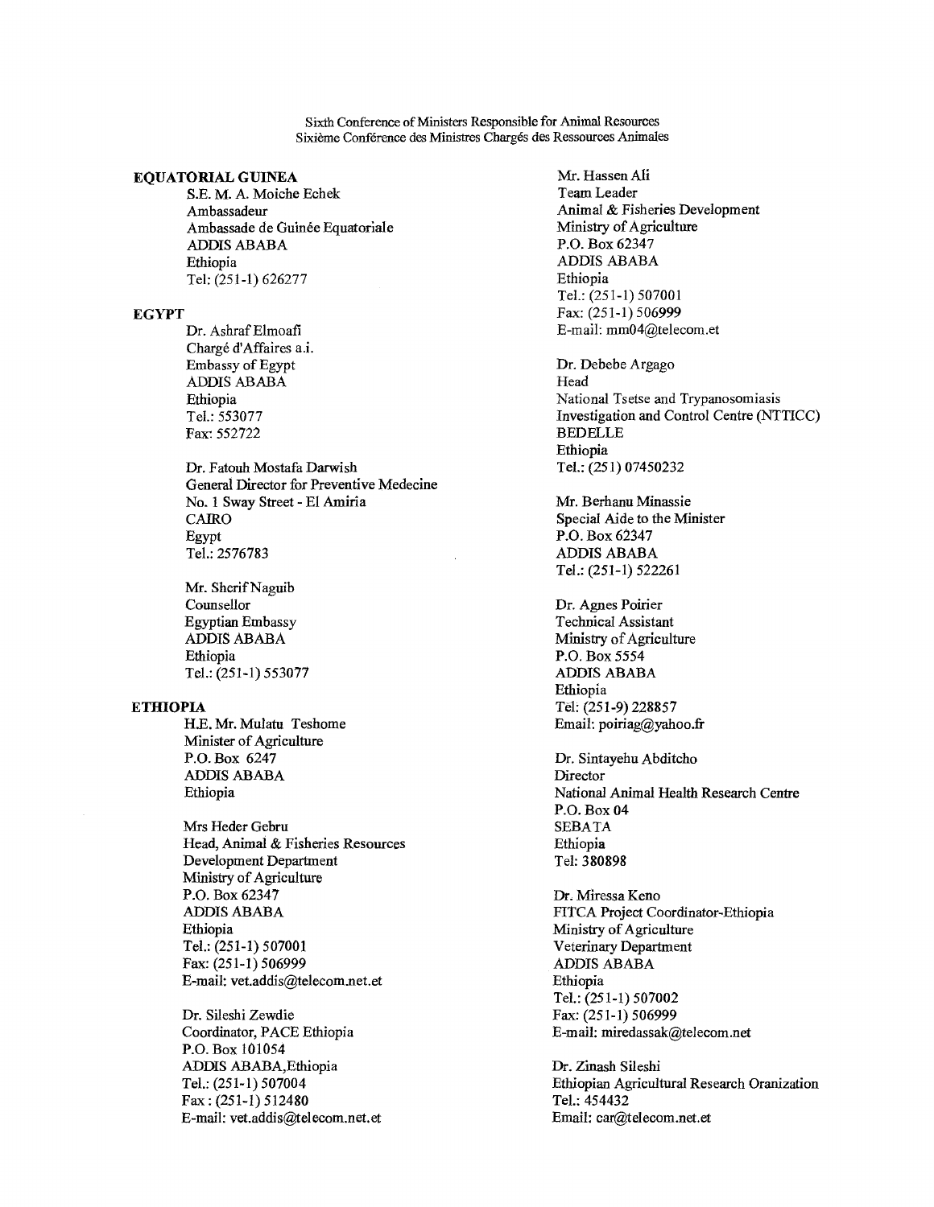Sixth Conference of Ministers Responsible for Animal Resources
Sixième Conférence des Ministres Chargés des Ressources Animales

**EQUATORIAL GUINEA**

S.E. M. A. Moiche Echek
Ambassadeur
Ambassade de Guinée Equatoriale
ADDIS ABABA
Ethiopia
Tel: (251-1) 626277

**EGYPT**

Dr. Ashraf Elmoafi
Chargé d'Affaires a.i.
Embassy of Egypt
ADDIS ABABA
Ethiopia
Tel.: 553077
Fax: 552722

Dr. Fatouh Mostafa Darwish
General Director for Preventive Medecine
No. 1 Sway Street - El Amiria
CAIRO
Egypt
Tel.: 2576783

Mr. Sherif Naguib
Counsellor
Egyptian Embassy
ADDIS ABABA
Ethiopia
Tel.: (251-1) 553077

**ETHIOPIA**

H.E. Mr. Mulatu Teshome
Minister of Agriculture
P.O. Box 6247
ADDIS ABABA
Ethiopia

Mrs Heder Gebru
Head, Animal & Fisheries Resources Development Department
Ministry of Agriculture
P.O. Box 62347
ADDIS ABABA
Ethiopia
Tel.: (251-1) 507001
Fax: (251-1) 506999
E-mail: vet.addis@telecom.net.et

Dr. Sileshi Zewdie
Coordinator, PACE Ethiopia
P.O. Box 101054
ADDIS ABABA, Ethiopia
Tel.: (251-1) 507004
Fax : (251-1) 512480
E-mail: vet.addis@telecom.net.et

Mr. Hassen Ali
Team Leader
Animal & Fisheries Development
Ministry of Agriculture
P.O. Box 62347
ADDIS ABABA
Ethiopia
Tel.: (251-1) 507001
Fax: (251-1) 506999
E-mail: mm04@telecom.et

Dr. Debebe Argago
Head
National Tsetse and Trypanosomiasis Investigation and Control Centre (NTTICC)
BEDELLE
Ethiopia
Tel.: (251) 07450232

Mr. Berhanu Minassie
Special Aide to the Minister
P.O. Box 62347
ADDIS ABABA
Tel.: (251-1) 522261

Dr. Agnes Poirier
Technical Assistant
Ministry of Agriculture
P.O. Box 5554
ADDIS ABABA
Ethiopia
Tel: (251-9) 228857
Email: poiriag@yahoo.fr

Dr. Sintayehu Abditcho
Director
National Animal Health Research Centre
P.O. Box 04
SEBATA
Ethiopia
Tel: 380898

Dr. Miressa Keno
FITCA Project Coordinator-Ethiopia
Ministry of Agriculture
Veterinary Department
ADDIS ABABA
Ethiopia
Tel.: (251-1) 507002
Fax: (251-1) 506999
E-mail: miredassak@telecom.net

Dr. Zinash Sileshi
Ethiopian Agricultural Research Oranization
Tel.: 454432
Email: car@telecom.net.et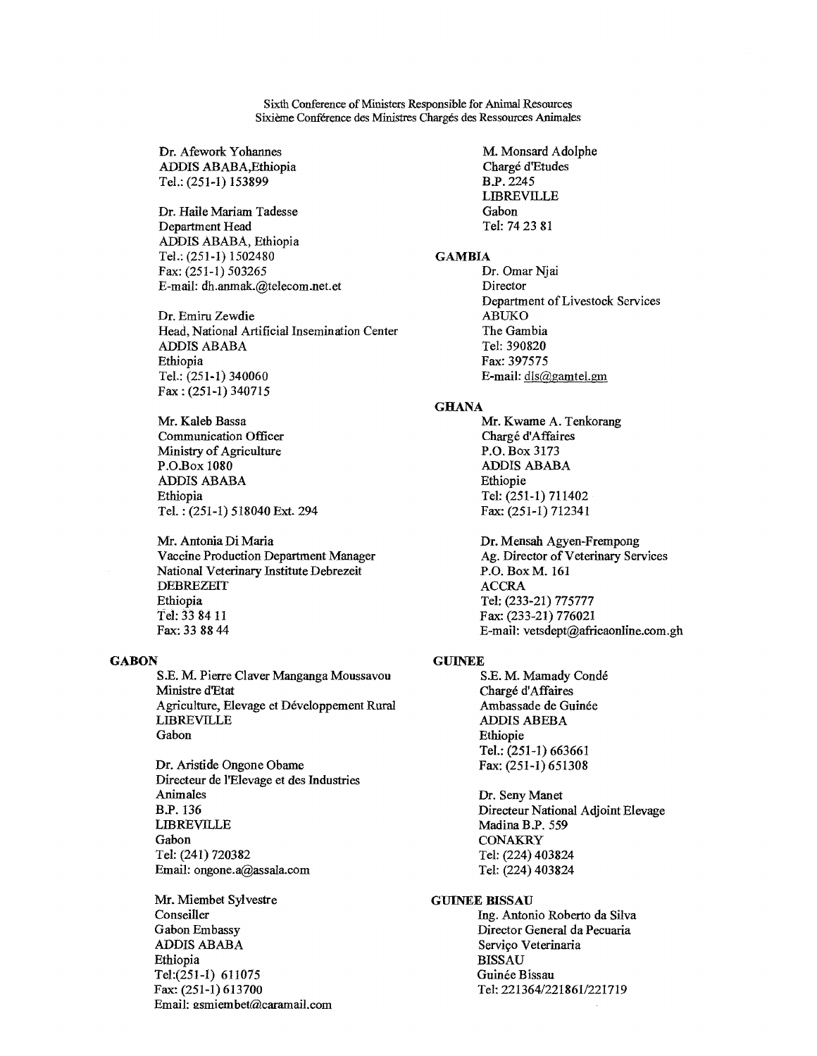Dr. Afework Yohannes
ADDIS ABABA,Ethiopia
Tel.: (251-1) 153899

Dr. Haile Mariam Tadesse
Department Head
ADDIS ABABA, Ethiopia
Tel.: (251-1) 1502480
Fax: (251-1) 503265
E-mail: dh.anmak.@telecom.net.et

Dr. Emiru Zewdie
Head, National Artificial Insemination Center
ADDIS ABABA
Ethiopia
Tel.: (251-1) 340060
Fax : (251-1) 340715

Mr. Kaleb Bassa
Communication Officer
Ministry of Agriculture
P.O.Box 1080
ADDIS ABABA
Ethiopia
Tel. : (251-1) 518040 Ext. 294

Mr. Antonia Di Maria
Vaccine Production Department Manager
National Veterinary Institute Debrezeit
DEBREZEIT
Ethiopia
Tel: 33 84 11
Fax: 33 88 44

**GABON**

S.E. M. Pierre Claver Manganga Moussavou
Ministre d'Etat
Agriculture, Elevage et Développement Rural
LIBREVILLE
Gabon

Dr. Aristide Ongone Obame
Directeur de l'Elevage et des Industries Animales
B.P. 136
LIBREVILLE
Gabon
Tel: (241) 720382
Email: ongone.a@assala.com

Mr. Miembet Sylvestre
Conseiller
Gabon Embassy
ADDIS ABABA
Ethiopia
Tel:(251-1) 611075
Fax: (251-1) 613700
Email: gsmiembet@caramail.com

M. Monsard Adolphe
Chargé d'Etudes
B.P. 2245
LIBREVILLE
Gabon
Tel: 74 23 81

**GAMBIA**

Dr. Omar Njai
Director
Department of Livestock Services
ABUKO
The Gambia
Tel: 390820
Fax: 397575
E-mail: dls@gamtel.gm

**GHANA**

Mr. Kwame A. Tenkorang
Chargé d'Affaires
P.O. Box 3173
ADDIS ABABA
Ethiopie
Tel: (251-1) 711402
Fax: (251-1) 712341

Dr. Mensah Agyen-Frempong
Ag. Director of Veterinary Services
P.O. Box M. 161
ACCRA
Tel: (233-21) 775777
Fax: (233-21) 776021
E-mail: vetsdept@africaonline.com.gh

**GUINEE**

S.E. M. Mamady Condé
Chargé d'Affaires
Ambassade de Guinée
ADDIS ABEBA
Ethiopie
Tel.: (251-1) 663661
Fax: (251-1) 651308

Dr. Seny Manet
Directeur National Adjoint Elevage
Madina B.P. 559
CONAKRY
Tel: (224) 403824
Tel: (224) 403824

**GUINEE BISSAU**

Ing. Antonio Roberto da Silva
Director General da Pecuaria
Serviço Veterinaria
BISSAU
Guinée Bissau
Tel: 221364/221861/221719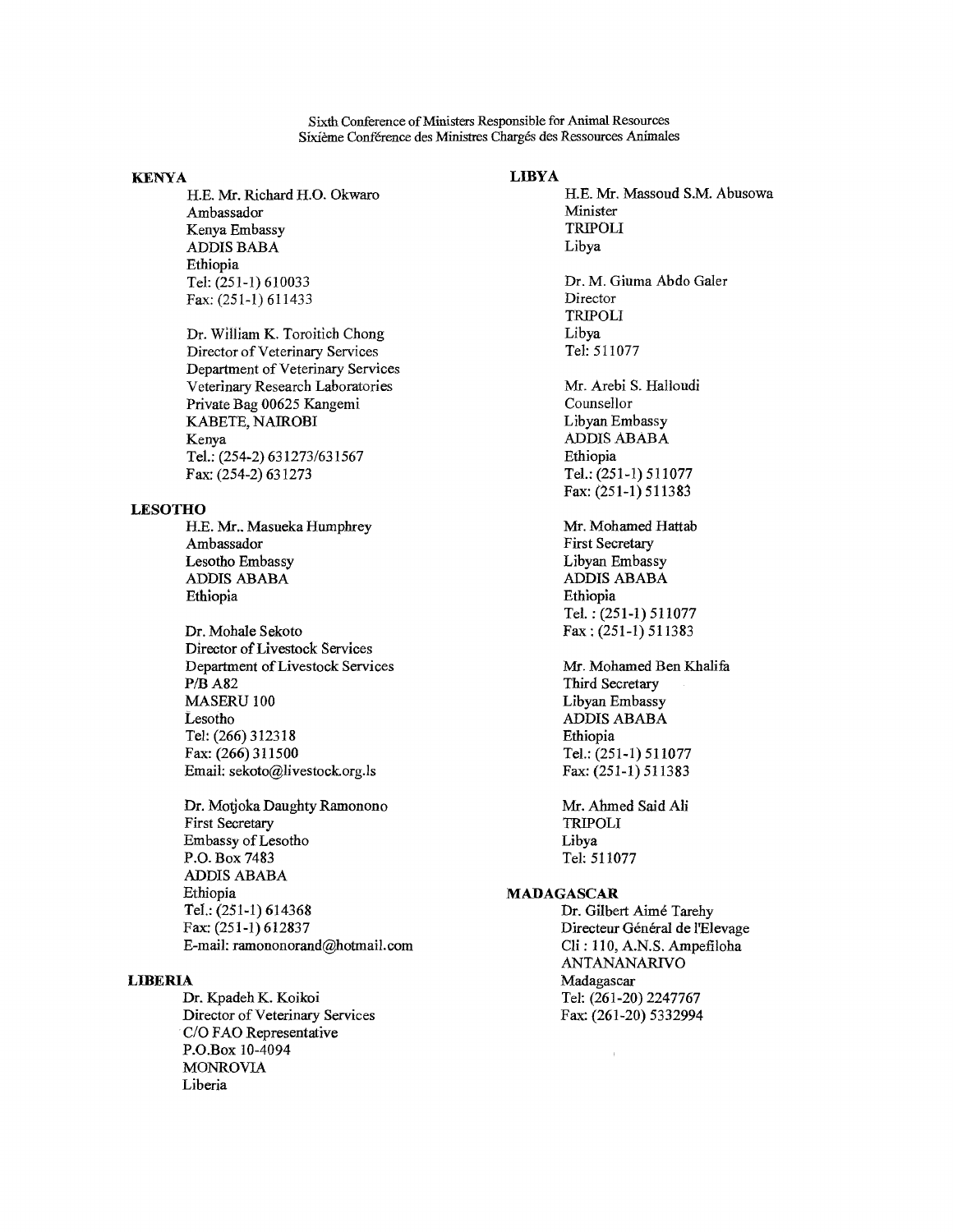**KENYA**

H.E. Mr. Richard H.O. Okwaro
Ambassador
Kenya Embassy
ADDIS BABA
Ethiopia
Tel: (251-1) 610033
Fax: (251-1) 611433

Dr. William K. Toroitich Chong
Director of Veterinary Services
Department of Veterinary Services
Veterinary Research Laboratories
Private Bag 00625 Kangemi
KABETE, NAIROBI
Kenya
Tel.: (254-2) 631273/631567
Fax: (254-2) 631273

**LESOTHO**

H.E. Mr.. Masueka Humphrey
Ambassador
Lesotho Embassy
ADDIS ABABA
Ethiopia

Dr. Mohale Sekoto
Director of Livestock Services
Department of Livestock Services
P/B A82
MASERU 100
Lesotho
Tel: (266) 312318
Fax: (266) 311500
Email: sekoto@livestock.org.ls

Dr. Motjoka Daughty Ramonono
First Secretary
Embassy of Lesotho
P.O. Box 7483
ADDIS ABABA
Ethiopia
Tel.: (251-1) 614368
Fax: (251-1) 612837
E-mail: ramononorand@hotmail.com

**LIBERIA**

Dr. Kpadeh K. Koikoi
Director of Veterinary Services
C/O FAO Representative
P.O.Box 10-4094
MONROVIA
Liberia

**LIBYA**

H.E. Mr. Massoud S.M. Abusowa
Minister
TRIPOLI
Libya

Dr. M. Giuma Abdo Galer
Director
TRIPOLI
Libya
Tel: 511077

Mr. Arebi S. Halloudi
Counsellor
Libyan Embassy
ADDIS ABABA
Ethiopia
Tel.: (251-1) 511077
Fax: (251-1) 511383

Mr. Mohamed Hattab
First Secretary
Libyan Embassy
ADDIS ABABA
Ethiopia
Tel. : (251-1) 511077
Fax : (251-1) 511383

Mr. Mohamed Ben Khalifa
Third Secretary
Libyan Embassy
ADDIS ABABA
Ethiopia
Tel.: (251-1) 511077
Fax: (251-1) 511383

Mr. Ahmed Said Ali
TRIPOLI
Libya
Tel: 511077

**MADAGASCAR**

Dr. Gilbert Aimé Tarehy
Directeur Général de l'Elevage
Cli : 110, A.N.S. Ampefiloha
ANTANANARIVO
Madagascar
Tel: (261-20) 2247767
Fax: (261-20) 5332994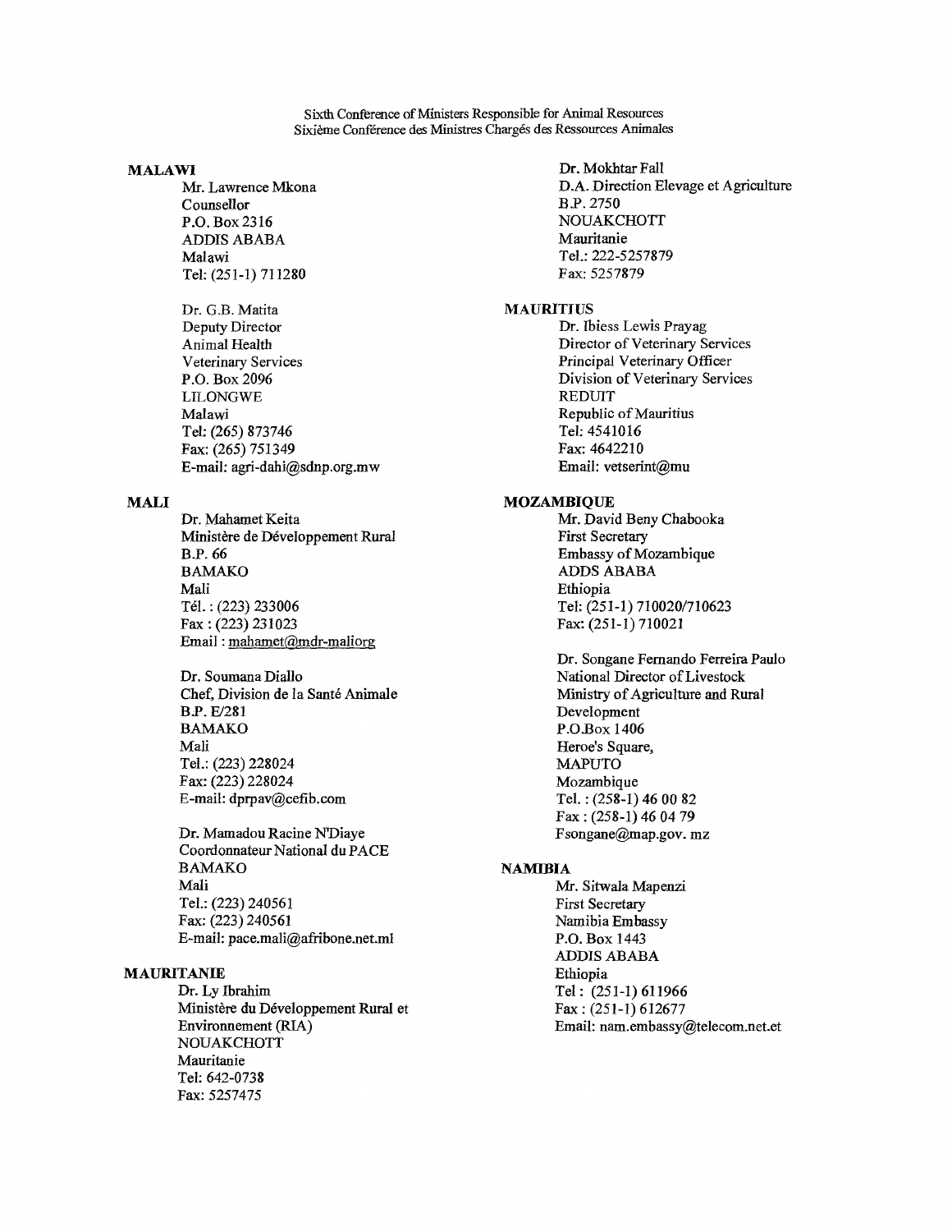Sixth Conference of Ministers Responsible for Animal Resources
Sixième Conférence des Ministres Chargés des Ressources Animales

**MALAWI**

Mr. Lawrence Mkona
Counsellor
P.O. Box 2316
ADDIS ABABA
Malawi
Tel: (251-1) 711280

Dr. G.B. Matita
Deputy Director
Animal Health
Veterinary Services
P.O. Box 2096
LILONGWE
Malawi
Tel: (265) 873746
Fax: (265) 751349
E-mail: agri-dahi@sdnp.org.mw

**MALI**

Dr. Mahamet Keita
Ministère de Développement Rural
B.P. 66
BAMAKO
Mali
Tél. : (223) 233006
Fax : (223) 231023
Email : mahamet@mdr-maliorg

Dr. Soumana Diallo
Chef, Division de la Santé Animale
B.P. E/281
BAMAKO
Mali
Tel.: (223) 228024
Fax: (223) 228024
E-mail: dprpav@cefib.com

Dr. Mamadou Racine N'Diaye
Coordonnateur National du PACE
BAMAKO
Mali
Tel.: (223) 240561
Fax: (223) 240561
E-mail: pace.mali@afribone.net.ml

**MAURITANIE**

Dr. Ly Ibrahim
Ministère du Développement Rural et Environnement (RIA)
NOUAKCHOTT
Mauritanie
Tel: 642-0738
Fax: 5257475

Dr. Mokhtar Fall
D.A. Direction Elevage et Agriculture
B.P. 2750
NOUAKCHOTT
Mauritanie
Tel.: 222-5257879
Fax: 5257879

**MAURITIUS**

Dr. Ibiess Lewis Prayag
Director of Veterinary Services
Principal Veterinary Officer
Division of Veterinary Services
REDUIT
Republic of Mauritius
Tel: 4541016
Fax: 4642210
Email: vetserint@mu

**MOZAMBIQUE**

Mr. David Beny Chabooka
First Secretary
Embassy of Mozambique
ADDS ABABA
Ethiopia
Tel: (251-1) 710020/710623
Fax: (251-1) 710021

Dr. Songane Fernando Ferreira Paulo
National Director of Livestock
Ministry of Agriculture and Rural Development
P.O.Box 1406
Heroe's Square,
MAPUTO
Mozambique
Tel. : (258-1) 46 00 82
Fax : (258-1) 46 04 79
Fsongane@map.gov. mz

**NAMIBIA**

Mr. Sitwala Mapenzi
First Secretary
Namibia Embassy
P.O. Box 1443
ADDIS ABABA
Ethiopia
Tel : (251-1) 611966
Fax : (251-1) 612677
Email: nam.embassy@telecom.net.et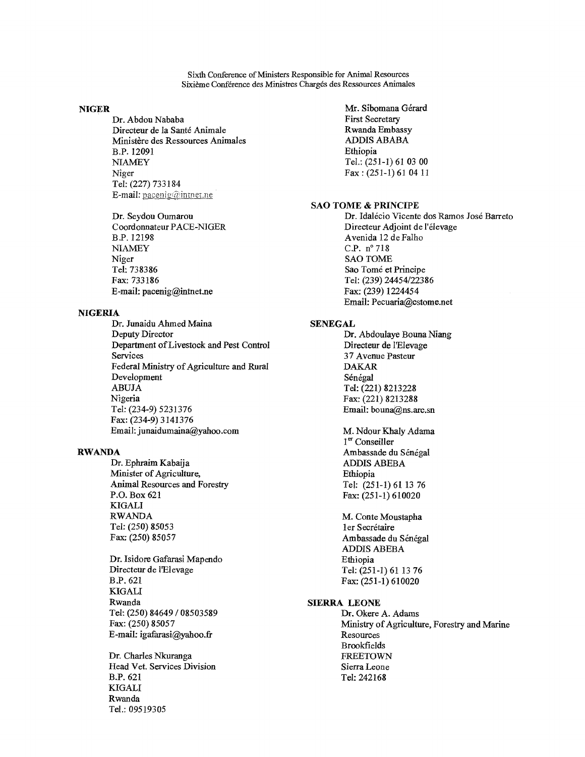Sixth Conference of Ministers Responsible for Animal Resources
Sixième Conférence des Ministres Chargés des Ressources Animales

**NIGER**

Dr. Abdou Nababa
Directeur de la Santé Animale
Ministère des Ressources Animales
B.P. 12091
NIAMEY
Niger
Tel: (227) 733184
E-mail: pacenig@intnet.ne

Dr. Seydou Oumarou
Coordonnateur PACE-NIGER
B.P. 12198
NIAMEY
Niger
Tel: 738386
Fax: 733186
E-mail: pacenig@intnet.ne

**NIGERIA**

Dr. Junaidu Ahmed Maina
Deputy Director
Department of Livestock and Pest Control Services
Federal Ministry of Agriculture and Rural Development
ABUJA
Nigeria
Tel: (234-9) 5231376
Fax: (234-9) 3141376
Email: junaidumaina@yahoo.com

**RWANDA**

Dr. Ephraim Kabaija
Minister of Agriculture, Animal Resources and Forestry
P.O. Box 621
KIGALI
RWANDA
Tel: (250) 85053
Fax: (250) 85057

Dr. Isidore Gafarasi Mapendo
Directeur de l'Elevage
B.P. 621
KIGALI
Rwanda
Tel: (250) 84649 / 08503589
Fax: (250) 85057
E-mail: igafarasi@yahoo.fr

Dr. Charles Nkuranga
Head Vet. Services Division
B.P. 621
KIGALI
Rwanda
Tel.: 09519305

Mr. Sibomana Gérard
First Secretary
Rwanda Embassy
ADDIS ABABA
Ethiopia
Tel.: (251-1) 61 03 00
Fax : (251-1) 61 04 11

**SAO TOME & PRINCIPE**

Dr. Idalécio Vicente dos Ramos José Barreto
Directeur Adjoint de l'élevage
Avenida 12 de Falho
C.P. n° 718
SAO TOME
Sao Tomé et Principe
Tel: (239) 24454/22386
Fax: (239) 1224454
Email: Pecuaria@cstome.net

**SENEGAL**

Dr. Abdoulaye Bouna Niang
Directeur de l'Elevage
37 Avenue Pasteur
DAKAR
Sénégal
Tel: (221) 8213228
Fax: (221) 8213288
Email: bouna@ns.arc.sn

M. Ndour Khaly Adama
1er Conseiller
Ambassade du Sénégal
ADDIS ABEBA
Ethiopia
Tel: (251-1) 61 13 76
Fax: (251-1) 610020

M. Conte Moustapha
1er Secrétaire
Ambassade du Sénégal
ADDIS ABEBA
Ethiopia
Tel: (251-1) 61 13 76
Fax: (251-1) 610020

**SIERRA LEONE**

Dr. Okere A. Adams
Ministry of Agriculture, Forestry and Marine Resources
Brookfields
FREETOWN
Sierra Leone
Tel: 242168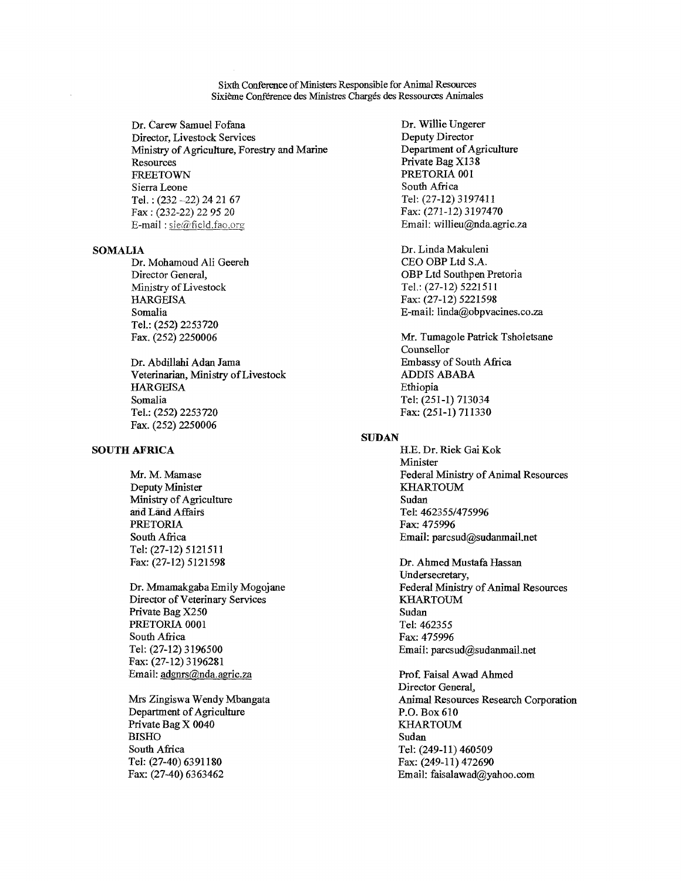Dr. Carew Samuel Fofana
Director, Livestock Services
Ministry of Agriculture, Forestry and Marine Resources
FREETOWN
Sierra Leone
Tel. : (232 -22) 24 21 67
Fax : (232-22) 22 95 20
E-mail : sle@field.fao.org

**SOMALIA**

Dr. Mohamoud Ali Geereh
Director General,
Ministry of Livestock
HARGEISA
Somalia
Tel.: (252) 2253720
Fax. (252) 2250006

Dr. Abdillahi Adan Jama
Veterinarian, Ministry of Livestock
HARGEISA
Somalia
Tel.: (252) 2253720
Fax. (252) 2250006

**SOUTH AFRICA**

Mr. M. Mamase
Deputy Minister
Ministry of Agriculture
and Land Affairs
PRETORIA
South Africa
Tel: (27-12) 5121511
Fax: (27-12) 5121598

Dr. Mmamakgaba Emily Mogojane
Director of Veterinary Services
Private Bag X250
PRETORIA 0001
South Africa
Tel: (27-12) 3196500
Fax: (27-12) 3196281
Email: adgnrs@nda.agric.za

Mrs Zingiswa Wendy Mbangata
Department of Agriculture
Private Bag X 0040
BISHO
South Africa
Tel: (27-40) 6391180
Fax: (27-40) 6363462

Dr. Willie Ungerer
Deputy Director
Department of Agriculture
Private Bag X138
PRETORIA 001
South Africa
Tel: (27-12) 3197411
Fax: (271-12) 3197470
Email: willieu@nda.agric.za

Dr. Linda Makuleni
CEO OBP Ltd S.A.
OBP Ltd Southpen Pretoria
Tel.: (27-12) 5221511
Fax: (27-12) 5221598
E-mail: linda@obpvacines.co.za

Mr. Tumagole Patrick Tsholetsane
Counsellor
Embassy of South Africa
ADDIS ABABA
Ethiopia
Tel: (251-1) 713034
Fax: (251-1) 711330

**SUDAN**

H.E. Dr. Riek Gai Kok
Minister
Federal Ministry of Animal Resources
KHARTOUM
Sudan
Tel: 462355/475996
Fax: 475996
Email: parcsud@sudanmail.net

Dr. Ahmed Mustafa Hassan
Undersecretary,
Federal Ministry of Animal Resources
KHARTOUM
Sudan
Tel: 462355
Fax: 475996
Email: parcsud@sudanmail.net

Prof. Faisal Awad Ahmed
Director General,
Animal Resources Research Corporation
P.O. Box 610
KHARTOUM
Sudan
Tel: (249-11) 460509
Fax: (249-11) 472690
Email: faisalawad@yahoo.com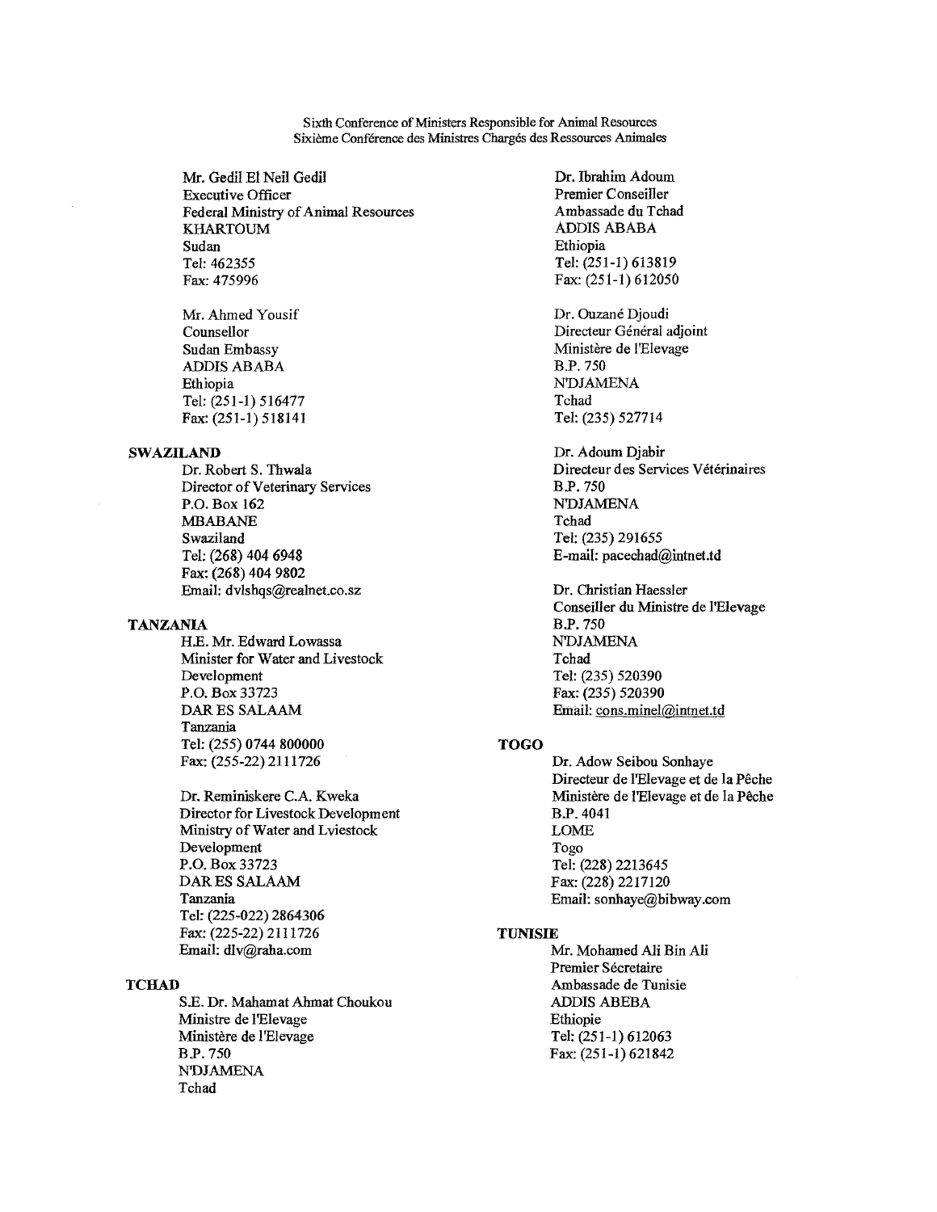Mr. Gedil El Neil Gedil
Executive Officer
Federal Ministry of Animal Resources
KHARTOUM
Sudan
Tel: 462355
Fax: 475996

Mr. Ahmed Yousif
Counsellor
Sudan Embassy
ADDIS ABABA
Ethiopia
Tel: (251-1) 516477
Fax: (251-1) 518141

**SWAZILAND**

Dr. Robert S. Thwala
Director of Veterinary Services
P.O. Box 162
MBABANE
Swaziland
Tel: (268) 404 6948
Fax: (268) 404 9802
Email: dvlshqs@realnet.co.sz

**TANZANIA**

H.E. Mr. Edward Lowassa
Minister for Water and Livestock Development
P.O. Box 33723
DAR ES SALAAM
Tanzania
Tel: (255) 0744 800000
Fax: (255-22) 2111726

Dr. Reminiskere C.A. Kweka
Director for Livestock Development
Ministry of Water and Lviestock Development
P.O. Box 33723
DAR ES SALAAM
Tanzania
Tel: (225-022) 2864306
Fax: (225-22) 2111726
Email: dlv@raha.com

**TCHAD**

S.E. Dr. Mahamat Ahmat Choukou
Ministre de l'Elevage
Ministère de l'Elevage
B.P. 750
N'DJAMENA
Tchad

Dr. Ibrahim Adoum
Premier Conseiller
Ambassade du Tchad
ADDIS ABABA
Ethiopia
Tel: (251-1) 613819
Fax: (251-1) 612050

Dr. Ouzané Djoudi
Directeur Général adjoint
Ministère de l'Elevage
B.P. 750
N'DJAMENA
Tchad
Tel: (235) 527714

Dr. Adoum Djabir
Directeur des Services Vétérinaires
B.P. 750
N'DJAMENA
Tchad
Tel: (235) 291655
E-mail: pacechad@intnet.td

Dr. Christian Haessler
Conseiller du Ministre de l'Elevage
B.P. 750
N'DJAMENA
Tchad
Tel: (235) 520390
Fax: (235) 520390
Email: cons.minel@intnet.td

**TOGO**

Dr. Adow Seibou Sonhaye
Directeur de l'Elevage et de la Pêche
Ministère de l'Elevage et de la Pêche
B.P. 4041
LOME
Togo
Tel: (228) 2213645
Fax: (228) 2217120
Email: sonhaye@bibway.com

**TUNISIE**

Mr. Mohamed Ali Bin Ali
Premier Sécretaire
Ambassade de Tunisie
ADDIS ABEBA
Ethiopie
Tel: (251-1) 612063
Fax: (251-1) 621842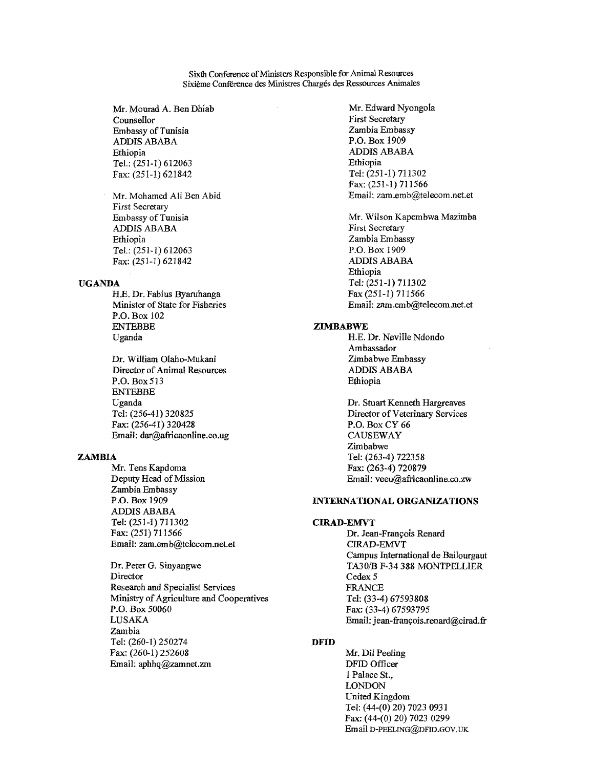Mr. Mourad A. Ben Dhiab
Counsellor
Embassy of Tunisia
ADDIS ABABA
Ethiopia
Tel.: (251-1) 612063
Fax: (251-1) 621842

Mr. Mohamed Ali Ben Abid
First Secretary
Embassy of Tunisia
ADDIS ABABA
Ethiopia
Tel.: (251-1) 612063
Fax: (251-1) 621842

**UGANDA**

H.E. Dr. Fabius Byaruhanga
Minister of State for Fisheries
P.O. Box 102
ENTEBBE
Uganda

Dr. William Olaho-Mukani
Director of Animal Resources
P.O. Box 513
ENTEBBE
Uganda
Tel: (256-41) 320825
Fax: (256-41) 320428
Email: dar@africaonline.co.ug

**ZAMBIA**

Mr. Tens Kapdoma
Deputy Head of Mission
Zambia Embassy
P.O. Box 1909
ADDIS ABABA
Tel: (251-1) 711302
Fax: (251) 711566
Email: zam.emb@telecom.net.et

Dr. Peter G. Sinyangwe
Director
Research and Specialist Services
Ministry of Agriculture and Cooperatives
P.O. Box 50060
LUSAKA
Zambia
Tel: (260-1) 250274
Fax: (260-1) 252608
Email: aphhq@zamnet.zm

Mr. Edward Nyongola
First Secretary
Zambia Embassy
P.O. Box 1909
ADDIS ABABA
Ethiopia
Tel: (251-1) 711302
Fax: (251-1) 711566
Email: zam.emb@telecom.net.et

Mr. Wilson Kapembwa Mazimba
First Secretary
Zambia Embassy
P.O. Box 1909
ADDIS ABABA
Ethiopia
Tel: (251-1) 711302
Fax (251-1) 711566
Email: zam.emb@telecom.net.et

**ZIMBABWE**

H.E. Dr. Neville Ndondo
Ambassador
Zimbabwe Embassy
ADDIS ABABA
Ethiopia

Dr. Stuart Kenneth Hargreaves
Director of Veterinary Services
P.O. Box CY 66
CAUSEWAY
Zimbabwe
Tel: (263-4) 722358
Fax: (263-4) 720879
Email: veeu@africaonline.co.zw

**INTERNATIONAL ORGANIZATIONS**

**CIRAD-EMVT**

Dr. Jean-François Renard
CIRAD-EMVT
Campus International de Bailourgaut
TA30/B F-34 388 MONTPELLIER
Cedex 5
FRANCE
Tel: (33-4) 67593808
Fax: (33-4) 67593795
Email: jean-françois.renard@cirad.fr

**DFID**

Mr. Dil Peeling
DFID Officer
1 Palace St.,
LONDON
United Kingdom
Tel: (44-(0) 20) 7023 0931
Fax: (44-(0) 20) 7023 0299
Email D-PEELING@DFID.GOV.UK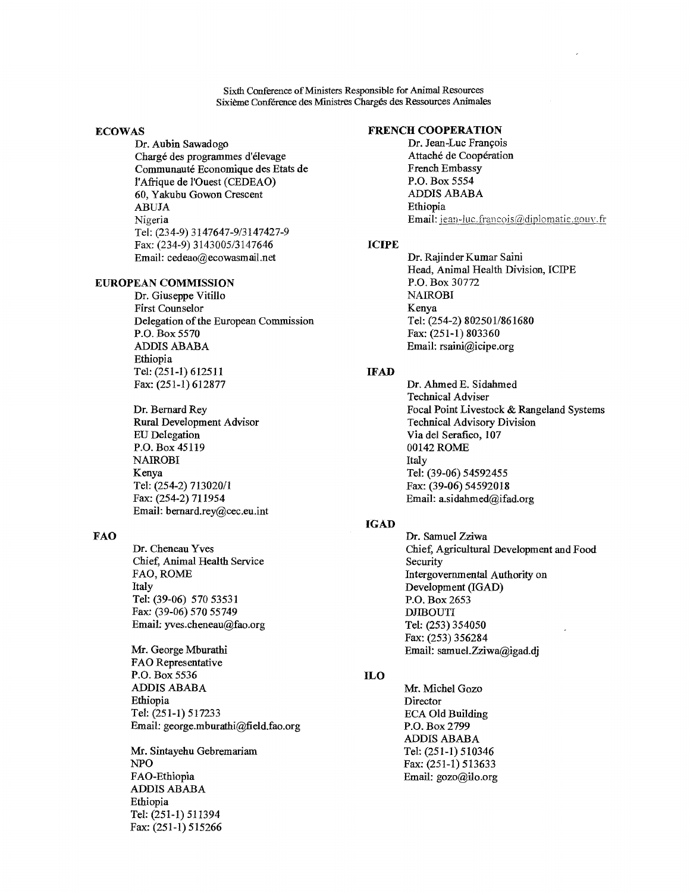Sixth Conference of Ministers Responsible for Animal Resources
Sixième Conférence des Ministres Chargés des Ressources Animales

**ECOWAS**

Dr. Aubin Sawadogo
Chargé des programmes d'élevage
Communauté Economique des Etats de l'Afrique de l'Ouest (CEDEAO)
60, Yakubu Gowon Crescent
ABUJA
Nigeria
Tel: (234-9) 3147647-9/3147427-9
Fax: (234-9) 3143005/3147646
Email: cedeao@ecowasmail.net

**EUROPEAN COMMISSION**

Dr. Giuseppe Vitillo
First Counselor
Delegation of the European Commission
P.O. Box 5570
ADDIS ABABA
Ethiopia
Tel: (251-1) 612511
Fax: (251-1) 612877

Dr. Bernard Rey
Rural Development Advisor
EU Delegation
P.O. Box 45119
NAIROBI
Kenya
Tel: (254-2) 713020/1
Fax: (254-2) 711954
Email: bernard.rey@cec.eu.int

**FAO**

Dr. Cheneau Yves
Chief, Animal Health Service
FAO, ROME
Italy
Tel: (39-06) 570 53531
Fax: (39-06) 570 55749
Email: yves.cheneau@fao.org

Mr. George Mburathi
FAO Representative
P.O. Box 5536
ADDIS ABABA
Ethiopia
Tel: (251-1) 517233
Email: george.mburathi@field.fao.org

Mr. Sintayehu Gebremariam
NPO
FAO-Ethiopia
ADDIS ABABA
Ethiopia
Tel: (251-1) 511394
Fax: (251-1) 515266

**FRENCH COOPERATION**

Dr. Jean-Luc François
Attaché de Coopération
French Embassy
P.O. Box 5554
ADDIS ABABA
Ethiopia
Email: jean-luc.francois@diplomatie.gouv.fr

**ICIPE**

Dr. Rajinder Kumar Saini
Head, Animal Health Division, ICIPE
P.O. Box 30772
NAIROBI
Kenya
Tel: (254-2) 802501/861680
Fax: (251-1) 803360
Email: rsaini@icipe.org

**IFAD**

Dr. Ahmed E. Sidahmed
Technical Adviser
Focal Point Livestock & Rangeland Systems
Technical Advisory Division
Via del Serafico, 107
00142 ROME
Italy
Tel: (39-06) 54592455
Fax: (39-06) 54592018
Email: a.sidahmed@ifad.org

**IGAD**

Dr. Samuel Zziwa
Chief, Agricultural Development and Food Security
Intergovernmental Authority on Development (IGAD)
P.O. Box 2653
DJIBOUTI
Tel: (253) 354050
Fax: (253) 356284
Email: samuel.Zziwa@igad.dj

**ILO**

Mr. Michel Gozo
Director
ECA Old Building
P.O. Box 2799
ADDIS ABABA
Tel: (251-1) 510346
Fax: (251-1) 513633
Email: gozo@ilo.org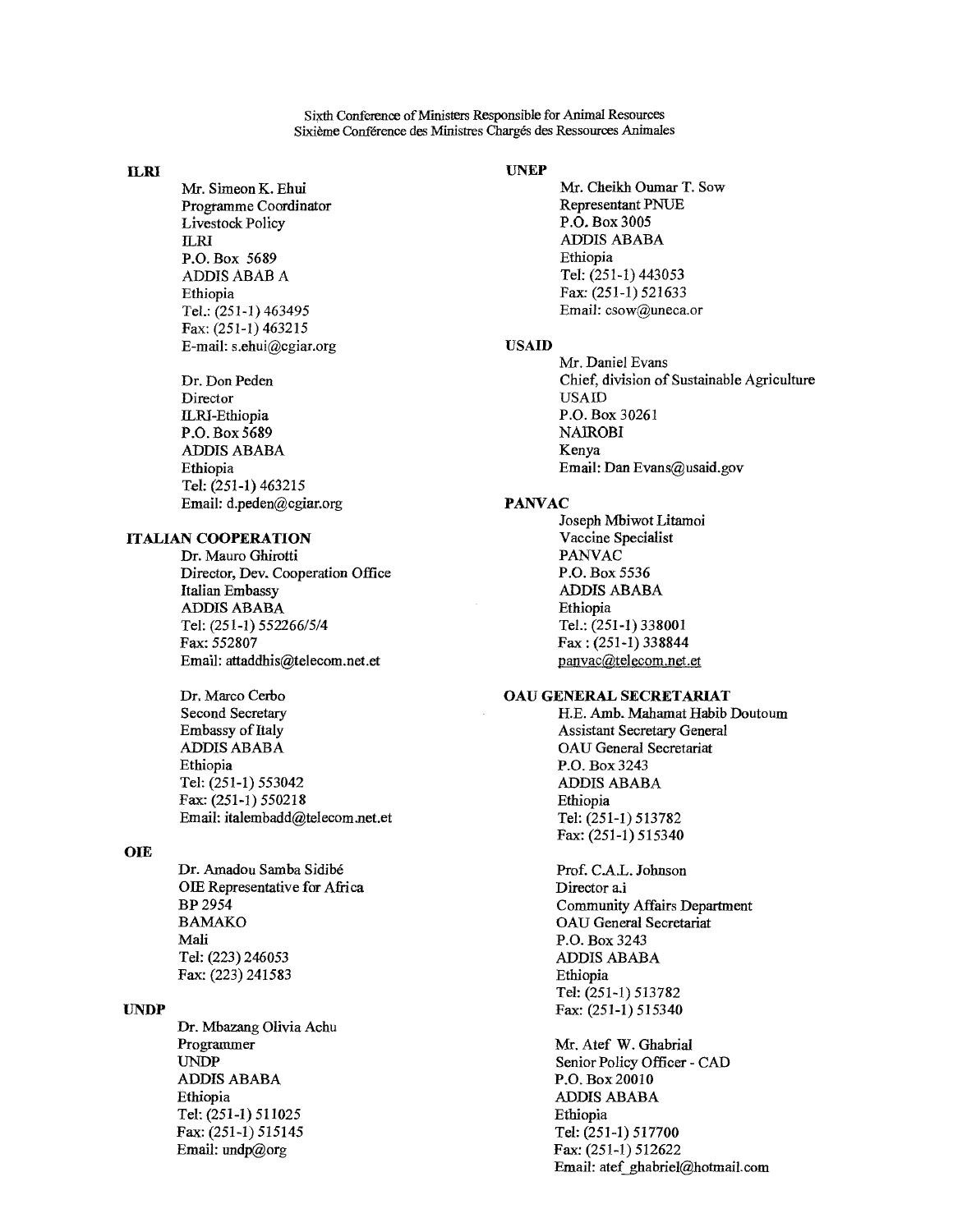**ILRI**

Mr. Simeon K. Ehui
Programme Coordinator
Livestock Policy
ILRI
P.O. Box 5689
ADDIS ABAB A
Ethiopia
Tel.: (251-1) 463495
Fax: (251-1) 463215
E-mail: s.ehui@cgiar.org

Dr. Don Peden
Director
ILRI-Ethiopia
P.O. Box 5689
ADDIS ABABA
Ethiopia
Tel: (251-1) 463215
Email: d.peden@cgiar.org

**ITALIAN COOPERATION**

Dr. Mauro Ghirotti
Director, Dev. Cooperation Office
Italian Embassy
ADDIS ABABA
Tel: (251-1) 552266/5/4
Fax: 552807
Email: attaddhis@telecom.net.et

Dr. Marco Cerbo
Second Secretary
Embassy of Italy
ADDIS ABABA
Ethiopia
Tel: (251-1) 553042
Fax: (251-1) 550218
Email: italembadd@telecom.net.et

**OIE**

Dr. Amadou Samba Sidibé
OIE Representative for Africa
BP 2954
BAMAKO
Mali
Tel: (223) 246053
Fax: (223) 241583

**UNDP**

Dr. Mbazang Olivia Achu
Programmer
UNDP
ADDIS ABABA
Ethiopia
Tel: (251-1) 511025
Fax: (251-1) 515145
Email: undp@org

**UNEP**

Mr. Cheikh Oumar T. Sow
Representant PNUE
P.O. Box 3005
ADDIS ABABA
Ethiopia
Tel: (251-1) 443053
Fax: (251-1) 521633
Email: csow@uneca.or

**USAID**

Mr. Daniel Evans
Chief, division of Sustainable Agriculture
USAID
P.O. Box 30261
NAIROBI
Kenya
Email: Dan Evans@usaid.gov

**PANVAC**

Joseph Mbiwot Litamoi
Vaccine Specialist
PANVAC
P.O. Box 5536
ADDIS ABABA
Ethiopia
Tel.: (251-1) 338001
Fax : (251-1) 338844
panvac@telecom.net.et

**OAU GENERAL SECRETARIAT**

H.E. Amb. Mahamat Habib Doutoum
Assistant Secretary General
OAU General Secretariat
P.O. Box 3243
ADDIS ABABA
Ethiopia
Tel: (251-1) 513782
Fax: (251-1) 515340

Prof. C.A.L. Johnson
Director a.i
Community Affairs Department
OAU General Secretariat
P.O. Box 3243
ADDIS ABABA
Ethiopia
Tel: (251-1) 513782
Fax: (251-1) 515340

Mr. Atef W. Ghabrial
Senior Policy Officer - CAD
P.O. Box 20010
ADDIS ABABA
Ethiopia
Tel: (251-1) 517700
Fax: (251-1) 512622
Email: atef_ghabriel@hotmail.com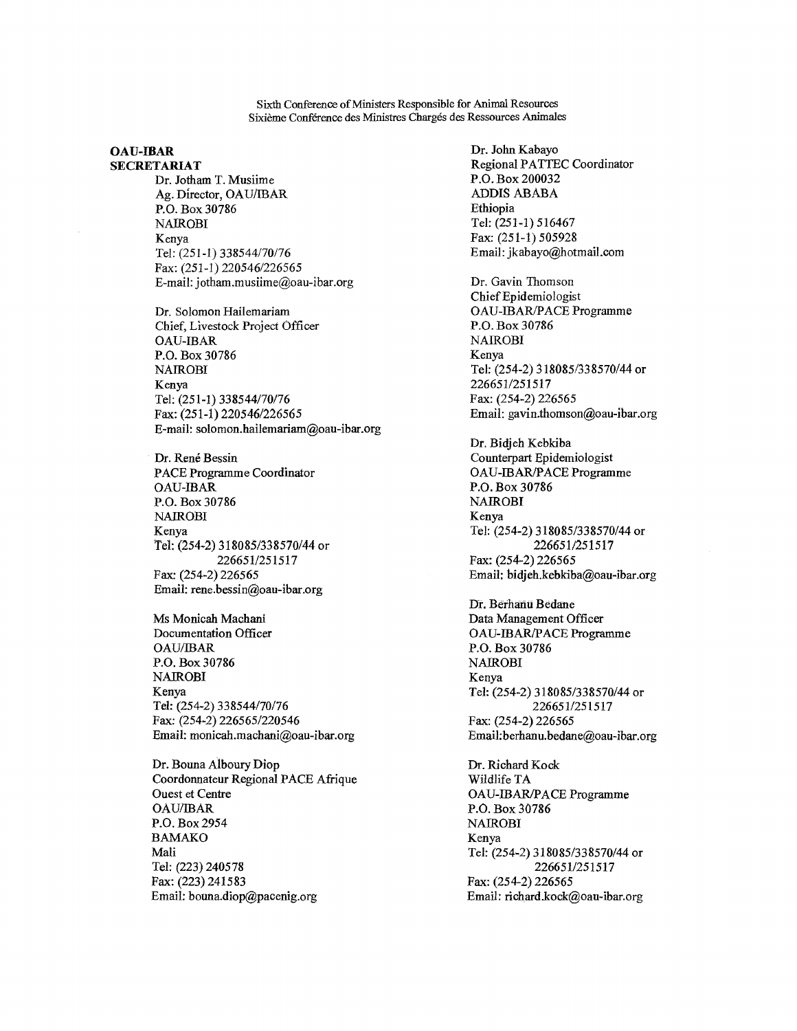Sixth Conference of Ministers Responsible for Animal Resources
Sixième Conférence des Ministres Chargés des Ressources Animales

**OAU-IBAR**
**SECRETARIAT**

Dr. Jotham T. Musiime
Ag. Director, OAU/IBAR
P.O. Box 30786
NAIROBI
Kenya
Tel: (251-1) 338544/70/76
Fax: (251-1) 220546/226565
E-mail: jotham.musiime@oau-ibar.org

Dr. Solomon Hailemariam
Chief, Livestock Project Officer
OAU-IBAR
P.O. Box 30786
NAIROBI
Kenya
Tel: (251-1) 338544/70/76
Fax: (251-1) 220546/226565
E-mail: solomon.hailemariam@oau-ibar.org

Dr. René Bessin
PACE Programme Coordinator
OAU-IBAR
P.O. Box 30786
NAIROBI
Kenya
Tel: (254-2) 318085/338570/44 or
226651/251517
Fax: (254-2) 226565
Email: rene.bessin@oau-ibar.org

Ms Monicah Machani
Documentation Officer
OAU/IBAR
P.O. Box 30786
NAIROBI
Kenya
Tel: (254-2) 338544/70/76
Fax: (254-2) 226565/220546
Email: monicah.machani@oau-ibar.org

Dr. Bouna Alboury Diop
Coordonnateur Regional PACE Afrique
Ouest et Centre
OAU/IBAR
P.O. Box 2954
BAMAKO
Mali
Tel: (223) 240578
Fax: (223) 241583
Email: bouna.diop@pacenig.org

Dr. John Kabayo
Regional PATTEC Coordinator
P.O. Box 200032
ADDIS ABABA
Ethiopia
Tel: (251-1) 516467
Fax: (251-1) 505928
Email: jkabayo@hotmail.com

Dr. Gavin Thomson
Chief Epidemiologist
OAU-IBAR/PACE Programme
P.O. Box 30786
NAIROBI
Kenya
Tel: (254-2) 318085/338570/44 or
226651/251517
Fax: (254-2) 226565
Email: gavin.thomson@oau-ibar.org

Dr. Bidjeh Kebkiba
Counterpart Epidemiologist
OAU-IBAR/PACE Programme
P.O. Box 30786
NAIROBI
Kenya
Tel: (254-2) 318085/338570/44 or
226651/251517
Fax: (254-2) 226565
Email: bidjeh.kebkiba@oau-ibar.org

Dr. Berhanu Bedane
Data Management Officer
OAU-IBAR/PACE Programme
P.O. Box 30786
NAIROBI
Kenya
Tel: (254-2) 318085/338570/44 or
226651/251517
Fax: (254-2) 226565
Email: berhanu.bedane@oau-ibar.org

Dr. Richard Kock
Wildlife TA
OAU-IBAR/PACE Programme
P.O. Box 30786
NAIROBI
Kenya
Tel: (254-2) 318085/338570/44 or
226651/251517
Fax: (254-2) 226565
Email: richard.kock@oau-ibar.org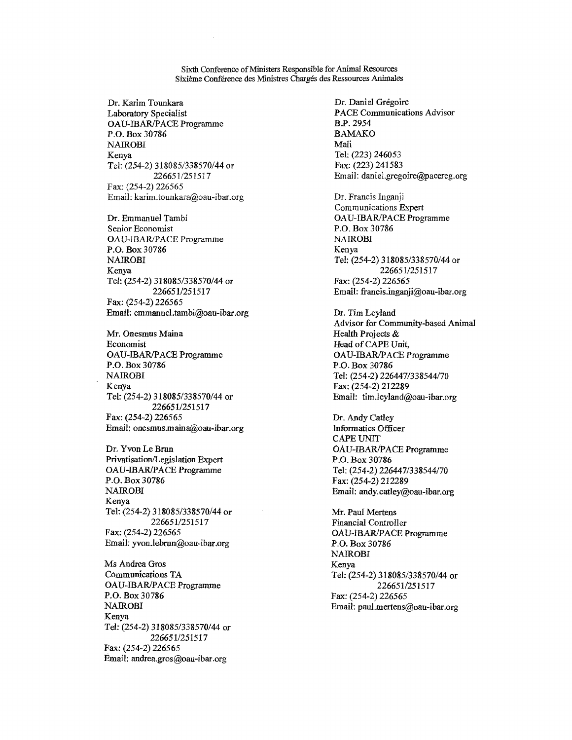Sixth Conference of Ministers Responsible for Animal Resources
Sixième Conférence des Ministres Chargés des Ressources Animales

Dr. Karim Tounkara
Laboratory Specialist
OAU-IBAR/PACE Programme
P.O. Box 30786
NAIROBI
Kenya
Tel: (254-2) 318085/338570/44 or
226651/251517
Fax: (254-2) 226565
Email: karim.tounkara@oau-ibar.org

Dr. Emmanuel Tambi
Senior Economist
OAU-IBAR/PACE Programme
P.O. Box 30786
NAIROBI
Kenya
Tel: (254-2) 318085/338570/44 or
226651/251517
Fax: (254-2) 226565
Email: emmanuel.tambi@oau-ibar.org

Mr. Onesmus Maina
Economist
OAU-IBAR/PACE Programme
P.O. Box 30786
NAIROBI
Kenya
Tel: (254-2) 318085/338570/44 or
226651/251517
Fax: (254-2) 226565
Email: onesmus.maina@oau-ibar.org

Dr. Yvon Le Brun
Privatisation/Legislation Expert
OAU-IBAR/PACE Programme
P.O. Box 30786
NAIROBI
Kenya
Tel: (254-2) 318085/338570/44 or
226651/251517
Fax: (254-2) 226565
Email: yvon.lebrun@oau-ibar.org

Ms Andrea Gros
Communications TA
OAU-IBAR/PACE Programme
P.O. Box 30786
NAIROBI
Kenya
Tel: (254-2) 318085/338570/44 or
226651/251517
Fax: (254-2) 226565
Email: andrea.gros@oau-ibar.org

Dr. Daniel Grégoire
PACE Communications Advisor
B.P. 2954
BAMAKO
Mali
Tel: (223) 246053
Fax: (223) 241583
Email: daniel.gregoire@pacereg.org

Dr. Francis Inganji
Communications Expert
OAU-IBAR/PACE Programme
P.O. Box 30786
NAIROBI
Kenya
Tel: (254-2) 318085/338570/44 or
226651/251517
Fax: (254-2) 226565
Email: francis.inganji@oau-ibar.org

Dr. Tim Leyland
Advisor for Community-based Animal Health Projects &
Head of CAPE Unit,
OAU-IBAR/PACE Programme
P.O. Box 30786
Tel: (254-2) 226447/338544/70
Fax: (254-2) 212289
Email: tim.leyland@oau-ibar.org

Dr. Andy Catley
Informatics Officer
CAPE UNIT
OAU-IBAR/PACE Programme
P.O. Box 30786
Tel: (254-2) 226447/338544/70
Fax: (254-2) 212289
Email: andy.catley@oau-ibar.org

Mr. Paul Mertens
Financial Controller
OAU-IBAR/PACE Programme
P.O. Box 30786
NAIROBI
Kenya
Tel: (254-2) 318085/338570/44 or
226651/251517
Fax: (254-2) 226565
Email: paul.mertens@oau-ibar.org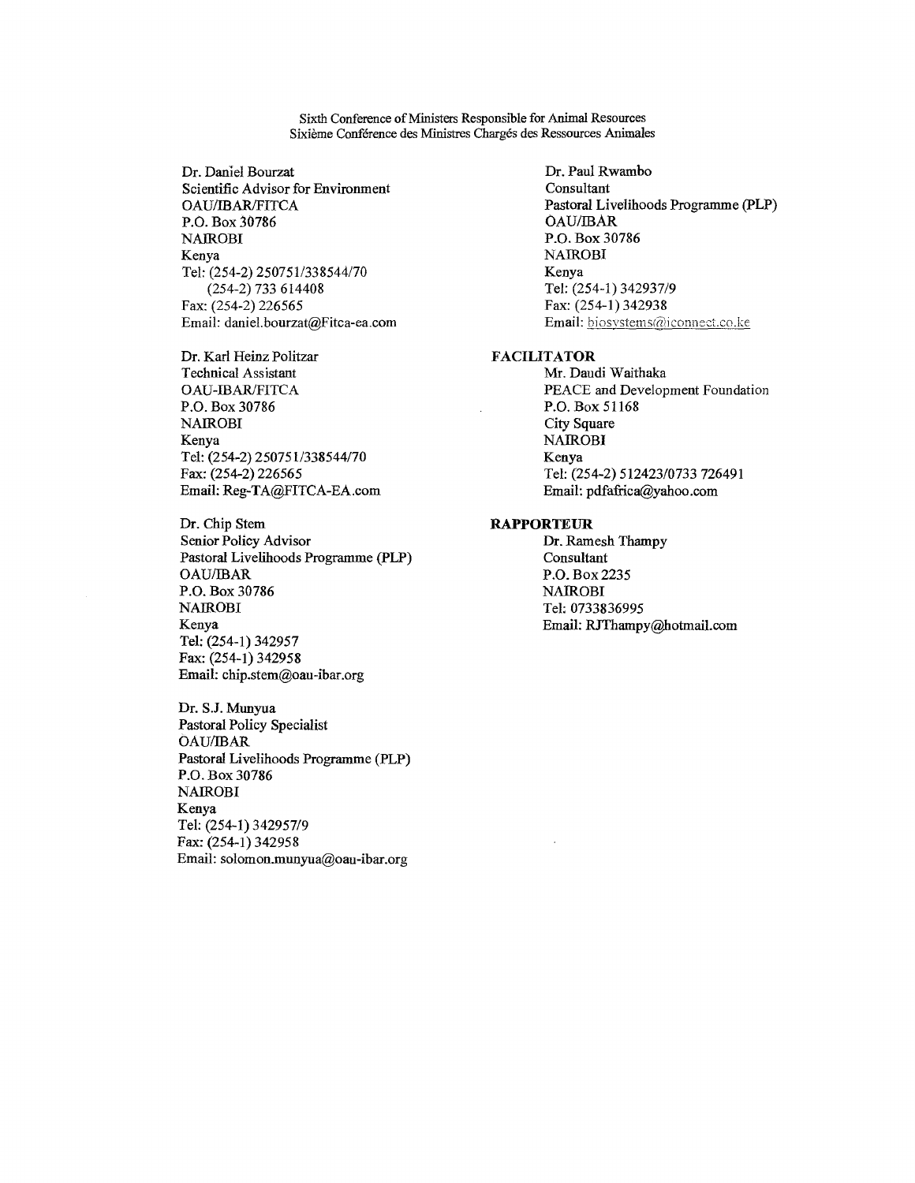Sixth Conference of Ministers Responsible for Animal Resources
Sixième Conférence des Ministres Chargés des Ressources Animales

Dr. Daniel Bourzat
Scientific Advisor for Environment
OAU/IBAR/FITCA
P.O. Box 30786
NAIROBI
Kenya
Tel: (254-2) 250751/338544/70
(254-2) 733 614408
Fax: (254-2) 226565
Email: daniel.bourzat@Fitca-ea.com

Dr. Karl Heinz Politzar
Technical Assistant
OAU-IBAR/FITCA
P.O. Box 30786
NAIROBI
Kenya
Tel: (254-2) 250751/338544/70
Fax: (254-2) 226565
Email: Reg-TA@FITCA-EA.com

Dr. Chip Stem
Senior Policy Advisor
Pastoral Livelihoods Programme (PLP)
OAU/IBAR
P.O. Box 30786
NAIROBI
Kenya
Tel: (254-1) 342957
Fax: (254-1) 342958
Email: chip.stem@oau-ibar.org

Dr. S.J. Munyua
Pastoral Policy Specialist
OAU/IBAR
Pastoral Livelihoods Programme (PLP)
P.O. Box 30786
NAIROBI
Kenya
Tel: (254-1) 342957/9
Fax: (254-1) 342958
Email: solomon.munyua@oau-ibar.org

Dr. Paul Rwambo
Consultant
Pastoral Livelihoods Programme (PLP)
OAU/IBAR
P.O. Box 30786
NAIROBI
Kenya
Tel: (254-1) 342937/9
Fax: (254-1) 342938
Email: biosystems@iconnect.co.ke

**FACILITATOR**

Mr. Daudi Waithaka
PEACE and Development Foundation
P.O. Box 51168
City Square
NAIROBI
Kenya
Tel: (254-2) 512423/0733 726491
Email: pdfafrica@yahoo.com

**RAPPORTEUR**

Dr. Ramesh Thampy
Consultant
P.O. Box 2235
NAIROBI
Tel: 0733836995
Email: RJThampy@hotmail.com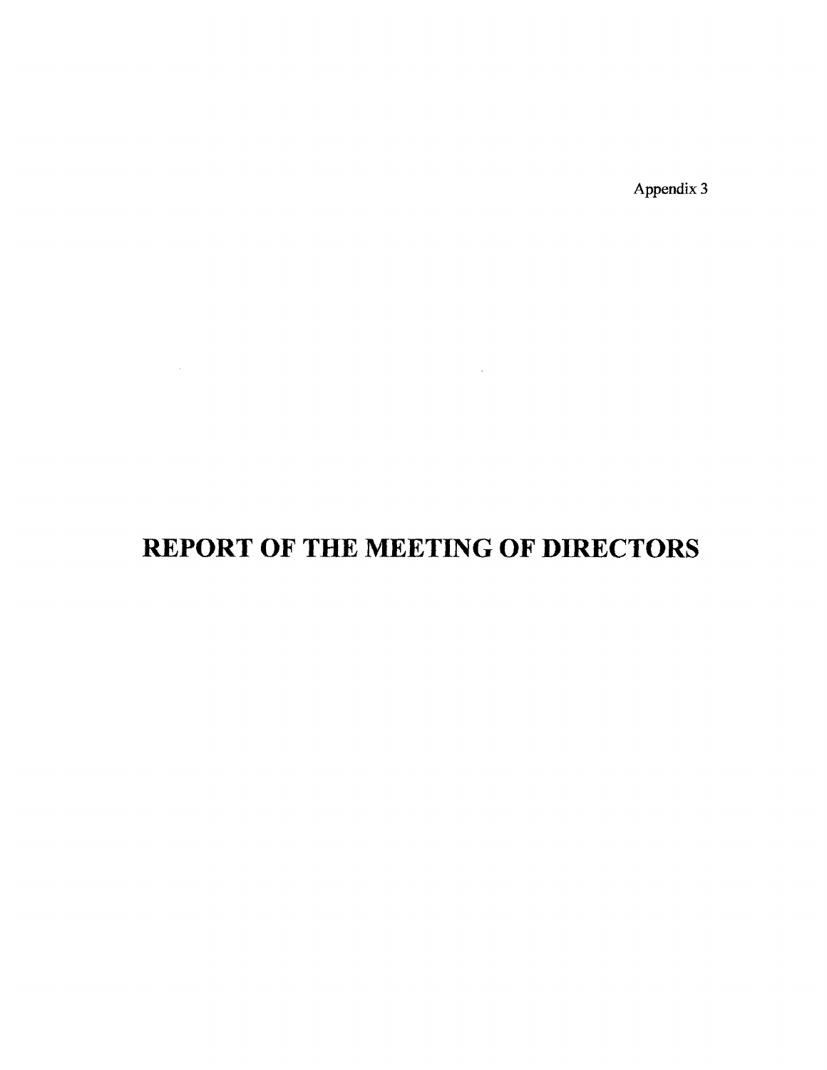Appendix 3

# REPORT OF THE MEETING OF DIRECTORS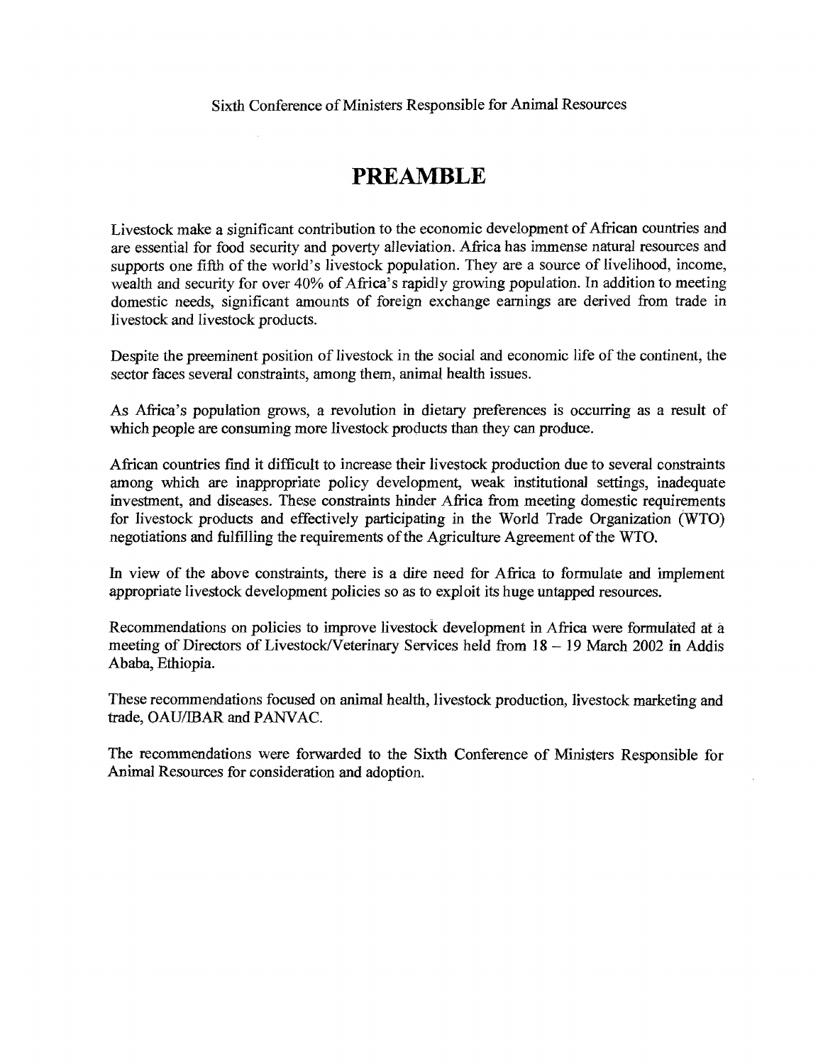Sixth Conference of Ministers Responsible for Animal Resources

# PREAMBLE

Livestock make a significant contribution to the economic development of African countries and are essential for food security and poverty alleviation. Africa has immense natural resources and supports one fifth of the world's livestock population. They are a source of livelihood, income, wealth and security for over 40% of Africa's rapidly growing population. In addition to meeting domestic needs, significant amounts of foreign exchange earnings are derived from trade in livestock and livestock products.

Despite the preeminent position of livestock in the social and economic life of the continent, the sector faces several constraints, among them, animal health issues.

As Africa's population grows, a revolution in dietary preferences is occurring as a result of which people are consuming more livestock products than they can produce.

African countries find it difficult to increase their livestock production due to several constraints among which are inappropriate policy development, weak institutional settings, inadequate investment, and diseases. These constraints hinder Africa from meeting domestic requirements for livestock products and effectively participating in the World Trade Organization (WTO) negotiations and fulfilling the requirements of the Agriculture Agreement of the WTO.

In view of the above constraints, there is a dire need for Africa to formulate and implement appropriate livestock development policies so as to exploit its huge untapped resources.

Recommendations on policies to improve livestock development in Africa were formulated at a meeting of Directors of Livestock/Veterinary Services held from 18 – 19 March 2002 in Addis Ababa, Ethiopia.

These recommendations focused on animal health, livestock production, livestock marketing and trade, OAU/IBAR and PANVAC.

The recommendations were forwarded to the Sixth Conference of Ministers Responsible for Animal Resources for consideration and adoption.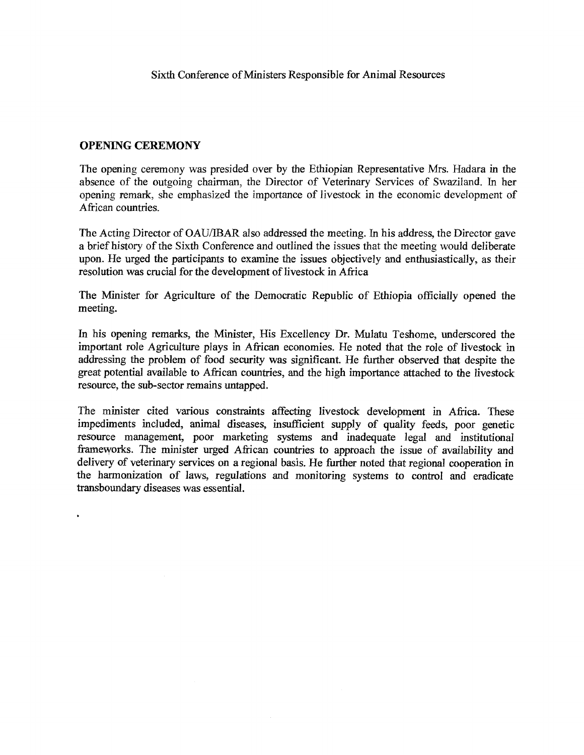Sixth Conference of Ministers Responsible for Animal Resources

## OPENING CEREMONY

The opening ceremony was presided over by the Ethiopian Representative Mrs. Hadara in the absence of the outgoing chairman, the Director of Veterinary Services of Swaziland. In her opening remark, she emphasized the importance of livestock in the economic development of African countries.

The Acting Director of OAU/IBAR also addressed the meeting. In his address, the Director gave a brief history of the Sixth Conference and outlined the issues that the meeting would deliberate upon. He urged the participants to examine the issues objectively and enthusiastically, as their resolution was crucial for the development of livestock in Africa

The Minister for Agriculture of the Democratic Republic of Ethiopia officially opened the meeting.

In his opening remarks, the Minister, His Excellency Dr. Mulatu Teshome, underscored the important role Agriculture plays in African economies. He noted that the role of livestock in addressing the problem of food security was significant. He further observed that despite the great potential available to African countries, and the high importance attached to the livestock resource, the sub-sector remains untapped.

The minister cited various constraints affecting livestock development in Africa. These impediments included, animal diseases, insufficient supply of quality feeds, poor genetic resource management, poor marketing systems and inadequate legal and institutional frameworks. The minister urged African countries to approach the issue of availability and delivery of veterinary services on a regional basis. He further noted that regional cooperation in the harmonization of laws, regulations and monitoring systems to control and eradicate transboundary diseases was essential.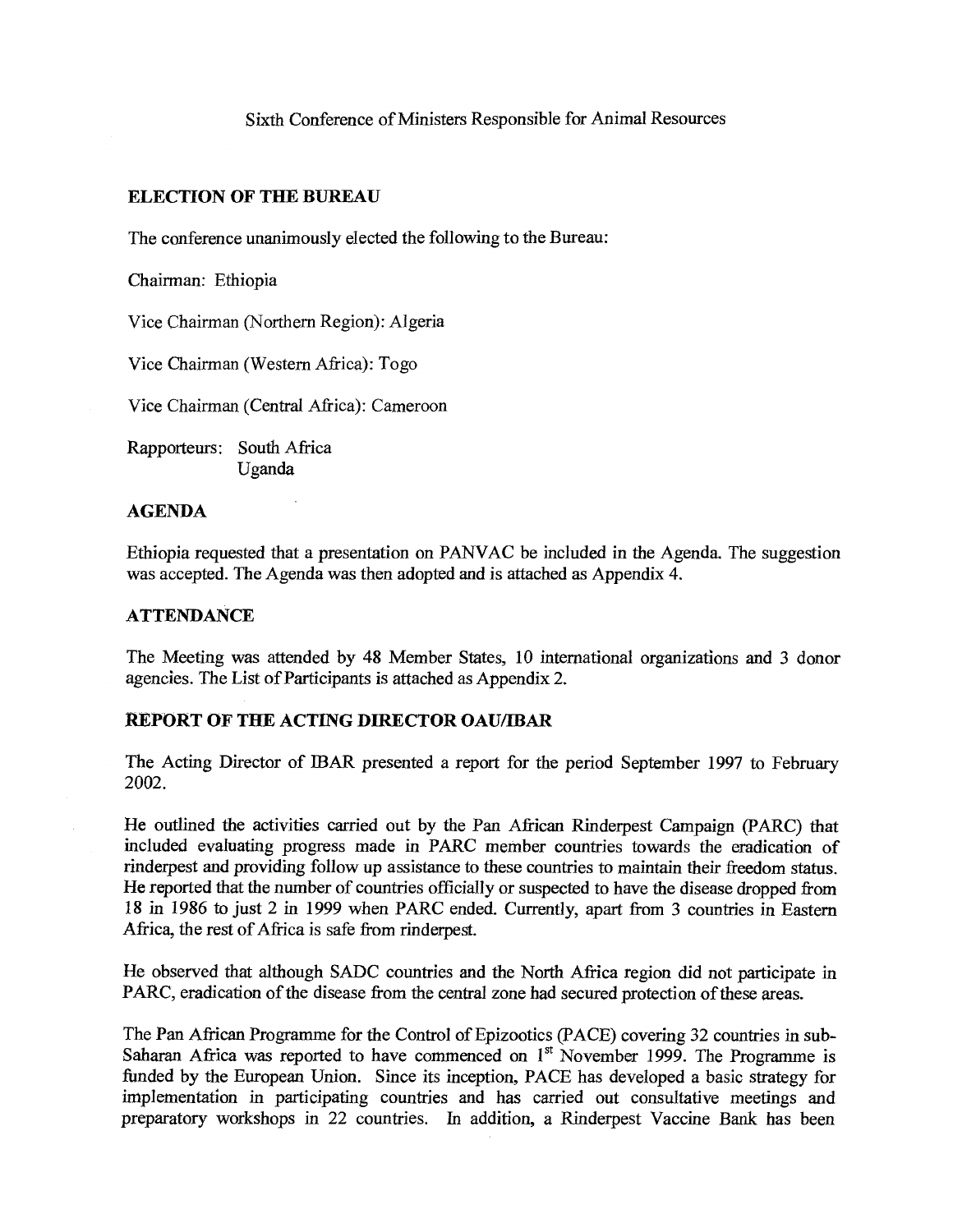Sixth Conference of Ministers Responsible for Animal Resources

## ELECTION OF THE BUREAU

The conference unanimously elected the following to the Bureau:

Chairman: Ethiopia

Vice Chairman (Northern Region): Algeria

Vice Chairman (Western Africa): Togo

Vice Chairman (Central Africa): Cameroon

Rapporteurs: South Africa
Uganda

## AGENDA

Ethiopia requested that a presentation on PANVAC be included in the Agenda. The suggestion was accepted. The Agenda was then adopted and is attached as Appendix 4.

## ATTENDANCE

The Meeting was attended by 48 Member States, 10 international organizations and 3 donor agencies. The List of Participants is attached as Appendix 2.

## REPORT OF THE ACTING DIRECTOR OAU/IBAR

The Acting Director of IBAR presented a report for the period September 1997 to February 2002.

He outlined the activities carried out by the Pan African Rinderpest Campaign (PARC) that included evaluating progress made in PARC member countries towards the eradication of rinderpest and providing follow up assistance to these countries to maintain their freedom status. He reported that the number of countries officially or suspected to have the disease dropped from 18 in 1986 to just 2 in 1999 when PARC ended. Currently, apart from 3 countries in Eastern Africa, the rest of Africa is safe from rinderpest.

He observed that although SADC countries and the North Africa region did not participate in PARC, eradication of the disease from the central zone had secured protection of these areas.

The Pan African Programme for the Control of Epizootics (PACE) covering 32 countries in sub-Saharan Africa was reported to have commenced on 1st November 1999. The Programme is funded by the European Union. Since its inception, PACE has developed a basic strategy for implementation in participating countries and has carried out consultative meetings and preparatory workshops in 22 countries. In addition, a Rinderpest Vaccine Bank has been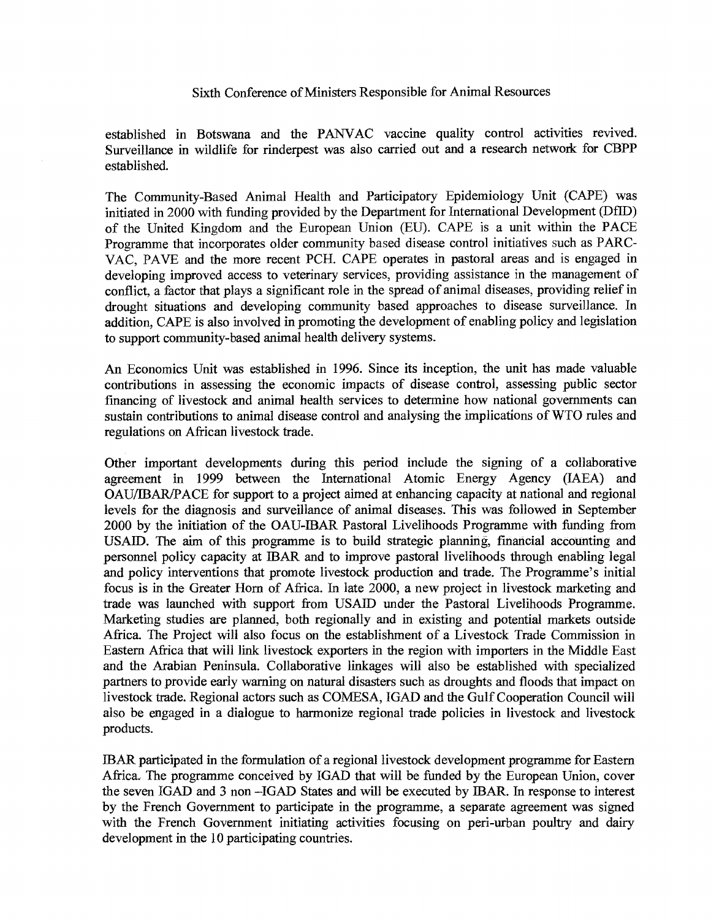established in Botswana and the PANVAC vaccine quality control activities revived. Surveillance in wildlife for rinderpest was also carried out and a research network for CBPP established.

The Community-Based Animal Health and Participatory Epidemiology Unit (CAPE) was initiated in 2000 with funding provided by the Department for International Development (DfID) of the United Kingdom and the European Union (EU). CAPE is a unit within the PACE Programme that incorporates older community based disease control initiatives such as PARC-VAC, PAVE and the more recent PCH. CAPE operates in pastoral areas and is engaged in developing improved access to veterinary services, providing assistance in the management of conflict, a factor that plays a significant role in the spread of animal diseases, providing relief in drought situations and developing community based approaches to disease surveillance. In addition, CAPE is also involved in promoting the development of enabling policy and legislation to support community-based animal health delivery systems.

An Economics Unit was established in 1996. Since its inception, the unit has made valuable contributions in assessing the economic impacts of disease control, assessing public sector financing of livestock and animal health services to determine how national governments can sustain contributions to animal disease control and analysing the implications of WTO rules and regulations on African livestock trade.

Other important developments during this period include the signing of a collaborative agreement in 1999 between the International Atomic Energy Agency (IAEA) and OAU/IBAR/PACE for support to a project aimed at enhancing capacity at national and regional levels for the diagnosis and surveillance of animal diseases. This was followed in September 2000 by the initiation of the OAU-IBAR Pastoral Livelihoods Programme with funding from USAID. The aim of this programme is to build strategic planning, financial accounting and personnel policy capacity at IBAR and to improve pastoral livelihoods through enabling legal and policy interventions that promote livestock production and trade. The Programme's initial focus is in the Greater Horn of Africa. In late 2000, a new project in livestock marketing and trade was launched with support from USAID under the Pastoral Livelihoods Programme. Marketing studies are planned, both regionally and in existing and potential markets outside Africa. The Project will also focus on the establishment of a Livestock Trade Commission in Eastern Africa that will link livestock exporters in the region with importers in the Middle East and the Arabian Peninsula. Collaborative linkages will also be established with specialized partners to provide early warning on natural disasters such as droughts and floods that impact on livestock trade. Regional actors such as COMESA, IGAD and the Gulf Cooperation Council will also be engaged in a dialogue to harmonize regional trade policies in livestock and livestock products.

IBAR participated in the formulation of a regional livestock development programme for Eastern Africa. The programme conceived by IGAD that will be funded by the European Union, cover the seven IGAD and 3 non –IGAD States and will be executed by IBAR. In response to interest by the French Government to participate in the programme, a separate agreement was signed with the French Government initiating activities focusing on peri-urban poultry and dairy development in the 10 participating countries.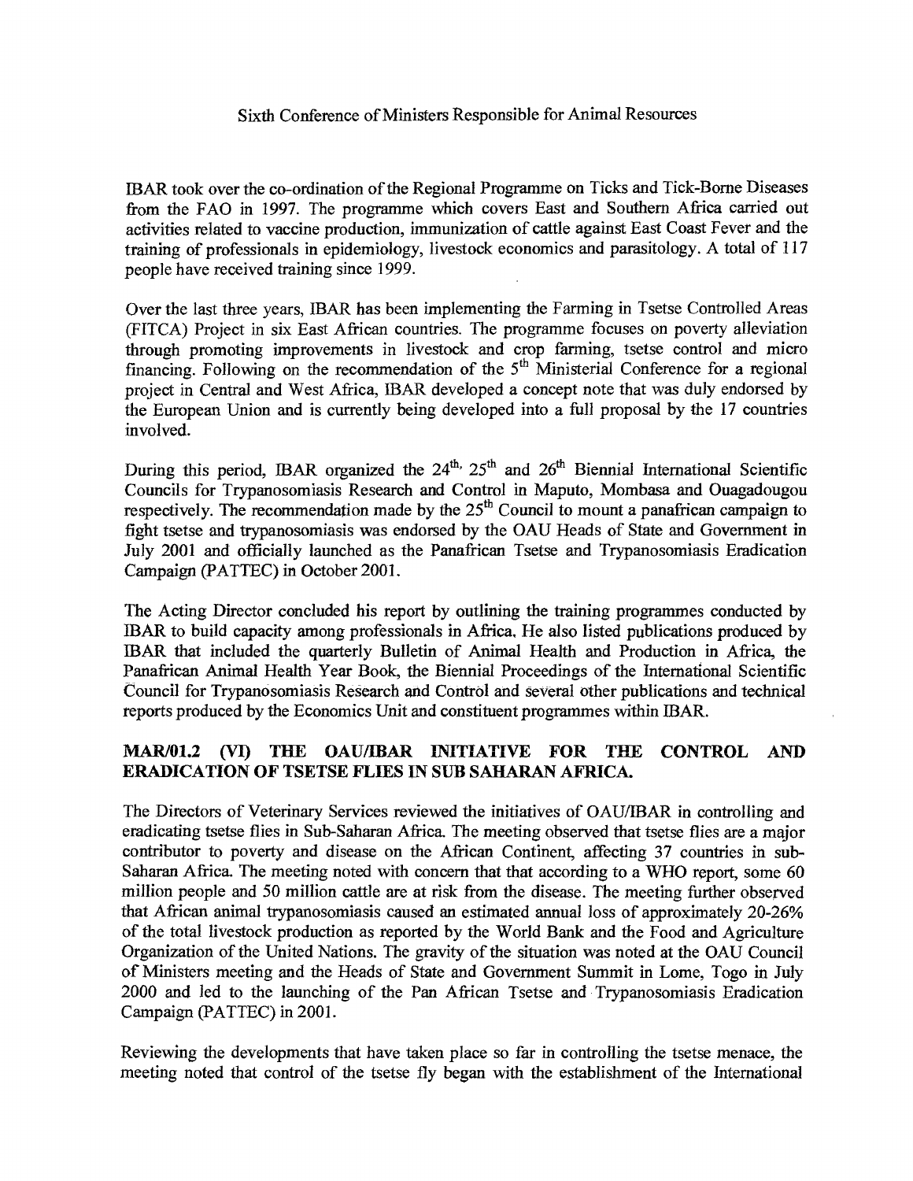IBAR took over the co-ordination of the Regional Programme on Ticks and Tick-Borne Diseases from the FAO in 1997. The programme which covers East and Southern Africa carried out activities related to vaccine production, immunization of cattle against East Coast Fever and the training of professionals in epidemiology, livestock economics and parasitology. A total of 117 people have received training since 1999.

Over the last three years, IBAR has been implementing the Farming in Tsetse Controlled Areas (FITCA) Project in six East African countries. The programme focuses on poverty alleviation through promoting improvements in livestock and crop farming, tsetse control and micro financing. Following on the recommendation of the 5th Ministerial Conference for a regional project in Central and West Africa, IBAR developed a concept note that was duly endorsed by the European Union and is currently being developed into a full proposal by the 17 countries involved.

During this period, IBAR organized the 24th, 25th and 26th Biennial International Scientific Councils for Trypanosomiasis Research and Control in Maputo, Mombasa and Ouagadougou respectively. The recommendation made by the 25th Council to mount a panafrican campaign to fight tsetse and trypanosomiasis was endorsed by the OAU Heads of State and Government in July 2001 and officially launched as the Panafrican Tsetse and Trypanosomiasis Eradication Campaign (PATTEC) in October 2001.

The Acting Director concluded his report by outlining the training programmes conducted by IBAR to build capacity among professionals in Africa. He also listed publications produced by IBAR that included the quarterly Bulletin of Animal Health and Production in Africa, the Panafrican Animal Health Year Book, the Biennial Proceedings of the International Scientific Council for Trypanosomiasis Research and Control and several other publications and technical reports produced by the Economics Unit and constituent programmes within IBAR.

## MAR/01.2 (VI) THE OAU/IBAR INITIATIVE FOR THE CONTROL AND ERADICATION OF TSETSE FLIES IN SUB SAHARAN AFRICA.

The Directors of Veterinary Services reviewed the initiatives of OAU/IBAR in controlling and eradicating tsetse flies in Sub-Saharan Africa. The meeting observed that tsetse flies are a major contributor to poverty and disease on the African Continent, affecting 37 countries in sub-Saharan Africa. The meeting noted with concern that that according to a WHO report, some 60 million people and 50 million cattle are at risk from the disease. The meeting further observed that African animal trypanosomiasis caused an estimated annual loss of approximately 20-26% of the total livestock production as reported by the World Bank and the Food and Agriculture Organization of the United Nations. The gravity of the situation was noted at the OAU Council of Ministers meeting and the Heads of State and Government Summit in Lome, Togo in July 2000 and led to the launching of the Pan African Tsetse and Trypanosomiasis Eradication Campaign (PATTEC) in 2001.

Reviewing the developments that have taken place so far in controlling the tsetse menace, the meeting noted that control of the tsetse fly began with the establishment of the International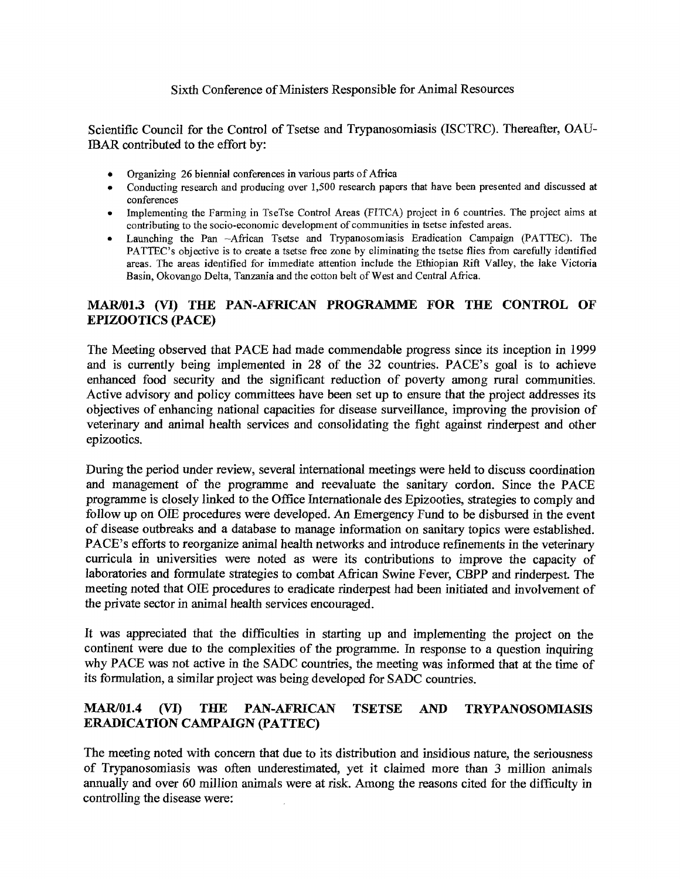Scientific Council for the Control of Tsetse and Trypanosomiasis (ISCTRC). Thereafter, OAU-IBAR contributed to the effort by:

- Organizing 26 biennial conferences in various parts of Africa
- Conducting research and producing over 1,500 research papers that have been presented and discussed at conferences
- Implementing the Farming in TseTse Control Areas (FITCA) project in 6 countries. The project aims at contributing to the socio-economic development of communities in tsetse infested areas.
- Launching the Pan –African Tsetse and Trypanosomiasis Eradication Campaign (PATTEC). The PATTEC's objective is to create a tsetse free zone by eliminating the tsetse flies from carefully identified areas. The areas identified for immediate attention include the Ethiopian Rift Valley, the lake Victoria Basin, Okovango Delta, Tanzania and the cotton belt of West and Central Africa.

## MAR/01.3 (VI) THE PAN-AFRICAN PROGRAMME FOR THE CONTROL OF EPIZOOTICS (PACE)

The Meeting observed that PACE had made commendable progress since its inception in 1999 and is currently being implemented in 28 of the 32 countries. PACE's goal is to achieve enhanced food security and the significant reduction of poverty among rural communities. Active advisory and policy committees have been set up to ensure that the project addresses its objectives of enhancing national capacities for disease surveillance, improving the provision of veterinary and animal health services and consolidating the fight against rinderpest and other epizootics.

During the period under review, several international meetings were held to discuss coordination and management of the programme and reevaluate the sanitary cordon. Since the PACE programme is closely linked to the Office Internationale des Epizooties, strategies to comply and follow up on OIE procedures were developed. An Emergency Fund to be disbursed in the event of disease outbreaks and a database to manage information on sanitary topics were established. PACE's efforts to reorganize animal health networks and introduce refinements in the veterinary curricula in universities were noted as were its contributions to improve the capacity of laboratories and formulate strategies to combat African Swine Fever, CBPP and rinderpest. The meeting noted that OIE procedures to eradicate rinderpest had been initiated and involvement of the private sector in animal health services encouraged.

It was appreciated that the difficulties in starting up and implementing the project on the continent were due to the complexities of the programme. In response to a question inquiring why PACE was not active in the SADC countries, the meeting was informed that at the time of its formulation, a similar project was being developed for SADC countries.

## MAR/01.4 (VI) THE PAN-AFRICAN TSETSE AND TRYPANOSOMIASIS ERADICATION CAMPAIGN (PATTEC)

The meeting noted with concern that due to its distribution and insidious nature, the seriousness of Trypanosomiasis was often underestimated, yet it claimed more than 3 million animals annually and over 60 million animals were at risk. Among the reasons cited for the difficulty in controlling the disease were: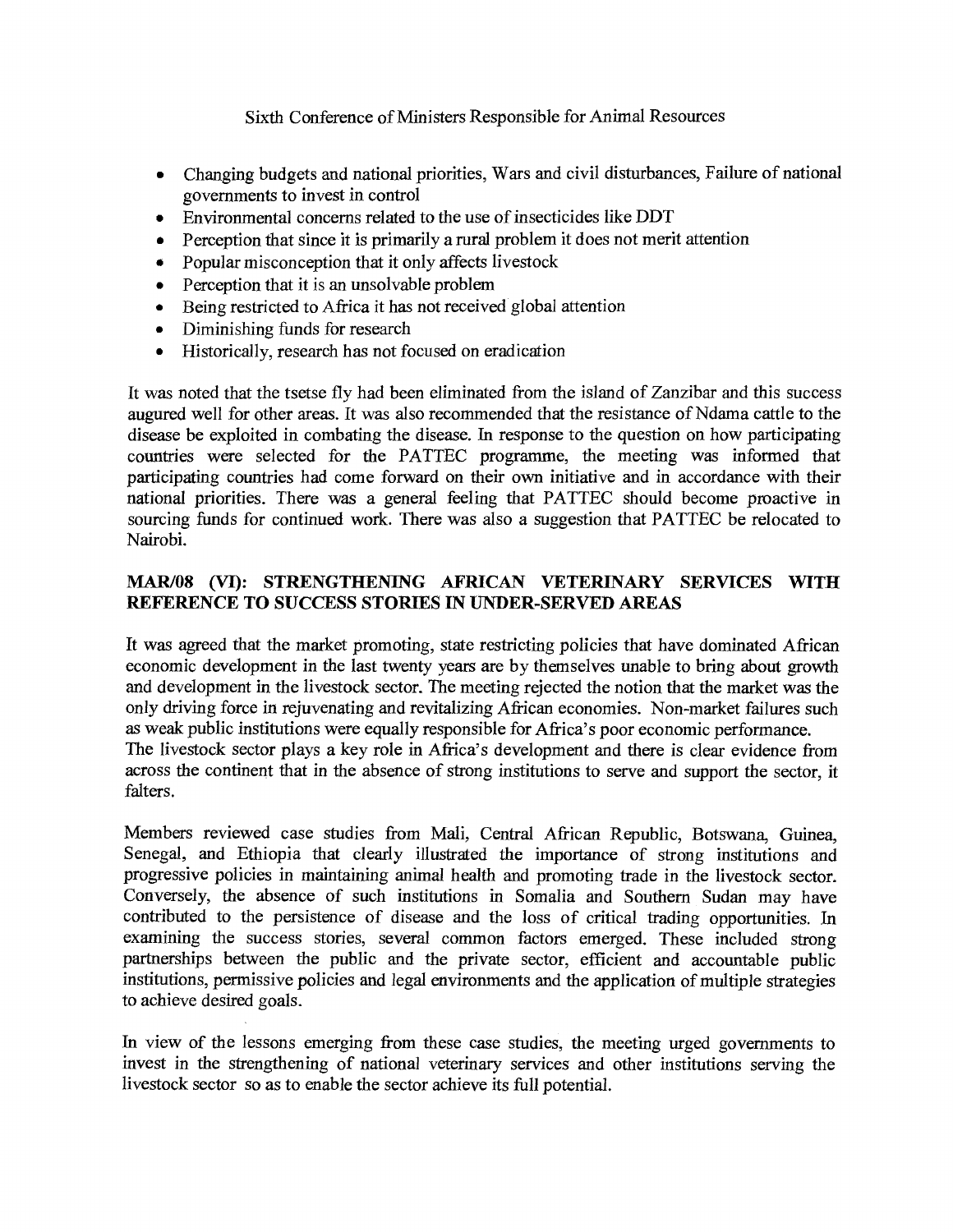- Changing budgets and national priorities, Wars and civil disturbances, Failure of national governments to invest in control
- Environmental concerns related to the use of insecticides like DDT
- Perception that since it is primarily a rural problem it does not merit attention
- Popular misconception that it only affects livestock
- Perception that it is an unsolvable problem
- Being restricted to Africa it has not received global attention
- Diminishing funds for research
- Historically, research has not focused on eradication

It was noted that the tsetse fly had been eliminated from the island of Zanzibar and this success augured well for other areas. It was also recommended that the resistance of Ndama cattle to the disease be exploited in combating the disease. In response to the question on how participating countries were selected for the PATTEC programme, the meeting was informed that participating countries had come forward on their own initiative and in accordance with their national priorities. There was a general feeling that PATTEC should become proactive in sourcing funds for continued work. There was also a suggestion that PATTEC be relocated to Nairobi.

## MAR/08 (VI): STRENGTHENING AFRICAN VETERINARY SERVICES WITH REFERENCE TO SUCCESS STORIES IN UNDER-SERVED AREAS

It was agreed that the market promoting, state restricting policies that have dominated African economic development in the last twenty years are by themselves unable to bring about growth and development in the livestock sector. The meeting rejected the notion that the market was the only driving force in rejuvenating and revitalizing African economies. Non-market failures such as weak public institutions were equally responsible for Africa's poor economic performance.
The livestock sector plays a key role in Africa's development and there is clear evidence from across the continent that in the absence of strong institutions to serve and support the sector, it falters.

Members reviewed case studies from Mali, Central African Republic, Botswana, Guinea, Senegal, and Ethiopia that clearly illustrated the importance of strong institutions and progressive policies in maintaining animal health and promoting trade in the livestock sector. Conversely, the absence of such institutions in Somalia and Southern Sudan may have contributed to the persistence of disease and the loss of critical trading opportunities. In examining the success stories, several common factors emerged. These included strong partnerships between the public and the private sector, efficient and accountable public institutions, permissive policies and legal environments and the application of multiple strategies to achieve desired goals.

In view of the lessons emerging from these case studies, the meeting urged governments to invest in the strengthening of national veterinary services and other institutions serving the livestock sector so as to enable the sector achieve its full potential.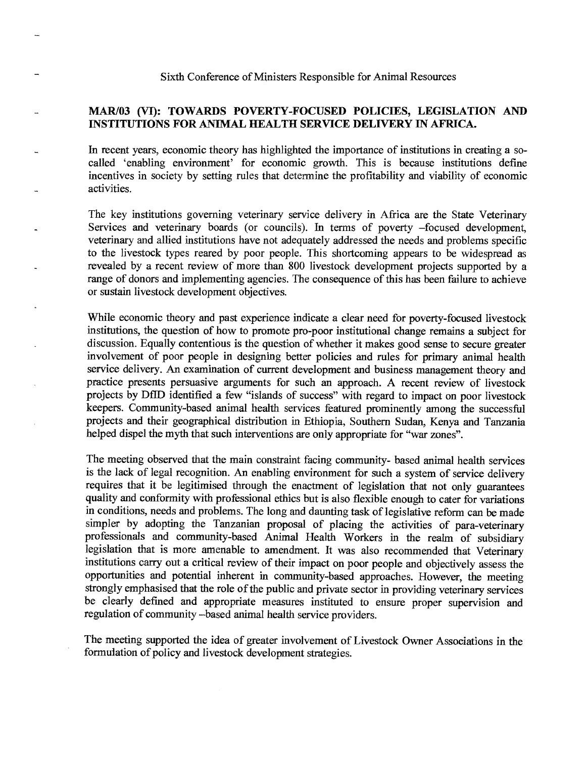Sixth Conference of Ministers Responsible for Animal Resources

## MAR/03 (VI): TOWARDS POVERTY-FOCUSED POLICIES, LEGISLATION AND INSTITUTIONS FOR ANIMAL HEALTH SERVICE DELIVERY IN AFRICA.

In recent years, economic theory has highlighted the importance of institutions in creating a so-called 'enabling environment' for economic growth. This is because institutions define incentives in society by setting rules that determine the profitability and viability of economic activities.

The key institutions governing veterinary service delivery in Africa are the State Veterinary Services and veterinary boards (or councils). In terms of poverty –focused development, veterinary and allied institutions have not adequately addressed the needs and problems specific to the livestock types reared by poor people. This shortcoming appears to be widespread as revealed by a recent review of more than 800 livestock development projects supported by a range of donors and implementing agencies. The consequence of this has been failure to achieve or sustain livestock development objectives.

While economic theory and past experience indicate a clear need for poverty-focused livestock institutions, the question of how to promote pro-poor institutional change remains a subject for discussion. Equally contentious is the question of whether it makes good sense to secure greater involvement of poor people in designing better policies and rules for primary animal health service delivery. An examination of current development and business management theory and practice presents persuasive arguments for such an approach. A recent review of livestock projects by DfID identified a few "islands of success" with regard to impact on poor livestock keepers. Community-based animal health services featured prominently among the successful projects and their geographical distribution in Ethiopia, Southern Sudan, Kenya and Tanzania helped dispel the myth that such interventions are only appropriate for "war zones".

The meeting observed that the main constraint facing community- based animal health services is the lack of legal recognition. An enabling environment for such a system of service delivery requires that it be legitimised through the enactment of legislation that not only guarantees quality and conformity with professional ethics but is also flexible enough to cater for variations in conditions, needs and problems. The long and daunting task of legislative reform can be made simpler by adopting the Tanzanian proposal of placing the activities of para-veterinary professionals and community-based Animal Health Workers in the realm of subsidiary legislation that is more amenable to amendment. It was also recommended that Veterinary institutions carry out a critical review of their impact on poor people and objectively assess the opportunities and potential inherent in community-based approaches. However, the meeting strongly emphasised that the role of the public and private sector in providing veterinary services be clearly defined and appropriate measures instituted to ensure proper supervision and regulation of community –based animal health service providers.

The meeting supported the idea of greater involvement of Livestock Owner Associations in the formulation of policy and livestock development strategies.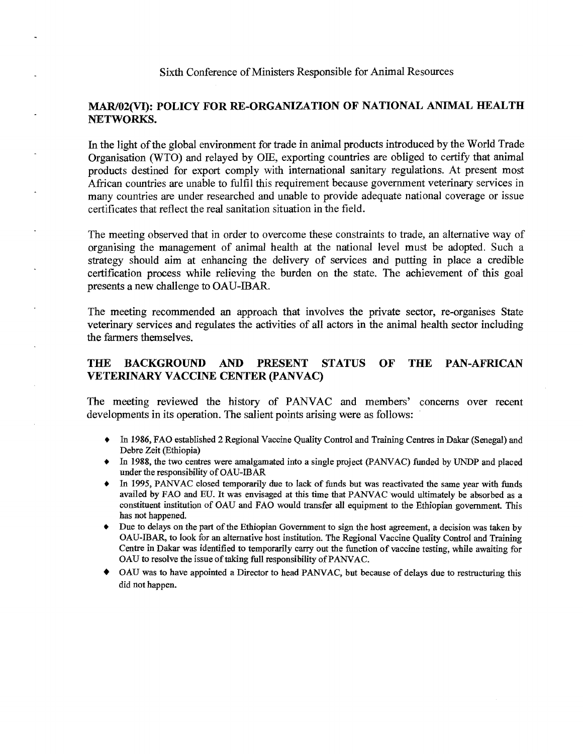Sixth Conference of Ministers Responsible for Animal Resources

## MAR/02(VI): POLICY FOR RE-ORGANIZATION OF NATIONAL ANIMAL HEALTH NETWORKS.

In the light of the global environment for trade in animal products introduced by the World Trade Organisation (WTO) and relayed by OIE, exporting countries are obliged to certify that animal products destined for export comply with international sanitary regulations. At present most African countries are unable to fulfil this requirement because government veterinary services in many countries are under researched and unable to provide adequate national coverage or issue certificates that reflect the real sanitation situation in the field.

The meeting observed that in order to overcome these constraints to trade, an alternative way of organising the management of animal health at the national level must be adopted. Such a strategy should aim at enhancing the delivery of services and putting in place a credible certification process while relieving the burden on the state. The achievement of this goal presents a new challenge to OAU-IBAR.

The meeting recommended an approach that involves the private sector, re-organises State veterinary services and regulates the activities of all actors in the animal health sector including the farmers themselves.

## THE BACKGROUND AND PRESENT STATUS OF THE PAN-AFRICAN VETERINARY VACCINE CENTER (PANVAC)

The meeting reviewed the history of PANVAC and members' concerns over recent developments in its operation. The salient points arising were as follows:

- In 1986, FAO established 2 Regional Vaccine Quality Control and Training Centres in Dakar (Senegal) and Debre Zeit (Ethiopia)
- In 1988, the two centres were amalgamated into a single project (PANVAC) funded by UNDP and placed under the responsibility of OAU-IBAR
- In 1995, PANVAC closed temporarily due to lack of funds but was reactivated the same year with funds availed by FAO and EU. It was envisaged at this time that PANVAC would ultimately be absorbed as a constituent institution of OAU and FAO would transfer all equipment to the Ethiopian government. This has not happened.
- Due to delays on the part of the Ethiopian Government to sign the host agreement, a decision was taken by OAU-IBAR, to look for an alternative host institution. The Regional Vaccine Quality Control and Training Centre in Dakar was identified to temporarily carry out the function of vaccine testing, while awaiting for OAU to resolve the issue of taking full responsibility of PANVAC.
- OAU was to have appointed a Director to head PANVAC, but because of delays due to restructuring this did not happen.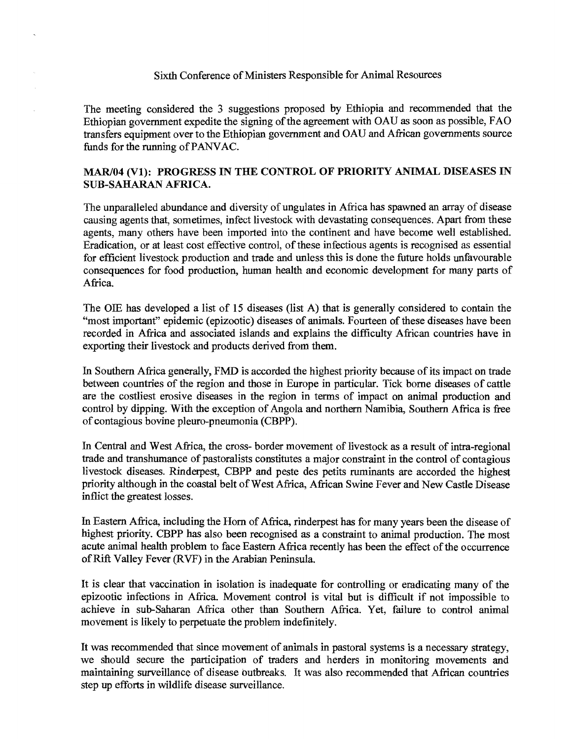Sixth Conference of Ministers Responsible for Animal Resources

The meeting considered the 3 suggestions proposed by Ethiopia and recommended that the Ethiopian government expedite the signing of the agreement with OAU as soon as possible, FAO transfers equipment over to the Ethiopian government and OAU and African governments source funds for the running of PANVAC.

### MAR/04 (V1): PROGRESS IN THE CONTROL OF PRIORITY ANIMAL DISEASES IN SUB-SAHARAN AFRICA.

The unparalleled abundance and diversity of ungulates in Africa has spawned an array of disease causing agents that, sometimes, infect livestock with devastating consequences. Apart from these agents, many others have been imported into the continent and have become well established. Eradication, or at least cost effective control, of these infectious agents is recognised as essential for efficient livestock production and trade and unless this is done the future holds unfavourable consequences for food production, human health and economic development for many parts of Africa.

The OIE has developed a list of 15 diseases (list A) that is generally considered to contain the "most important" epidemic (epizootic) diseases of animals. Fourteen of these diseases have been recorded in Africa and associated islands and explains the difficulty African countries have in exporting their livestock and products derived from them.

In Southern Africa generally, FMD is accorded the highest priority because of its impact on trade between countries of the region and those in Europe in particular. Tick borne diseases of cattle are the costliest erosive diseases in the region in terms of impact on animal production and control by dipping. With the exception of Angola and northern Namibia, Southern Africa is free of contagious bovine pleuro-pneumonia (CBPP).

In Central and West Africa, the cross- border movement of livestock as a result of intra-regional trade and transhumance of pastoralists constitutes a major constraint in the control of contagious livestock diseases. Rinderpest, CBPP and peste des petits ruminants are accorded the highest priority although in the coastal belt of West Africa, African Swine Fever and New Castle Disease inflict the greatest losses.

In Eastern Africa, including the Horn of Africa, rinderpest has for many years been the disease of highest priority. CBPP has also been recognised as a constraint to animal production. The most acute animal health problem to face Eastern Africa recently has been the effect of the occurrence of Rift Valley Fever (RVF) in the Arabian Peninsula.

It is clear that vaccination in isolation is inadequate for controlling or eradicating many of the epizootic infections in Africa. Movement control is vital but is difficult if not impossible to achieve in sub-Saharan Africa other than Southern Africa. Yet, failure to control animal movement is likely to perpetuate the problem indefinitely.

It was recommended that since movement of animals in pastoral systems is a necessary strategy, we should secure the participation of traders and herders in monitoring movements and maintaining surveillance of disease outbreaks. It was also recommended that African countries step up efforts in wildlife disease surveillance.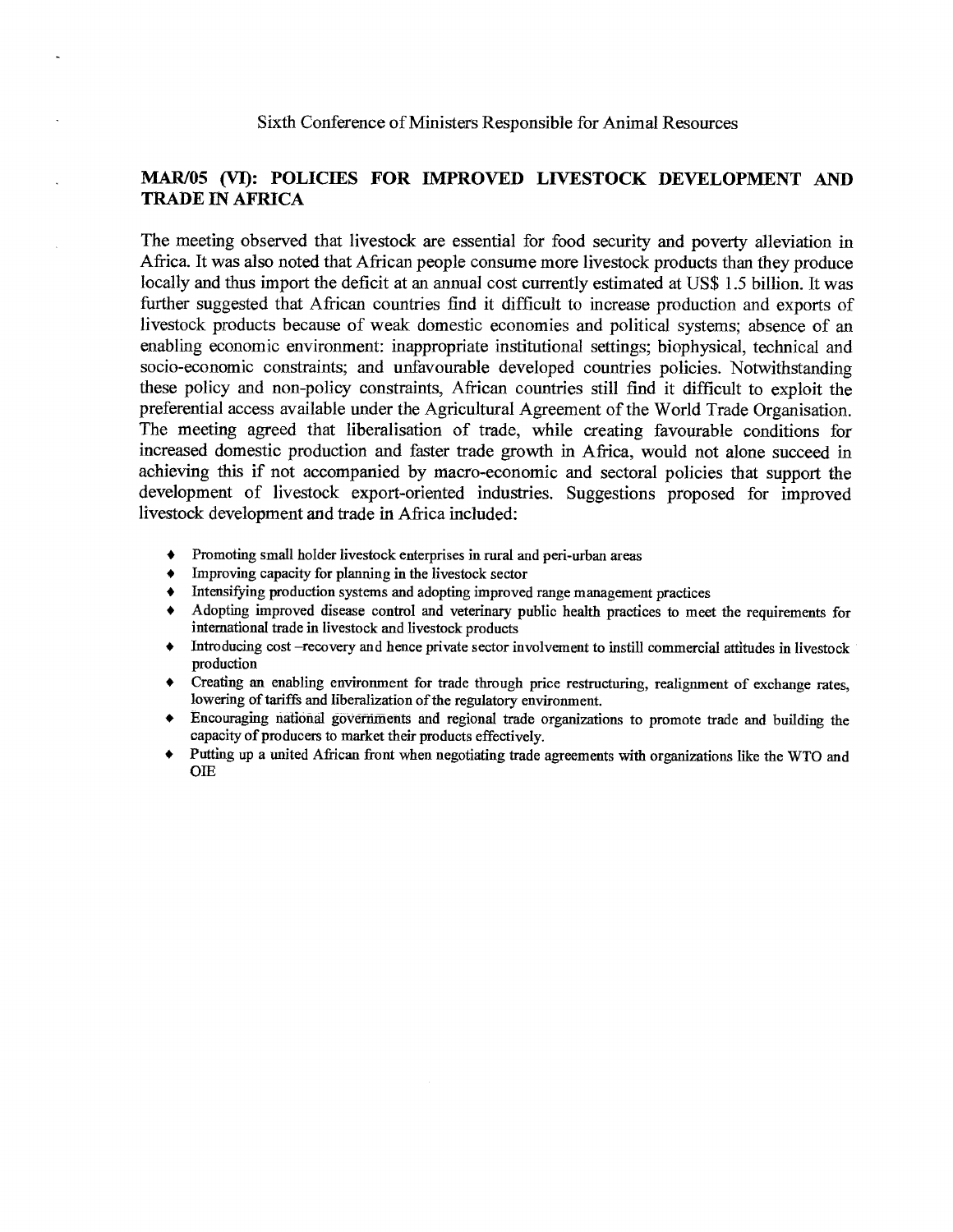Sixth Conference of Ministers Responsible for Animal Resources

## MAR/05 (VI): POLICIES FOR IMPROVED LIVESTOCK DEVELOPMENT AND TRADE IN AFRICA

The meeting observed that livestock are essential for food security and poverty alleviation in Africa. It was also noted that African people consume more livestock products than they produce locally and thus import the deficit at an annual cost currently estimated at US$ 1.5 billion. It was further suggested that African countries find it difficult to increase production and exports of livestock products because of weak domestic economies and political systems; absence of an enabling economic environment: inappropriate institutional settings; biophysical, technical and socio-economic constraints; and unfavourable developed countries policies. Notwithstanding these policy and non-policy constraints, African countries still find it difficult to exploit the preferential access available under the Agricultural Agreement of the World Trade Organisation. The meeting agreed that liberalisation of trade, while creating favourable conditions for increased domestic production and faster trade growth in Africa, would not alone succeed in achieving this if not accompanied by macro-economic and sectoral policies that support the development of livestock export-oriented industries. Suggestions proposed for improved livestock development and trade in Africa included:

- Promoting small holder livestock enterprises in rural and peri-urban areas
- Improving capacity for planning in the livestock sector
- Intensifying production systems and adopting improved range management practices
- Adopting improved disease control and veterinary public health practices to meet the requirements for international trade in livestock and livestock products
- Introducing cost –recovery and hence private sector involvement to instill commercial attitudes in livestock production
- Creating an enabling environment for trade through price restructuring, realignment of exchange rates, lowering of tariffs and liberalization of the regulatory environment.
- Encouraging national governments and regional trade organizations to promote trade and building the capacity of producers to market their products effectively.
- Putting up a united African front when negotiating trade agreements with organizations like the WTO and OIE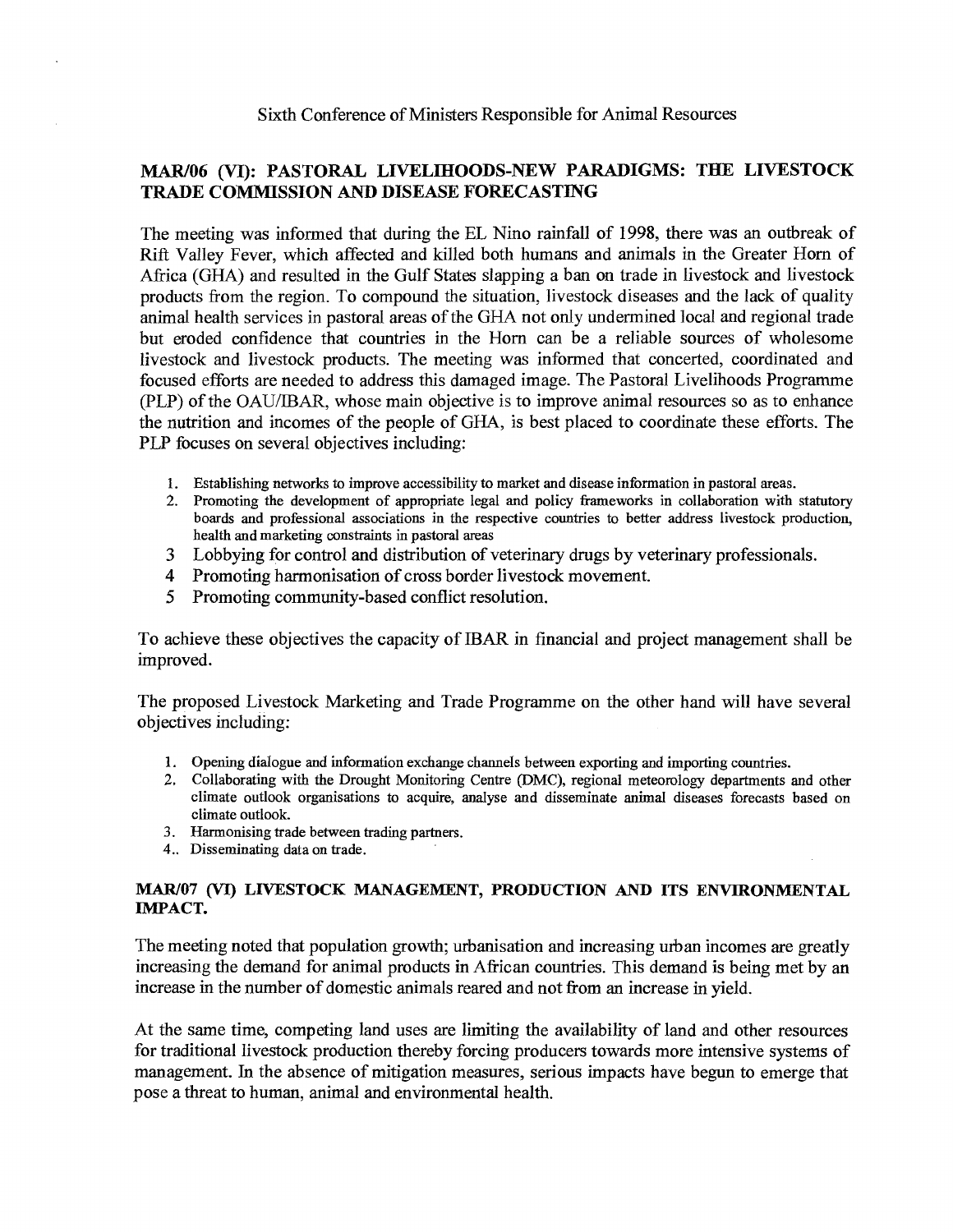Sixth Conference of Ministers Responsible for Animal Resources

### MAR/06 (VI): PASTORAL LIVELIHOODS-NEW PARADIGMS: THE LIVESTOCK TRADE COMMISSION AND DISEASE FORECASTING

The meeting was informed that during the EL Nino rainfall of 1998, there was an outbreak of Rift Valley Fever, which affected and killed both humans and animals in the Greater Horn of Africa (GHA) and resulted in the Gulf States slapping a ban on trade in livestock and livestock products from the region. To compound the situation, livestock diseases and the lack of quality animal health services in pastoral areas of the GHA not only undermined local and regional trade but eroded confidence that countries in the Horn can be a reliable sources of wholesome livestock and livestock products. The meeting was informed that concerted, coordinated and focused efforts are needed to address this damaged image. The Pastoral Livelihoods Programme (PLP) of the OAU/IBAR, whose main objective is to improve animal resources so as to enhance the nutrition and incomes of the people of GHA, is best placed to coordinate these efforts. The PLP focuses on several objectives including:

1. Establishing networks to improve accessibility to market and disease information in pastoral areas.
2. Promoting the development of appropriate legal and policy frameworks in collaboration with statutory boards and professional associations in the respective countries to better address livestock production, health and marketing constraints in pastoral areas
3. Lobbying for control and distribution of veterinary drugs by veterinary professionals.
4. Promoting harmonisation of cross border livestock movement.
5. Promoting community-based conflict resolution.

To achieve these objectives the capacity of IBAR in financial and project management shall be improved.

The proposed Livestock Marketing and Trade Programme on the other hand will have several objectives including:

1. Opening dialogue and information exchange channels between exporting and importing countries.
2. Collaborating with the Drought Monitoring Centre (DMC), regional meteorology departments and other climate outlook organisations to acquire, analyse and disseminate animal diseases forecasts based on climate outlook.
3. Harmonising trade between trading partners.
4. Disseminating data on trade.

### MAR/07 (VI) LIVESTOCK MANAGEMENT, PRODUCTION AND ITS ENVIRONMENTAL IMPACT.

The meeting noted that population growth; urbanisation and increasing urban incomes are greatly increasing the demand for animal products in African countries. This demand is being met by an increase in the number of domestic animals reared and not from an increase in yield.

At the same time, competing land uses are limiting the availability of land and other resources for traditional livestock production thereby forcing producers towards more intensive systems of management. In the absence of mitigation measures, serious impacts have begun to emerge that pose a threat to human, animal and environmental health.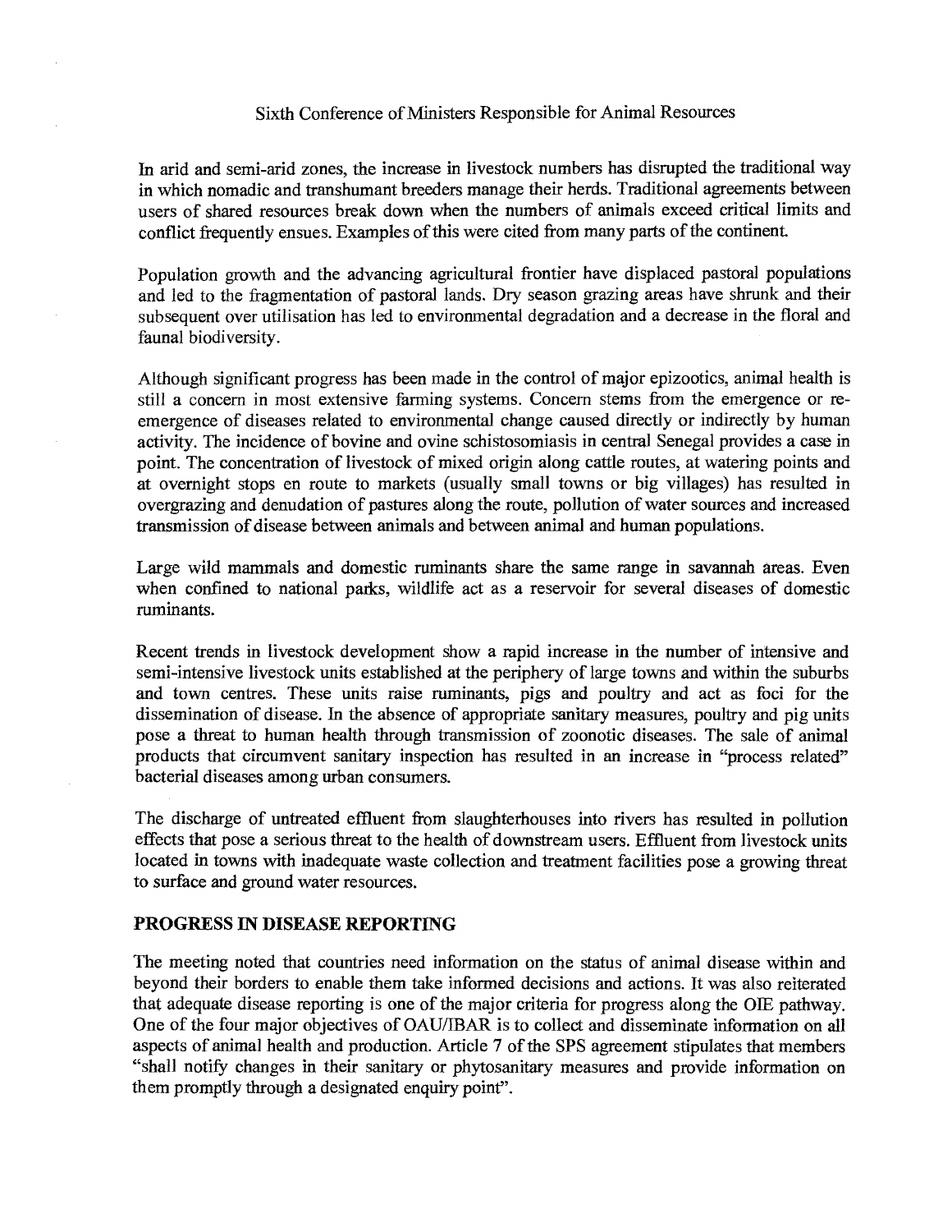In arid and semi-arid zones, the increase in livestock numbers has disrupted the traditional way in which nomadic and transhumant breeders manage their herds. Traditional agreements between users of shared resources break down when the numbers of animals exceed critical limits and conflict frequently ensues. Examples of this were cited from many parts of the continent.

Population growth and the advancing agricultural frontier have displaced pastoral populations and led to the fragmentation of pastoral lands. Dry season grazing areas have shrunk and their subsequent over utilisation has led to environmental degradation and a decrease in the floral and faunal biodiversity.

Although significant progress has been made in the control of major epizootics, animal health is still a concern in most extensive farming systems. Concern stems from the emergence or re-emergence of diseases related to environmental change caused directly or indirectly by human activity. The incidence of bovine and ovine schistosomiasis in central Senegal provides a case in point. The concentration of livestock of mixed origin along cattle routes, at watering points and at overnight stops en route to markets (usually small towns or big villages) has resulted in overgrazing and denudation of pastures along the route, pollution of water sources and increased transmission of disease between animals and between animal and human populations.

Large wild mammals and domestic ruminants share the same range in savannah areas. Even when confined to national parks, wildlife act as a reservoir for several diseases of domestic ruminants.

Recent trends in livestock development show a rapid increase in the number of intensive and semi-intensive livestock units established at the periphery of large towns and within the suburbs and town centres. These units raise ruminants, pigs and poultry and act as foci for the dissemination of disease. In the absence of appropriate sanitary measures, poultry and pig units pose a threat to human health through transmission of zoonotic diseases. The sale of animal products that circumvent sanitary inspection has resulted in an increase in "process related" bacterial diseases among urban consumers.

The discharge of untreated effluent from slaughterhouses into rivers has resulted in pollution effects that pose a serious threat to the health of downstream users. Effluent from livestock units located in towns with inadequate waste collection and treatment facilities pose a growing threat to surface and ground water resources.

## PROGRESS IN DISEASE REPORTING

The meeting noted that countries need information on the status of animal disease within and beyond their borders to enable them take informed decisions and actions. It was also reiterated that adequate disease reporting is one of the major criteria for progress along the OIE pathway. One of the four major objectives of OAU/IBAR is to collect and disseminate information on all aspects of animal health and production. Article 7 of the SPS agreement stipulates that members "shall notify changes in their sanitary or phytosanitary measures and provide information on them promptly through a designated enquiry point".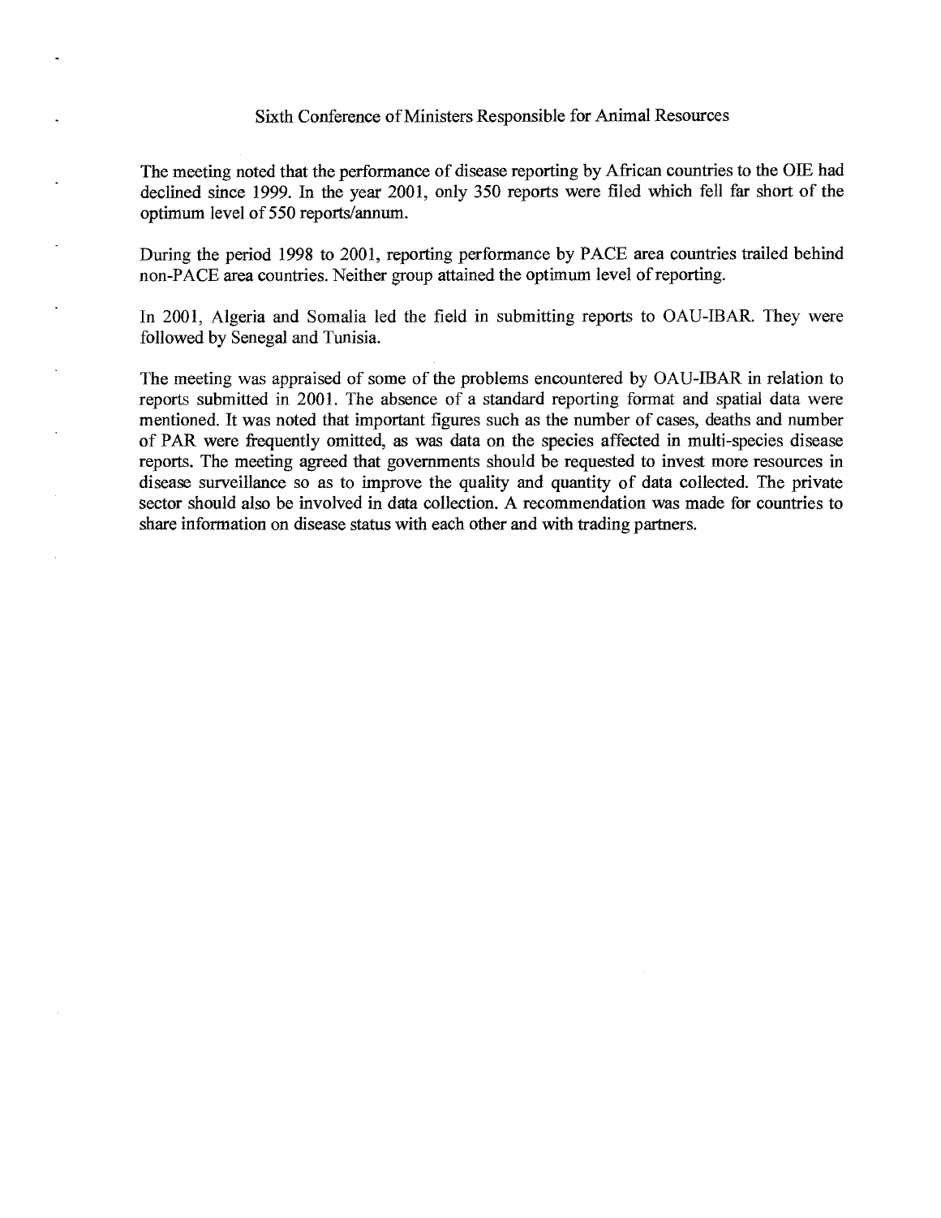Sixth Conference of Ministers Responsible for Animal Resources

The meeting noted that the performance of disease reporting by African countries to the OIE had declined since 1999. In the year 2001, only 350 reports were filed which fell far short of the optimum level of 550 reports/annum.

During the period 1998 to 2001, reporting performance by PACE area countries trailed behind non-PACE area countries. Neither group attained the optimum level of reporting.

In 2001, Algeria and Somalia led the field in submitting reports to OAU-IBAR. They were followed by Senegal and Tunisia.

The meeting was appraised of some of the problems encountered by OAU-IBAR in relation to reports submitted in 2001. The absence of a standard reporting format and spatial data were mentioned. It was noted that important figures such as the number of cases, deaths and number of PAR were frequently omitted, as was data on the species affected in multi-species disease reports. The meeting agreed that governments should be requested to invest more resources in disease surveillance so as to improve the quality and quantity of data collected. The private sector should also be involved in data collection. A recommendation was made for countries to share information on disease status with each other and with trading partners.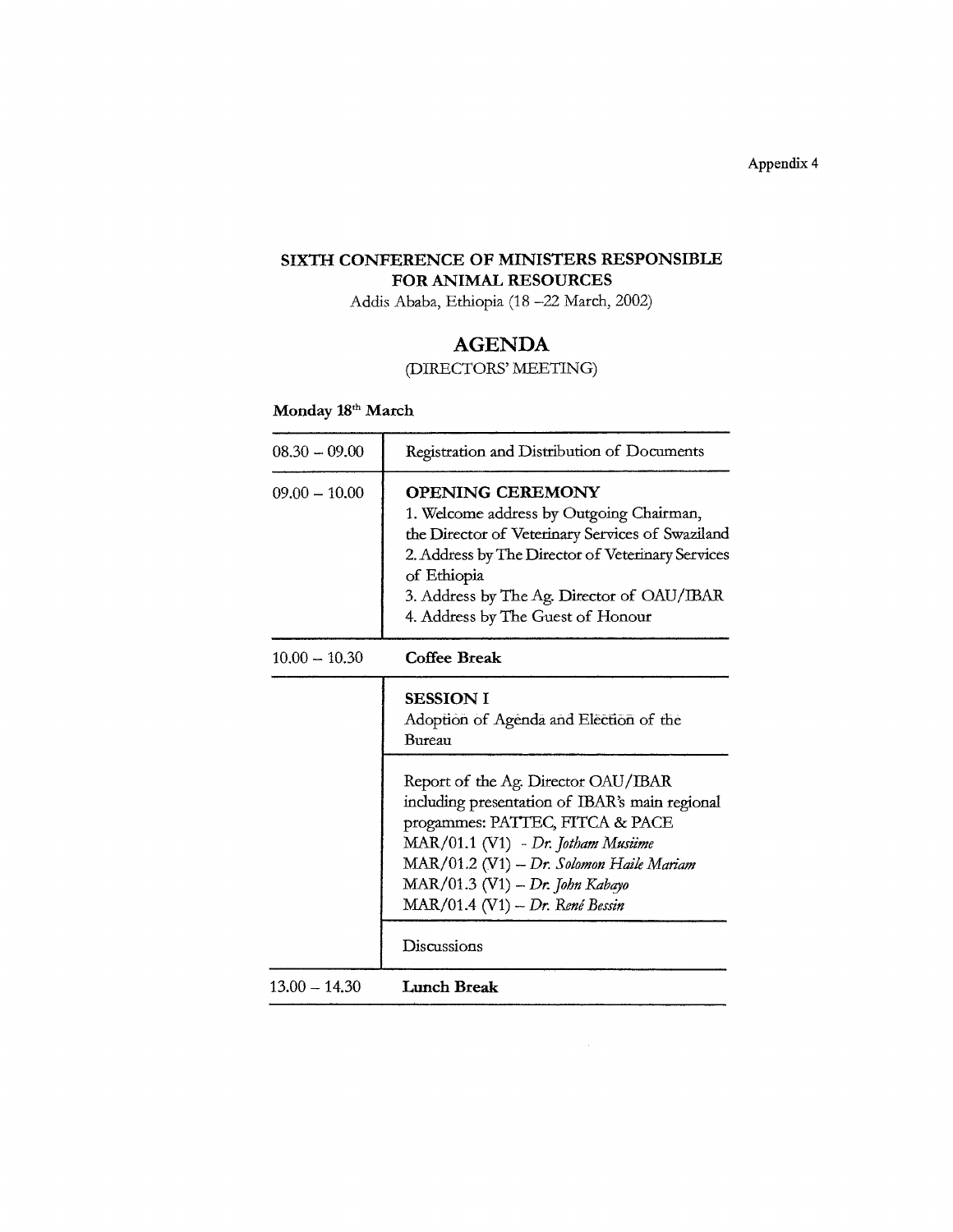Appendix 4

## SIXTH CONFERENCE OF MINISTERS RESPONSIBLE FOR ANIMAL RESOURCES

Addis Ababa, Ethiopia (18 –22 March, 2002)

## AGENDA

(DIRECTORS' MEETING)

**Monday 18th March**

| | |
|---|---|
| 08.30 – 09.00 | Registration and Distribution of Documents |
| 09.00 – 10.00 | **OPENING CEREMONY**<br>1. Welcome address by Outgoing Chairman, the Director of Veterinary Services of Swaziland<br>2. Address by The Director of Veterinary Services of Ethiopia<br>3. Address by The Ag. Director of OAU/IBAR<br>4. Address by The Guest of Honour |
| 10.00 – 10.30 | **Coffee Break** |
| | **SESSION I**<br>Adoption of Agenda and Election of the Bureau |
| | Report of the Ag. Director OAU/IBAR including presentation of IBAR's main regional progammes: PATTEC, FITCA & PACE<br>MAR/01.1 (V1) - *Dr. Jotham Musiime*<br>MAR/01.2 (V1) – *Dr. Solomon Haile Mariam*<br>MAR/01.3 (V1) – *Dr. John Kabayo*<br>MAR/01.4 (V1) – *Dr. René Bessin* |
| | Discussions |
| 13.00 – 14.30 | **Lunch Break** |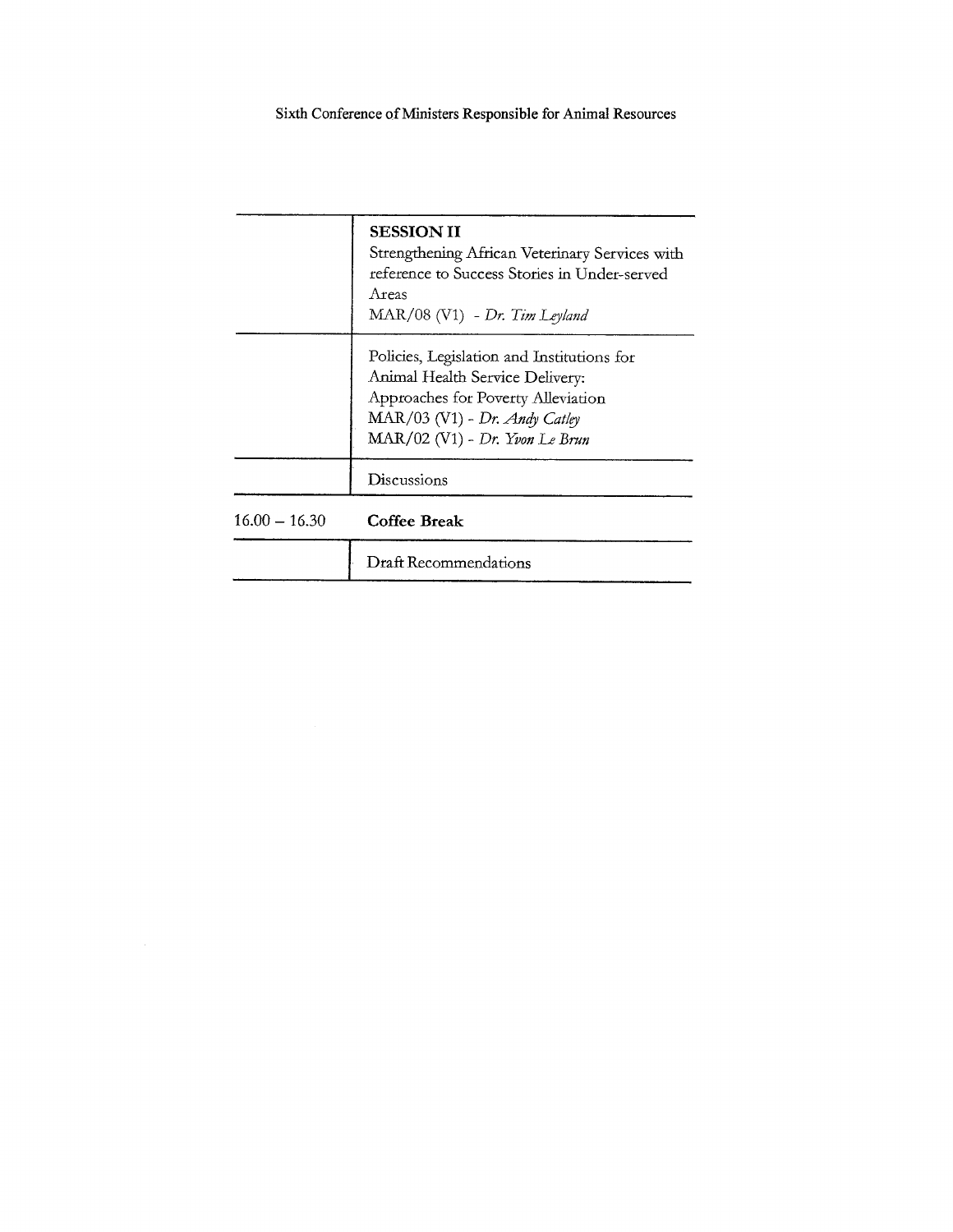| | |
|---|---|
| | **SESSION II**<br>Strengthening African Veterinary Services with reference to Success Stories in Under-served Areas<br>MAR/08 (V1) - *Dr. Tim Leyland* |
| | Policies, Legislation and Institutions for Animal Health Service Delivery: Approaches for Poverty Alleviation<br>MAR/03 (V1) - *Dr. Andy Catley*<br>MAR/02 (V1) - *Dr. Yvon Le Brun* |
| | Discussions |
| 16.00 – 16.30 | **Coffee Break** |
| | Draft Recommendations |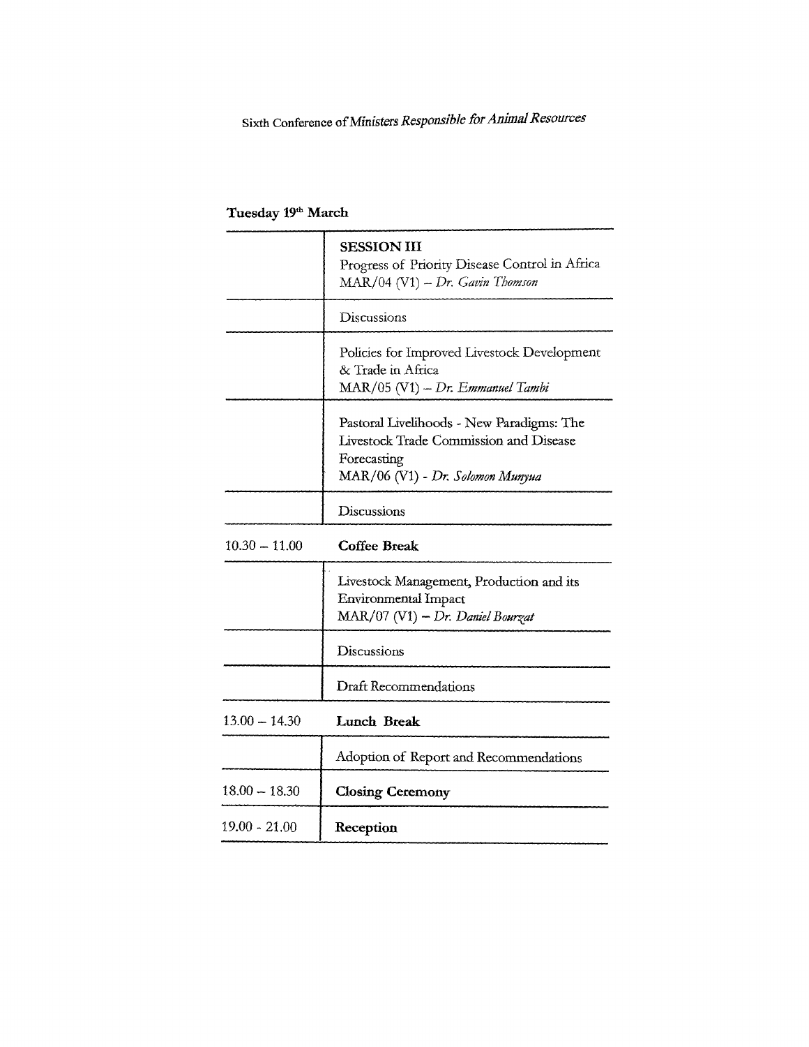Sixth Conference of *Ministers Responsible for Animal Resources*

**Tuesday 19th March**

| | |
|---|---|
| | **SESSION III**<br>Progress of Priority Disease Control in Africa<br>MAR/04 (V1) – *Dr. Gavin Thomson* |
| | Discussions |
| | Policies for Improved Livestock Development & Trade in Africa<br>MAR/05 (V1) – *Dr. Emmanuel Tambi* |
| | Pastoral Livelihoods - New Paradigms: The Livestock Trade Commission and Disease Forecasting<br>MAR/06 (V1) - *Dr. Solomon Munyua* |
| | Discussions |
| 10.30 – 11.00 | **Coffee Break** |
| | Livestock Management, Production and its Environmental Impact<br>MAR/07 (V1) – *Dr. Daniel Bourzat* |
| | Discussions |
| | Draft Recommendations |
| 13.00 – 14.30 | **Lunch Break** |
| | Adoption of Report and Recommendations |
| 18.00 – 18.30 | **Closing Ceremony** |
| 19.00 - 21.00 | **Reception** |